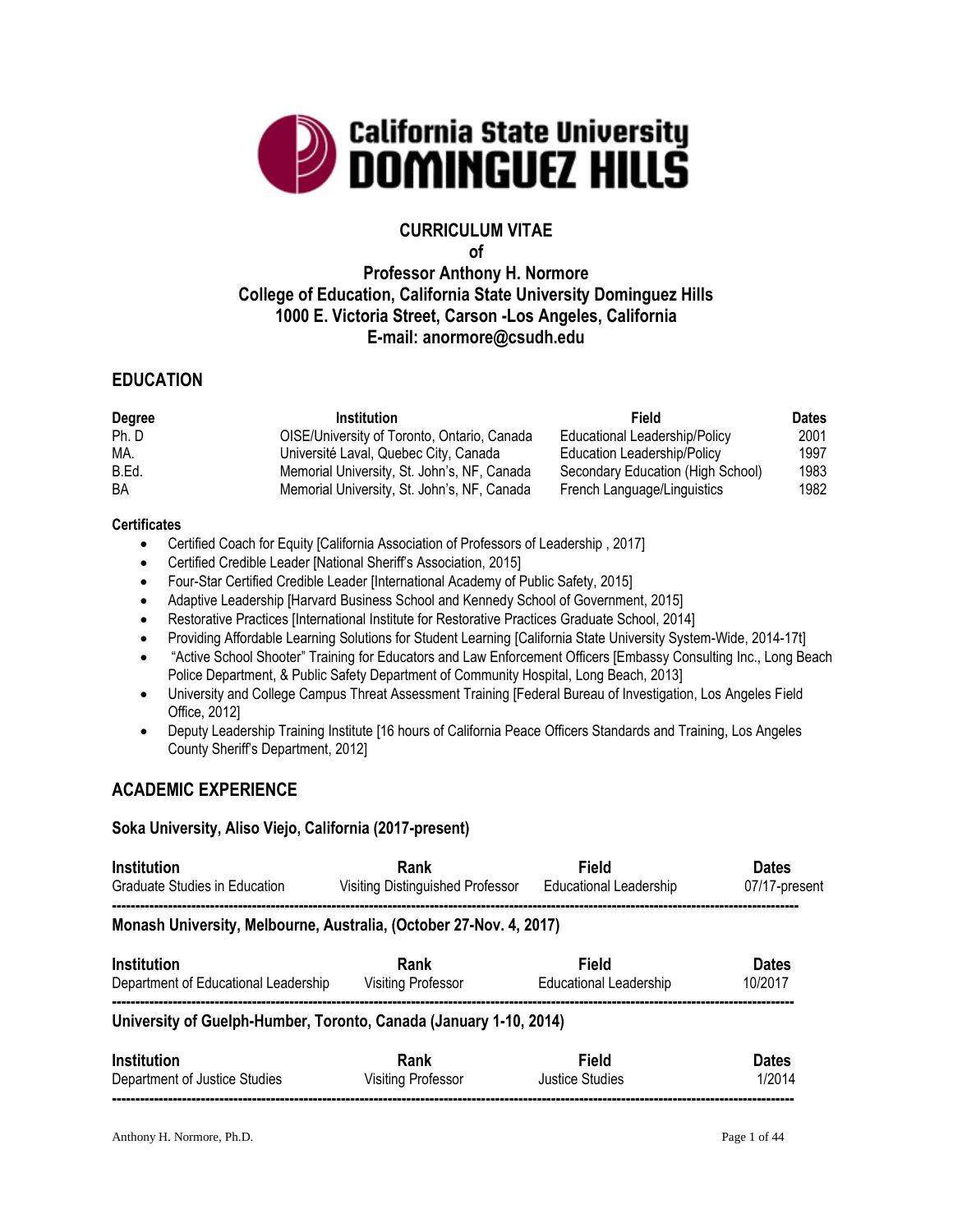California State University DOMINGUEZ HILLS

# CURRICULUM VITAE
# of
# Professor Anthony H. Normore
# College of Education, California State University Dominguez Hills
# 1000 E. Victoria Street, Carson -Los Angeles, California
# E-mail: anormore@csudh.edu

## EDUCATION

| Degree | Institution | Field | Dates |
|---|---|---|---|
| Ph. D | OISE/University of Toronto, Ontario, Canada | Educational Leadership/Policy | 2001 |
| MA. | Université Laval, Quebec City, Canada | Education Leadership/Policy | 1997 |
| B.Ed. | Memorial University, St. John's, NF, Canada | Secondary Education (High School) | 1983 |
| BA | Memorial University, St. John's, NF, Canada | French Language/Linguistics | 1982 |

### Certificates

- Certified Coach for Equity [California Association of Professors of Leadership , 2017]
- Certified Credible Leader [National Sheriff's Association, 2015]
- Four-Star Certified Credible Leader [International Academy of Public Safety, 2015]
- Adaptive Leadership [Harvard Business School and Kennedy School of Government, 2015]
- Restorative Practices [International Institute for Restorative Practices Graduate School, 2014]
- Providing Affordable Learning Solutions for Student Learning [California State University System-Wide, 2014-17t]
- "Active School Shooter" Training for Educators and Law Enforcement Officers [Embassy Consulting Inc., Long Beach Police Department, & Public Safety Department of Community Hospital, Long Beach, 2013]
- University and College Campus Threat Assessment Training [Federal Bureau of Investigation, Los Angeles Field Office, 2012]
- Deputy Leadership Training Institute [16 hours of California Peace Officers Standards and Training, Los Angeles County Sheriff's Department, 2012]

## ACADEMIC EXPERIENCE

### Soka University, Aliso Viejo, California (2017-present)

| Institution | Rank | Field | Dates |
|---|---|---|---|
| Graduate Studies in Education | Visiting Distinguished Professor | Educational Leadership | 07/17-present |

---

### Monash University, Melbourne, Australia, (October 27-Nov. 4, 2017)

| Institution | Rank | Field | Dates |
|---|---|---|---|
| Department of Educational Leadership | Visiting Professor | Educational Leadership | 10/2017 |

---

### University of Guelph-Humber, Toronto, Canada (January 1-10, 2014)

| Institution | Rank | Field | Dates |
|---|---|---|---|
| Department of Justice Studies | Visiting Professor | Justice Studies | 1/2014 |

---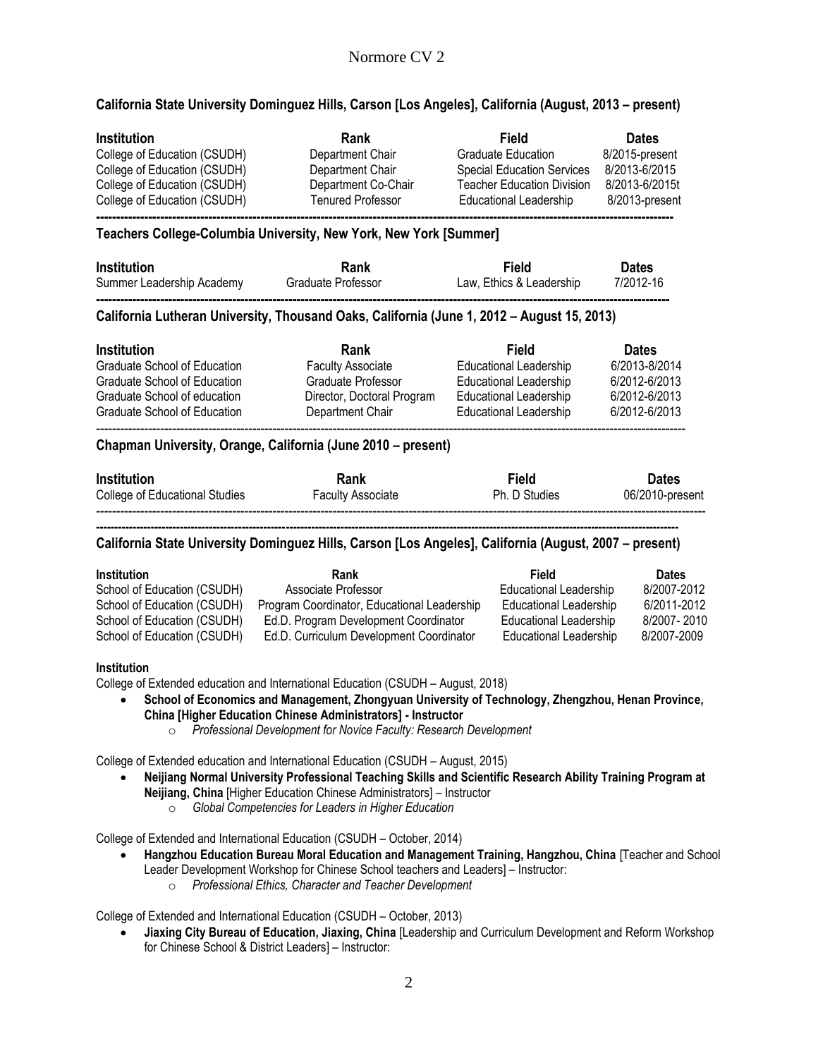**California State University Dominguez Hills, Carson [Los Angeles], California (August, 2013 – present)**

| Institution | Rank | Field | Dates |
|---|---|---|---|
| College of Education (CSUDH) | Department Chair | Graduate Education | 8/2015-present |
| College of Education (CSUDH) | Department Chair | Special Education Services | 8/2013-6/2015 |
| College of Education (CSUDH) | Department Co-Chair | Teacher Education Division | 8/2013-6/2015t |
| College of Education (CSUDH) | Tenured Professor | Educational Leadership | 8/2013-present |

---

**Teachers College-Columbia University, New York, New York [Summer]**

| Institution | Rank | Field | Dates |
|---|---|---|---|
| Summer Leadership Academy | Graduate Professor | Law, Ethics & Leadership | 7/2012-16 |

---

**California Lutheran University, Thousand Oaks, California (June 1, 2012 – August 15, 2013)**

| Institution | Rank | Field | Dates |
|---|---|---|---|
| Graduate School of Education | Faculty Associate | Educational Leadership | 6/2013-8/2014 |
| Graduate School of Education | Graduate Professor | Educational Leadership | 6/2012-6/2013 |
| Graduate School of education | Director, Doctoral Program | Educational Leadership | 6/2012-6/2013 |
| Graduate School of Education | Department Chair | Educational Leadership | 6/2012-6/2013 |

---

**Chapman University, Orange, California (June 2010 – present)**

| Institution | Rank | Field | Dates |
|---|---|---|---|
| College of Educational Studies | Faculty Associate | Ph. D Studies | 06/2010-present |

---

---

**California State University Dominguez Hills, Carson [Los Angeles], California (August, 2007 – present)**

| Institution | Rank | Field | Dates |
|---|---|---|---|
| School of Education (CSUDH) | Associate Professor | Educational Leadership | 8/2007-2012 |
| School of Education (CSUDH) | Program Coordinator, Educational Leadership | Educational Leadership | 6/2011-2012 |
| School of Education (CSUDH) | Ed.D. Program Development Coordinator | Educational Leadership | 8/2007- 2010 |
| School of Education (CSUDH) | Ed.D. Curriculum Development Coordinator | Educational Leadership | 8/2007-2009 |

**Institution**

College of Extended education and International Education (CSUDH – August, 2018)

- **School of Economics and Management, Zhongyuan University of Technology, Zhengzhou, Henan Province, China [Higher Education Chinese Administrators] - Instructor**
    - *Professional Development for Novice Faculty: Research Development*

College of Extended education and International Education (CSUDH – August, 2015)

- **Neijiang Normal University Professional Teaching Skills and Scientific Research Ability Training Program at Neijiang, China** [Higher Education Chinese Administrators] – Instructor
    - *Global Competencies for Leaders in Higher Education*

College of Extended and International Education (CSUDH – October, 2014)

- **Hangzhou Education Bureau Moral Education and Management Training, Hangzhou, China** [Teacher and School Leader Development Workshop for Chinese School teachers and Leaders] – Instructor:
    - *Professional Ethics, Character and Teacher Development*

College of Extended and International Education (CSUDH – October, 2013)

- **Jiaxing City Bureau of Education, Jiaxing, China** [Leadership and Curriculum Development and Reform Workshop for Chinese School & District Leaders] – Instructor: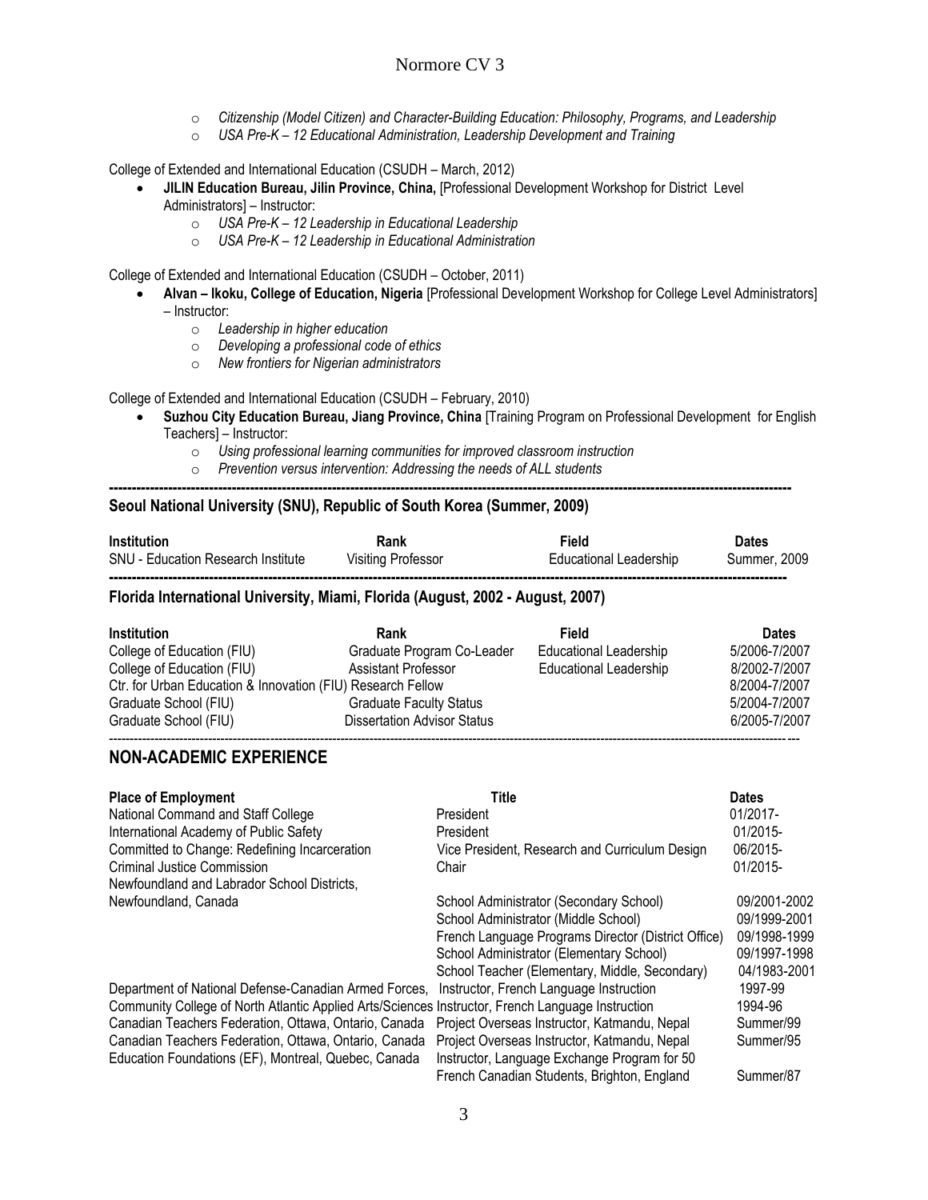- *Citizenship (Model Citizen) and Character-Building Education: Philosophy, Programs, and Leadership*
- *USA Pre-K – 12 Educational Administration, Leadership Development and Training*

College of Extended and International Education (CSUDH – March, 2012)

- **JILIN Education Bureau, Jilin Province, China,** [Professional Development Workshop for District Level Administrators] – Instructor:
  - *USA Pre-K – 12 Leadership in Educational Leadership*
  - *USA Pre-K – 12 Leadership in Educational Administration*

College of Extended and International Education (CSUDH – October, 2011)

- **Alvan – Ikoku, College of Education, Nigeria** [Professional Development Workshop for College Level Administrators] – Instructor:
  - *Leadership in higher education*
  - *Developing a professional code of ethics*
  - *New frontiers for Nigerian administrators*

College of Extended and International Education (CSUDH – February, 2010)

- **Suzhou City Education Bureau, Jiang Province, China** [Training Program on Professional Development for English Teachers] – Instructor:
  - *Using professional learning communities for improved classroom instruction*
  - *Prevention versus intervention: Addressing the needs of ALL students*

---

**Seoul National University (SNU), Republic of South Korea (Summer, 2009)**

| Institution | Rank | Field | Dates |
|---|---|---|---|
| SNU - Education Research Institute | Visiting Professor | Educational Leadership | Summer, 2009 |

---

**Florida International University, Miami, Florida (August, 2002 - August, 2007)**

| Institution | Rank | Field | Dates |
|---|---|---|---|
| College of Education (FIU) | Graduate Program Co-Leader | Educational Leadership | 5/2006-7/2007 |
| College of Education (FIU) | Assistant Professor | Educational Leadership | 8/2002-7/2007 |
| Ctr. for Urban Education & Innovation (FIU) Research Fellow | | | 8/2004-7/2007 |
| Graduate School (FIU) | Graduate Faculty Status | | 5/2004-7/2007 |
| Graduate School (FIU) | Dissertation Advisor Status | | 6/2005-7/2007 |

---

## NON-ACADEMIC EXPERIENCE

| Place of Employment | Title | Dates |
|---|---|---|
| National Command and Staff College | President | 01/2017- |
| International Academy of Public Safety | President | 01/2015- |
| Committed to Change: Redefining Incarceration | Vice President, Research and Curriculum Design | 06/2015- |
| Criminal Justice Commission | Chair | 01/2015- |
| Newfoundland and Labrador School Districts, Newfoundland, Canada | School Administrator (Secondary School) | 09/2001-2002 |
| | School Administrator (Middle School) | 09/1999-2001 |
| | French Language Programs Director (District Office) | 09/1998-1999 |
| | School Administrator (Elementary School) | 09/1997-1998 |
| | School Teacher (Elementary, Middle, Secondary) | 04/1983-2001 |
| Department of National Defense-Canadian Armed Forces, | Instructor, French Language Instruction | 1997-99 |
| Community College of North Atlantic Applied Arts/Sciences | Instructor, French Language Instruction | 1994-96 |
| Canadian Teachers Federation, Ottawa, Ontario, Canada | Project Overseas Instructor, Katmandu, Nepal | Summer/99 |
| Canadian Teachers Federation, Ottawa, Ontario, Canada | Project Overseas Instructor, Katmandu, Nepal | Summer/95 |
| Education Foundations (EF), Montreal, Quebec, Canada | Instructor, Language Exchange Program for 50 French Canadian Students, Brighton, England | Summer/87 |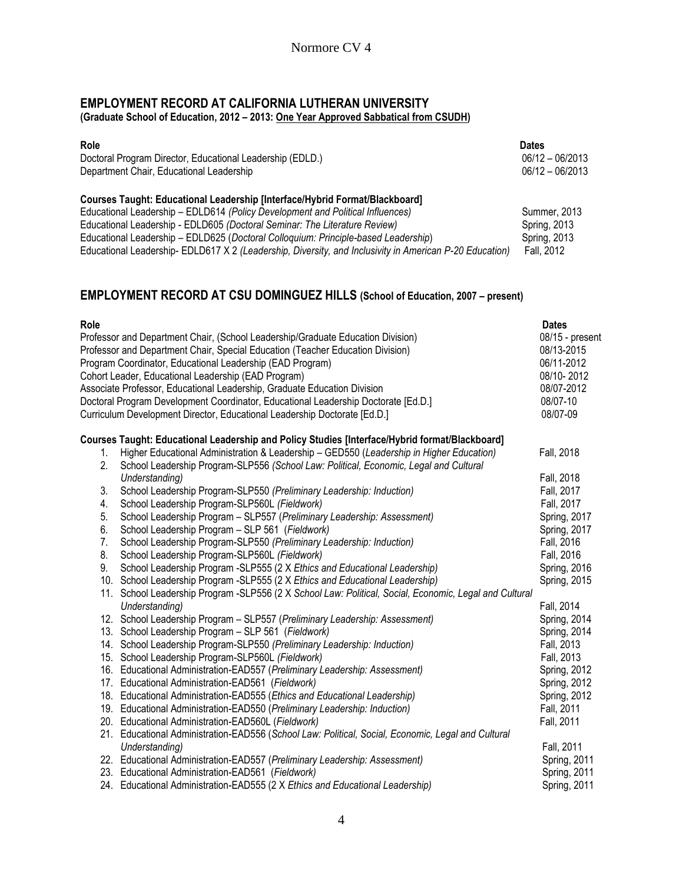## EMPLOYMENT RECORD AT CALIFORNIA LUTHERAN UNIVERSITY

**(Graduate School of Education, 2012 – 2013: One Year Approved Sabbatical from CSUDH)**

| Role | Dates |
|---|---|
| Doctoral Program Director, Educational Leadership (EDLD.) | 06/12 – 06/2013 |
| Department Chair, Educational Leadership | 06/12 – 06/2013 |

**Courses Taught: Educational Leadership [Interface/Hybrid Format/Blackboard]**

| Course | Term |
|---|---|
| Educational Leadership – EDLD614 *(Policy Development and Political Influences)* | Summer, 2013 |
| Educational Leadership - EDLD605 *(Doctoral Seminar: The Literature Review)* | Spring, 2013 |
| Educational Leadership – EDLD625 (*Doctoral Colloquium: Principle-based Leadership*) | Spring, 2013 |
| Educational Leadership- EDLD617 X 2 *(Leadership, Diversity, and Inclusivity in American P-20 Education)* | Fall, 2012 |

## EMPLOYMENT RECORD AT CSU DOMINGUEZ HILLS (School of Education, 2007 – present)

| Role | Dates |
|---|---|
| Professor and Department Chair, (School Leadership/Graduate Education Division) | 08/15 - present |
| Professor and Department Chair, Special Education (Teacher Education Division) | 08/13-2015 |
| Program Coordinator, Educational Leadership (EAD Program) | 06/11-2012 |
| Cohort Leader, Educational Leadership (EAD Program) | 08/10- 2012 |
| Associate Professor, Educational Leadership, Graduate Education Division | 08/07-2012 |
| Doctoral Program Development Coordinator, Educational Leadership Doctorate [Ed.D.] | 08/07-10 |
| Curriculum Development Director, Educational Leadership Doctorate [Ed.D.] | 08/07-09 |

**Courses Taught: Educational Leadership and Policy Studies [Interface/Hybrid format/Blackboard]**

1. Higher Educational Administration & Leadership – GED550 (*Leadership in Higher Education)* — Fall, 2018
2. School Leadership Program-SLP556 *(School Law: Political, Economic, Legal and Cultural Understanding)* — Fall, 2018
3. School Leadership Program-SLP550 *(Preliminary Leadership: Induction)* — Fall, 2017
4. School Leadership Program-SLP560L *(Fieldwork)* — Fall, 2017
5. School Leadership Program – SLP557 (*Preliminary Leadership: Assessment)* — Spring, 2017
6. School Leadership Program – SLP 561 (*Fieldwork)* — Spring, 2017
7. School Leadership Program-SLP550 *(Preliminary Leadership: Induction)* — Fall, 2016
8. School Leadership Program-SLP560L *(Fieldwork)* — Fall, 2016
9. School Leadership Program -SLP555 (2 X *Ethics and Educational Leadership)* — Spring, 2016
10. School Leadership Program -SLP555 (2 X *Ethics and Educational Leadership)* — Spring, 2015
11. School Leadership Program -SLP556 (2 X *School Law: Political, Social, Economic, Legal and Cultural Understanding)* — Fall, 2014
12. School Leadership Program – SLP557 (*Preliminary Leadership: Assessment)* — Spring, 2014
13. School Leadership Program – SLP 561 (*Fieldwork)* — Spring, 2014
14. School Leadership Program-SLP550 *(Preliminary Leadership: Induction)* — Fall, 2013
15. School Leadership Program-SLP560L *(Fieldwork)* — Fall, 2013
16. Educational Administration-EAD557 (*Preliminary Leadership: Assessment)* — Spring, 2012
17. Educational Administration-EAD561 (*Fieldwork)* — Spring, 2012
18. Educational Administration-EAD555 (*Ethics and Educational Leadership)* — Spring, 2012
19. Educational Administration-EAD550 (*Preliminary Leadership: Induction)* — Fall, 2011
20. Educational Administration-EAD560L (*Fieldwork)* — Fall, 2011
21. Educational Administration-EAD556 (*School Law: Political, Social, Economic, Legal and Cultural Understanding)* — Fall, 2011
22. Educational Administration-EAD557 (*Preliminary Leadership: Assessment)* — Spring, 2011
23. Educational Administration-EAD561 (*Fieldwork)* — Spring, 2011
24. Educational Administration-EAD555 (2 X *Ethics and Educational Leadership)* — Spring, 2011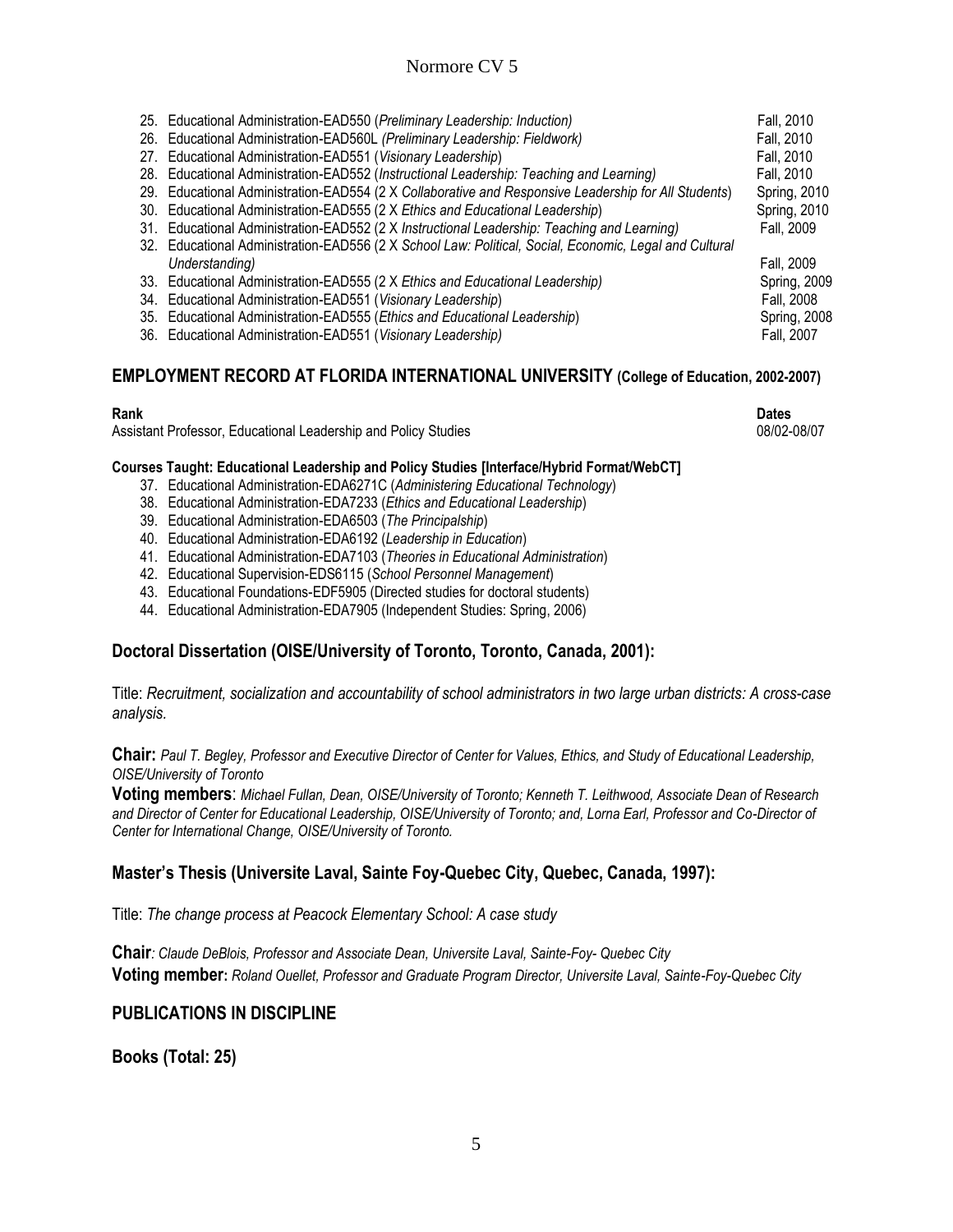25. Educational Administration-EAD550 (*Preliminary Leadership: Induction)* Fall, 2010
26. Educational Administration-EAD560L *(Preliminary Leadership: Fieldwork)* Fall, 2010
27. Educational Administration-EAD551 (*Visionary Leadership*) Fall, 2010
28. Educational Administration-EAD552 (*Instructional Leadership: Teaching and Learning)* Fall, 2010
29. Educational Administration-EAD554 (2 X *Collaborative and Responsive Leadership for All Students*) Spring, 2010
30. Educational Administration-EAD555 (2 X *Ethics and Educational Leadership*) Spring, 2010
31. Educational Administration-EAD552 (2 X *Instructional Leadership: Teaching and Learning)* Fall, 2009
32. Educational Administration-EAD556 (2 X *School Law: Political, Social, Economic, Legal and Cultural Understanding)* Fall, 2009
33. Educational Administration-EAD555 (2 X *Ethics and Educational Leadership)* Spring, 2009
34. Educational Administration-EAD551 (*Visionary Leadership*) Fall, 2008
35. Educational Administration-EAD555 (*Ethics and Educational Leadership*) Spring, 2008
36. Educational Administration-EAD551 (*Visionary Leadership)* Fall, 2007

## EMPLOYMENT RECORD AT FLORIDA INTERNATIONAL UNIVERSITY (College of Education, 2002-2007)

| **Rank** | **Dates** |
|---|---|
| Assistant Professor, Educational Leadership and Policy Studies | 08/02-08/07 |

**Courses Taught: Educational Leadership and Policy Studies [Interface/Hybrid Format/WebCT]**

37. Educational Administration-EDA6271C (*Administering Educational Technology*)
38. Educational Administration-EDA7233 (*Ethics and Educational Leadership*)
39. Educational Administration-EDA6503 (*The Principalship*)
40. Educational Administration-EDA6192 (*Leadership in Education*)
41. Educational Administration-EDA7103 (*Theories in Educational Administration*)
42. Educational Supervision-EDS6115 (*School Personnel Management*)
43. Educational Foundations-EDF5905 (Directed studies for doctoral students)
44. Educational Administration-EDA7905 (Independent Studies: Spring, 2006)

## Doctoral Dissertation (OISE/University of Toronto, Toronto, Canada, 2001):

Title: *Recruitment, socialization and accountability of school administrators in two large urban districts: A cross-case analysis.*

**Chair:** *Paul T. Begley, Professor and Executive Director of Center for Values, Ethics, and Study of Educational Leadership, OISE/University of Toronto*

**Voting members**: *Michael Fullan, Dean, OISE/University of Toronto; Kenneth T. Leithwood, Associate Dean of Research and Director of Center for Educational Leadership, OISE/University of Toronto; and, Lorna Earl, Professor and Co-Director of Center for International Change, OISE/University of Toronto.*

## Master's Thesis (Universite Laval, Sainte Foy-Quebec City, Quebec, Canada, 1997):

Title: *The change process at Peacock Elementary School: A case study*

**Chair**: *Claude DeBlois, Professor and Associate Dean, Universite Laval, Sainte-Foy- Quebec City*
**Voting member:** *Roland Ouellet, Professor and Graduate Program Director, Universite Laval, Sainte-Foy-Quebec City*

## PUBLICATIONS IN DISCIPLINE

## Books (Total: 25)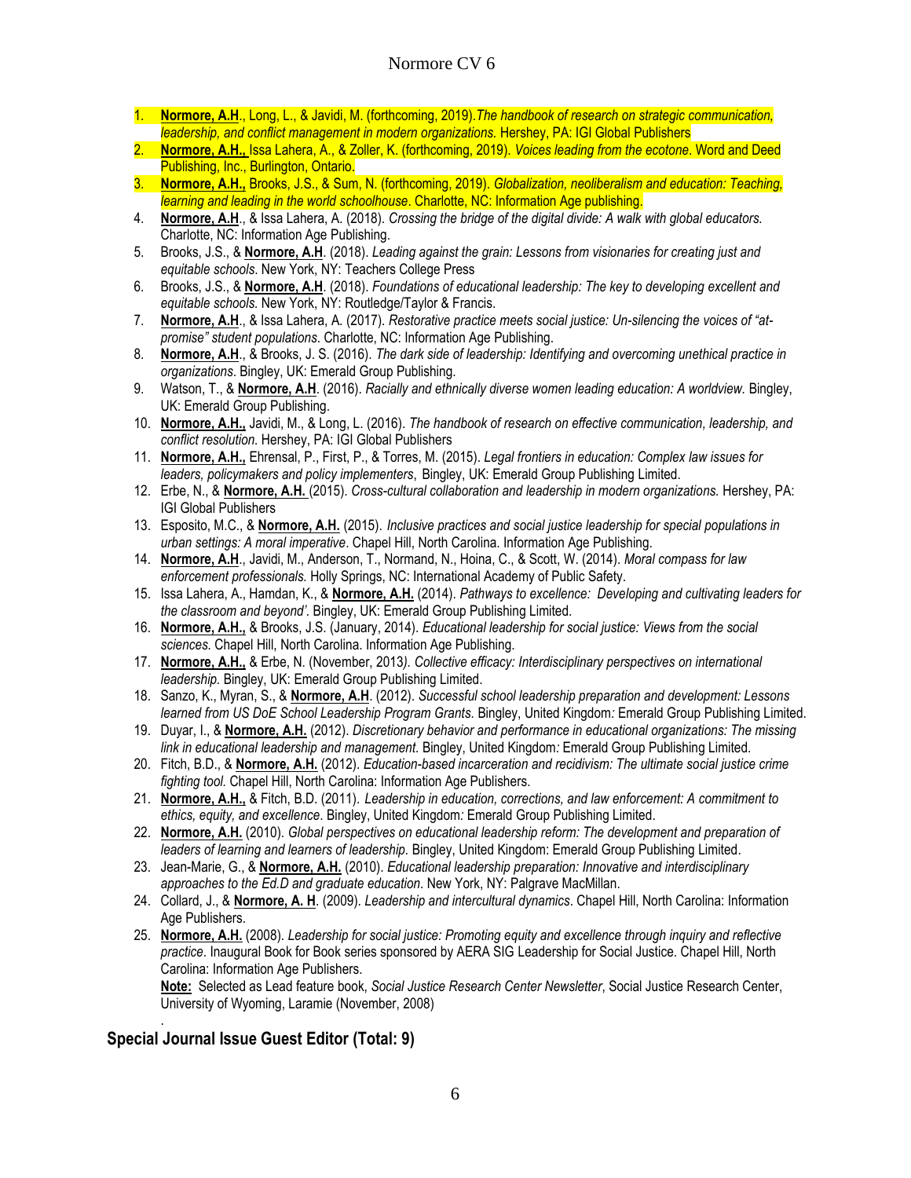1. **Normore, A.H**., Long, L., & Javidi, M. (forthcoming, 2019).*The handbook of research on strategic communication, leadership, and conflict management in modern organizations.* Hershey, PA: IGI Global Publishers
2. **Normore, A.H.,** Issa Lahera, A., & Zoller, K. (forthcoming, 2019). *Voices leading from the ecotone*. Word and Deed Publishing, Inc., Burlington, Ontario.
3. **Normore, A.H.,** Brooks, J.S., & Sum, N. (forthcoming, 2019). *Globalization, neoliberalism and education: Teaching, learning and leading in the world schoolhouse*. Charlotte, NC: Information Age publishing.
4. **Normore, A.H**., & Issa Lahera, A. (2018). *Crossing the bridge of the digital divide: A walk with global educators.* Charlotte, NC: Information Age Publishing.
5. Brooks, J.S., & **Normore, A.H**. (2018). *Leading against the grain: Lessons from visionaries for creating just and equitable schools*. New York, NY: Teachers College Press
6. Brooks, J.S., & **Normore, A.H**. (2018). *Foundations of educational leadership: The key to developing excellent and equitable schools.* New York, NY: Routledge/Taylor & Francis.
7. **Normore, A.H**., & Issa Lahera, A. (2017). *Restorative practice meets social justice: Un-silencing the voices of "at-promise" student populations*. Charlotte, NC: Information Age Publishing.
8. **Normore, A.H**., & Brooks, J. S. (2016). *The dark side of leadership: Identifying and overcoming unethical practice in organizations*. Bingley, UK: Emerald Group Publishing.
9. Watson, T., & **Normore, A.H**. (2016). *Racially and ethnically diverse women leading education: A worldview.* Bingley, UK: Emerald Group Publishing.
10. **Normore, A.H.,** Javidi, M., & Long, L. (2016). *The handbook of research on effective communication, leadership, and conflict resolution.* Hershey, PA: IGI Global Publishers
11. **Normore, A.H.,** Ehrensal, P., First, P., & Torres, M. (2015). *Legal frontiers in education: Complex law issues for leaders, policymakers and policy implementers*, Bingley, UK: Emerald Group Publishing Limited.
12. Erbe, N., & **Normore, A.H.** (2015). *Cross-cultural collaboration and leadership in modern organizations.* Hershey, PA: IGI Global Publishers
13. Esposito, M.C., & **Normore, A.H.** (2015). *Inclusive practices and social justice leadership for special populations in urban settings: A moral imperative*. Chapel Hill, North Carolina. Information Age Publishing.
14. **Normore, A.H**., Javidi, M., Anderson, T., Normand, N., Hoina, C., & Scott, W. (2014). *Moral compass for law enforcement professionals.* Holly Springs, NC: International Academy of Public Safety.
15. Issa Lahera, A., Hamdan, K., & **Normore, A.H.** (2014). *Pathways to excellence: Developing and cultivating leaders for the classroom and beyond'*. Bingley, UK: Emerald Group Publishing Limited.
16. **Normore, A.H.,** & Brooks, J.S. (January, 2014). *Educational leadership for social justice: Views from the social sciences*. Chapel Hill, North Carolina. Information Age Publishing.
17. **Normore, A.H.,** & Erbe, N. (November, 2013*). Collective efficacy: Interdisciplinary perspectives on international leadership.* Bingley, UK: Emerald Group Publishing Limited.
18. Sanzo, K., Myran, S., & **Normore, A.H**. (2012). *Successful school leadership preparation and development: Lessons learned from US DoE School Leadership Program Grants*. Bingley, United Kingdom*:* Emerald Group Publishing Limited.
19. Duyar, I., & **Normore, A.H.** (2012). *Discretionary behavior and performance in educational organizations: The missing link in educational leadership and management.* Bingley, United Kingdom*:* Emerald Group Publishing Limited.
20. Fitch, B.D., & **Normore, A.H.** (2012). *Education-based incarceration and recidivism: The ultimate social justice crime fighting tool.* Chapel Hill, North Carolina: Information Age Publishers.
21. **Normore, A.H.,** & Fitch, B.D. (2011). *Leadership in education, corrections, and law enforcement: A commitment to ethics, equity, and excellence*. Bingley, United Kingdom*:* Emerald Group Publishing Limited.
22. **Normore, A.H.** (2010). *Global perspectives on educational leadership reform: The development and preparation of leaders of learning and learners of leadership*. Bingley, United Kingdom: Emerald Group Publishing Limited.
23. Jean-Marie, G., & **Normore, A.H.** (2010). *Educational leadership preparation: Innovative and interdisciplinary approaches to the Ed.D and graduate education*. New York, NY: Palgrave MacMillan.
24. Collard, J., & **Normore, A. H**. (2009). *Leadership and intercultural dynamics*. Chapel Hill, North Carolina: Information Age Publishers.
25. **Normore, A.H.** (2008). *Leadership for social justice: Promoting equity and excellence through inquiry and reflective practice*. Inaugural Book for Book series sponsored by AERA SIG Leadership for Social Justice. Chapel Hill, North Carolina: Information Age Publishers.
    **Note:** Selected as Lead feature book, *Social Justice Research Center Newsletter*, Social Justice Research Center, University of Wyoming, Laramie (November, 2008)

## Special Journal Issue Guest Editor (Total: 9)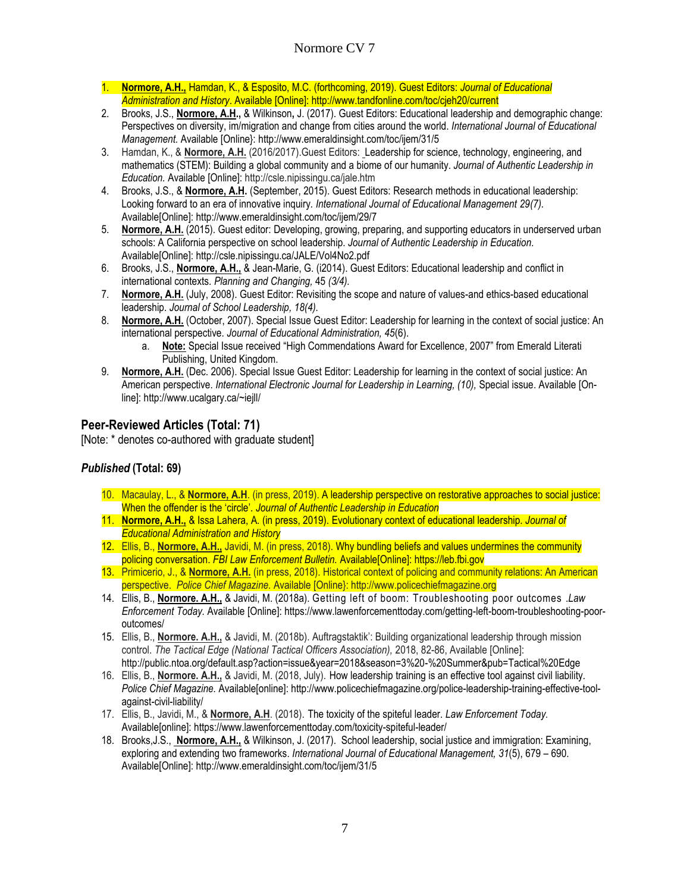1. **Normore, A.H.,** Hamdan, K., & Esposito, M.C. (forthcoming, 2019). Guest Editors: *Journal of Educational Administration and History*. Available [Online]: http://www.tandfonline.com/toc/cjeh20/current
2. Brooks, J.S., **Normore, A.H.,** & Wilkinson, J. (2017). Guest Editors: Educational leadership and demographic change: Perspectives on diversity, im/migration and change from cities around the world. *International Journal of Educational Management.* Available [Online}: http://www.emeraldinsight.com/toc/ijem/31/5
3. Hamdan, K., & **Normore, A.H.** (2016/2017).Guest Editors: Leadership for science, technology, engineering, and mathematics (STEM): Building a global community and a biome of our humanity. *Journal of Authentic Leadership in Education.* Available [Online]: http://csle.nipissingu.ca/jale.htm
4. Brooks, J.S., & **Normore, A.H.** (September, 2015). Guest Editors: Research methods in educational leadership: Looking forward to an era of innovative inquiry. *International Journal of Educational Management 29(7).* Available[Online]: http://www.emeraldinsight.com/toc/ijem/29/7
5. **Normore, A.H.** (2015). Guest editor: Developing, growing, preparing, and supporting educators in underserved urban schools: A California perspective on school leadership. *Journal of Authentic Leadership in Education.* Available[Online]: http://csle.nipissingu.ca/JALE/Vol4No2.pdf
6. Brooks, J.S., **Normore, A.H.,** & Jean-Marie, G. (i2014). Guest Editors: Educational leadership and conflict in international contexts. *Planning and Changing,* 45 *(3/4).*
7. **Normore, A.H.** (July, 2008). Guest Editor: Revisiting the scope and nature of values-and ethics-based educational leadership. *Journal of School Leadership, 18(4).*
8. **Normore, A.H.** (October, 2007). Special Issue Guest Editor: Leadership for learning in the context of social justice: An international perspective. *Journal of Educational Administration, 45*(6).
   a. **Note:** Special Issue received "High Commendations Award for Excellence, 2007" from Emerald Literati Publishing, United Kingdom.
9. **Normore, A.H.** (Dec. 2006). Special Issue Guest Editor: Leadership for learning in the context of social justice: An American perspective. *International Electronic Journal for Leadership in Learning, (10),* Special issue. Available [On-line]: http://www.ucalgary.ca/~iejll/

## Peer-Reviewed Articles (Total: 71)

[Note: * denotes co-authored with graduate student]

### *Published* (Total: 69)

10. Macaulay, L., & **Normore, A.H**. (in press, 2019). A leadership perspective on restorative approaches to social justice: When the offender is the 'circle'. *Journal of Authentic Leadership in Education*
11. **Normore, A.H.,** & Issa Lahera, A. (in press, 2019). Evolutionary context of educational leadership. *Journal of Educational Administration and History*
12. Ellis, B., **Normore, A.H.,** Javidi, M. (in press, 2018). Why bundling beliefs and values undermines the community policing conversation. *FBI Law Enforcement Bulletin.* Available[Online]: https://leb.fbi.gov
13. Primicerio, J., & **Normore, A.H.** (in press, 2018). Historical context of policing and community relations: An American perspective. *Police Chief Magazine.* Available [Online}: http://www.policechiefmagazine.org
14. Ellis, B., **Normore. A.H.,** & Javidi, M. (2018a). Getting left of boom: Troubleshooting poor outcomes .*Law Enforcement Today.* Available [Online]: https://www.lawenforcementtoday.com/getting-left-boom-troubleshooting-poor-outcomes/
15. Ellis, B., **Normore. A.H.,** & Javidi, M. (2018b). Auftragstaktik': Building organizational leadership through mission control. *The Tactical Edge (National Tactical Officers Association),* 2018, 82-86, Available [Online]: http://public.ntoa.org/default.asp?action=issue&year=2018&season=3%20-%20Summer&pub=Tactical%20Edge
16. Ellis, B., **Normore. A.H.,** & Javidi, M. (2018, July). How leadership training is an effective tool against civil liability. *Police Chief Magazine.* Available[online]: http://www.policechiefmagazine.org/police-leadership-training-effective-tool-against-civil-liability/
17. Ellis, B., Javidi, M., & **Normore, A.H**. (2018). The toxicity of the spiteful leader. *Law Enforcement Today.* Available[online]: https://www.lawenforcementtoday.com/toxicity-spiteful-leader/
18. Brooks,J.S., **Normore, A.H.,** & Wilkinson, J. (2017). School leadership, social justice and immigration: Examining, exploring and extending two frameworks. *International Journal of Educational Management, 31*(5), 679 – 690. Available[Online]: http://www.emeraldinsight.com/toc/ijem/31/5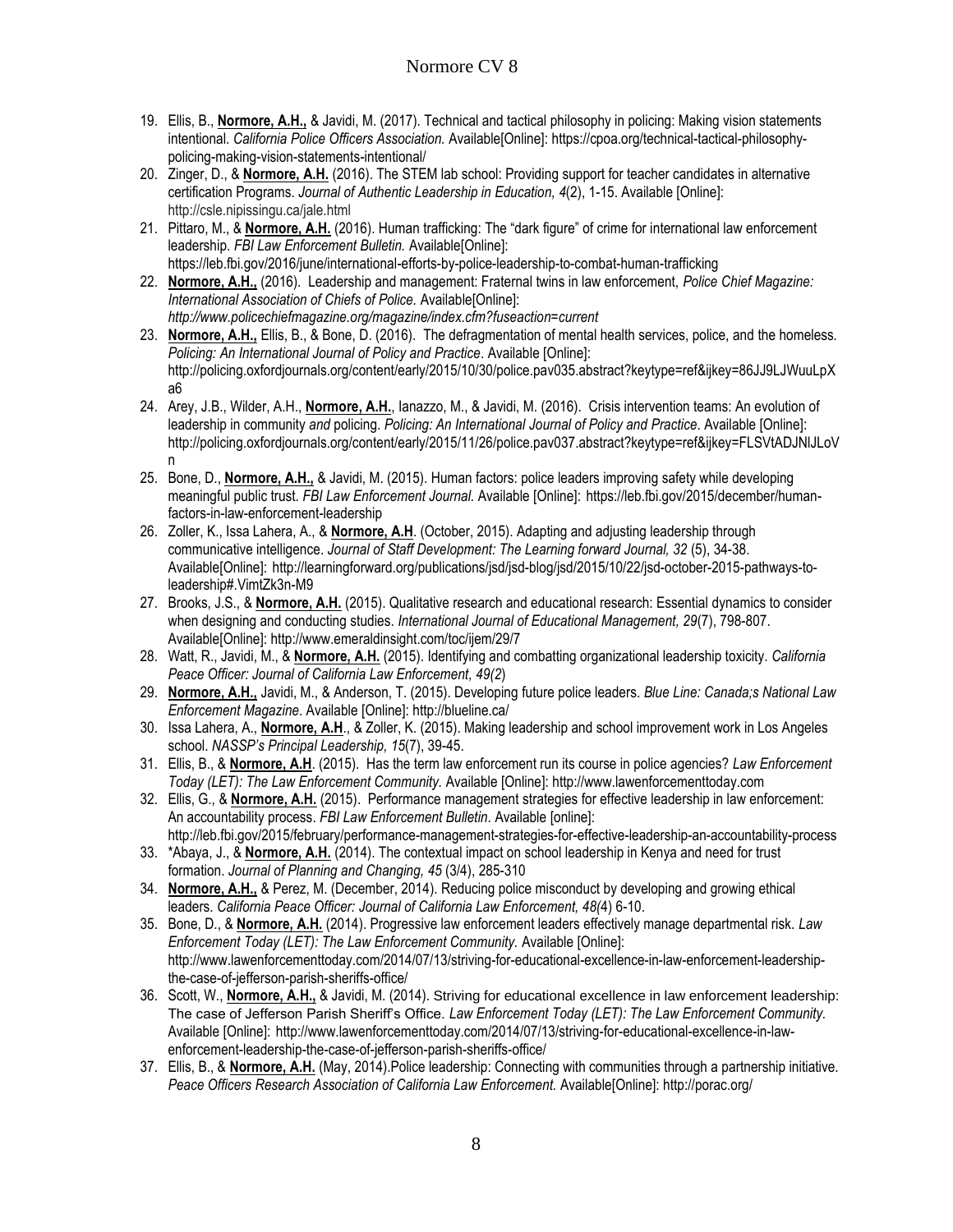19. Ellis, B., **Normore, A.H.,** & Javidi, M. (2017). Technical and tactical philosophy in policing: Making vision statements intentional. *California Police Officers Association.* Available[Online]: https://cpoa.org/technical-tactical-philosophy-policing-making-vision-statements-intentional/
20. Zinger, D., & **Normore, A.H.** (2016). The STEM lab school: Providing support for teacher candidates in alternative certification Programs. *Journal of Authentic Leadership in Education, 4*(2), 1-15. Available [Online]: http://csle.nipissingu.ca/jale.html
21. Pittaro, M., & **Normore, A.H.** (2016). Human trafficking: The "dark figure" of crime for international law enforcement leadership. *FBI Law Enforcement Bulletin.* Available[Online]: https://leb.fbi.gov/2016/june/international-efforts-by-police-leadership-to-combat-human-trafficking
22. **Normore, A.H.,** (2016). Leadership and management: Fraternal twins in law enforcement, *Police Chief Magazine: International Association of Chiefs of Police.* Available[Online]: *http://www.policechiefmagazine.org/magazine/index.cfm?fuseaction=current*
23. **Normore, A.H.,** Ellis, B., & Bone, D. (2016). The defragmentation of mental health services, police, and the homeless. *Policing: An International Journal of Policy and Practice*. Available [Online]: http://policing.oxfordjournals.org/content/early/2015/10/30/police.pav035.abstract?keytype=ref&ijkey=86JJ9LJWuuLpXa6
24. Arey, J.B., Wilder, A.H., **Normore, A.H.**, Ianazzo, M., & Javidi, M. (2016). Crisis intervention teams: An evolution of leadership in community *and* policing. *Policing: An International Journal of Policy and Practice*. Available [Online]: http://policing.oxfordjournals.org/content/early/2015/11/26/police.pav037.abstract?keytype=ref&ijkey=FLSVtADJNlJLoVn
25. Bone, D., **Normore, A.H.,** & Javidi, M. (2015). Human factors: police leaders improving safety while developing meaningful public trust. *FBI Law Enforcement Journal.* Available [Online]: https://leb.fbi.gov/2015/december/human-factors-in-law-enforcement-leadership
26. Zoller, K., Issa Lahera, A., & **Normore, A.H**. (October, 2015). Adapting and adjusting leadership through communicative intelligence. *Journal of Staff Development: The Learning forward Journal, 32* (5), 34-38. Available[Online]: http://learningforward.org/publications/jsd/jsd-blog/jsd/2015/10/22/jsd-october-2015-pathways-to-leadership#.VimtZk3n-M9
27. Brooks, J.S., & **Normore, A.H.** (2015). Qualitative research and educational research: Essential dynamics to consider when designing and conducting studies. *International Journal of Educational Management, 29*(7), 798-807. Available[Online]: http://www.emeraldinsight.com/toc/ijem/29/7
28. Watt, R., Javidi, M., & **Normore, A.H.** (2015). Identifying and combatting organizational leadership toxicity. *California Peace Officer: Journal of California Law Enforcement, 49(2*)
29. **Normore, A.H.,** Javidi, M., & Anderson, T. (2015). Developing future police leaders. *Blue Line: Canada;s National Law Enforcement Magazine*. Available [Online]: http://blueline.ca/
30. Issa Lahera, A., **Normore, A.H**., & Zoller, K. (2015). Making leadership and school improvement work in Los Angeles school. *NASSP's Principal Leadership, 15*(7), 39-45.
31. Ellis, B., & **Normore, A.H**. (2015). Has the term law enforcement run its course in police agencies? *Law Enforcement Today (LET): The Law Enforcement Community.* Available [Online]: http://www.lawenforcementtoday.com
32. Ellis, G., & **Normore, A.H.** (2015). Performance management strategies for effective leadership in law enforcement: An accountability process. *FBI Law Enforcement Bulletin*. Available [online]: http://leb.fbi.gov/2015/february/performance-management-strategies-for-effective-leadership-an-accountability-process
33. *Abaya, J., & **Normore, A.H.** (2014). The contextual impact on school leadership in Kenya and need for trust formation. *Journal of Planning and Changing, 45* (3/4), 285-310
34. **Normore, A.H.,** & Perez, M. (December, 2014). Reducing police misconduct by developing and growing ethical leaders. *California Peace Officer: Journal of California Law Enforcement, 48*(4) 6-10.
35. Bone, D., & **Normore, A.H.** (2014). Progressive law enforcement leaders effectively manage departmental risk. *Law Enforcement Today (LET): The Law Enforcement Community.* Available [Online]: http://www.lawenforcementtoday.com/2014/07/13/striving-for-educational-excellence-in-law-enforcement-leadership-the-case-of-jefferson-parish-sheriffs-office/
36. Scott, W., **Normore, A.H.,** & Javidi, M. (2014). Striving for educational excellence in law enforcement leadership: The case of Jefferson Parish Sheriff's Office. *Law Enforcement Today (LET): The Law Enforcement Community.* Available [Online]: http://www.lawenforcementtoday.com/2014/07/13/striving-for-educational-excellence-in-law-enforcement-leadership-the-case-of-jefferson-parish-sheriffs-office/
37. Ellis, B., & **Normore, A.H.** (May, 2014).Police leadership: Connecting with communities through a partnership initiative. *Peace Officers Research Association of California Law Enforcement.* Available[Online]: http://porac.org/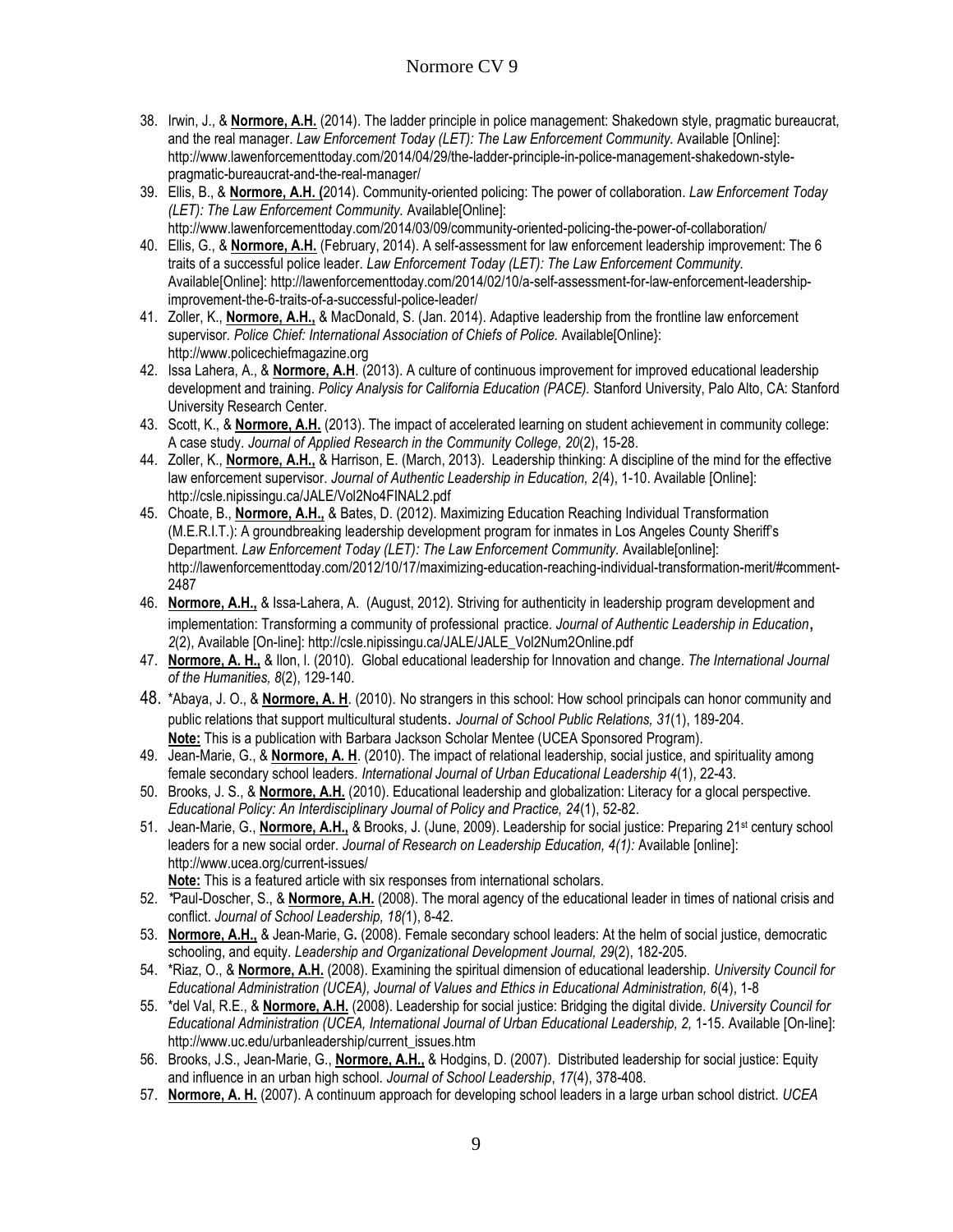38. Irwin, J., & **Normore, A.H.** (2014). The ladder principle in police management: Shakedown style, pragmatic bureaucrat, and the real manager. *Law Enforcement Today (LET): The Law Enforcement Community.* Available [Online]: http://www.lawenforcementtoday.com/2014/04/29/the-ladder-principle-in-police-management-shakedown-style-pragmatic-bureaucrat-and-the-real-manager/
39. Ellis, B., & **Normore, A.H. (**2014). Community-oriented policing: The power of collaboration. *Law Enforcement Today (LET): The Law Enforcement Community.* Available[Online]: http://www.lawenforcementtoday.com/2014/03/09/community-oriented-policing-the-power-of-collaboration/
40. Ellis, G., & **Normore, A.H.** (February, 2014). A self-assessment for law enforcement leadership improvement: The 6 traits of a successful police leader. *Law Enforcement Today (LET): The Law Enforcement Community.* Available[Online]: http://lawenforcementtoday.com/2014/02/10/a-self-assessment-for-law-enforcement-leadership-improvement-the-6-traits-of-a-successful-police-leader/
41. Zoller, K., **Normore, A.H.,** & MacDonald, S. (Jan. 2014). Adaptive leadership from the frontline law enforcement supervisor. *Police Chief: International Association of Chiefs of Police.* Available[Online}: http://www.policechiefmagazine.org
42. Issa Lahera, A., & **Normore, A.H**. (2013). A culture of continuous improvement for improved educational leadership development and training. *Policy Analysis for California Education (PACE).* Stanford University, Palo Alto, CA: Stanford University Research Center.
43. Scott, K., & **Normore, A.H.** (2013). The impact of accelerated learning on student achievement in community college: A case study. *Journal of Applied Research in the Community College, 20*(2), 15-28.
44. Zoller, K., **Normore, A.H.,** & Harrison, E. (March, 2013). Leadership thinking: A discipline of the mind for the effective law enforcement supervisor. *Journal of Authentic Leadership in Education, 2(*4), 1-10. Available [Online]: http://csle.nipissingu.ca/JALE/Vol2No4FINAL2.pdf
45. Choate, B., **Normore, A.H.,** & Bates, D. (2012). Maximizing Education Reaching Individual Transformation (M.E.R.I.T.): A groundbreaking leadership development program for inmates in Los Angeles County Sheriff's Department. *Law Enforcement Today (LET): The Law Enforcement Community.* Available[online]: http://lawenforcementtoday.com/2012/10/17/maximizing-education-reaching-individual-transformation-merit/#comment-2487
46. **Normore, A.H.,** & Issa-Lahera, A. (August, 2012). Striving for authenticity in leadership program development and implementation: Transforming a community of professional practice. *Journal of Authentic Leadership in Education***,** *2*(2), Available [On-line]: http://csle.nipissingu.ca/JALE/JALE_Vol2Num2Online.pdf
47. **Normore, A. H.,** & Ilon, l. (2010). Global educational leadership for Innovation and change. *The International Journal of the Humanities, 8*(2), 129-140.
48. *Abaya, J. O., & **Normore, A. H**. (2010). No strangers in this school: How school principals can honor community and public relations that support multicultural students. *Journal of School Public Relations, 31*(1), 189-204.
    **Note:** This is a publication with Barbara Jackson Scholar Mentee (UCEA Sponsored Program).
49. Jean-Marie, G., & **Normore, A. H**. (2010). The impact of relational leadership, social justice, and spirituality among female secondary school leaders. *International Journal of Urban Educational Leadership 4*(1), 22-43.
50. Brooks, J. S., & **Normore, A.H.** (2010). Educational leadership and globalization: Literacy for a glocal perspective. *Educational Policy: An Interdisciplinary Journal of Policy and Practice, 24*(1), 52-82.
51. Jean-Marie, G., **Normore, A.H.,** & Brooks, J. (June, 2009). Leadership for social justice: Preparing 21st century school leaders for a new social order. *Journal of Research on Leadership Education, 4(1):* Available [online]: http://www.ucea.org/current-issues/
    **Note:** This is a featured article with six responses from international scholars.
52. *Paul-Doscher, S., & **Normore, A.H.** (2008). The moral agency of the educational leader in times of national crisis and conflict. *Journal of School Leadership, 18(*1), 8-42.
53. **Normore, A.H.,** & Jean-Marie, G. (2008). Female secondary school leaders: At the helm of social justice, democratic schooling, and equity. *Leadership and Organizational Development Journal, 29*(2), 182-205.
54. *Riaz, O., & **Normore, A.H.** (2008). Examining the spiritual dimension of educational leadership. *University Council for Educational Administration (UCEA), Journal of Values and Ethics in Educational Administration, 6*(4), 1-8
55. *del Val, R.E., & **Normore, A.H.** (2008). Leadership for social justice: Bridging the digital divide. *University Council for Educational Administration (UCEA, International Journal of Urban Educational Leadership, 2,* 1-15. Available [On-line]: http://www.uc.edu/urbanleadership/current_issues.htm
56. Brooks, J.S., Jean-Marie, G., **Normore, A.H.,** & Hodgins, D. (2007). Distributed leadership for social justice: Equity and influence in an urban high school. *Journal of School Leadership*, *17*(4), 378-408.
57. **Normore, A. H.** (2007). A continuum approach for developing school leaders in a large urban school district. *UCEA*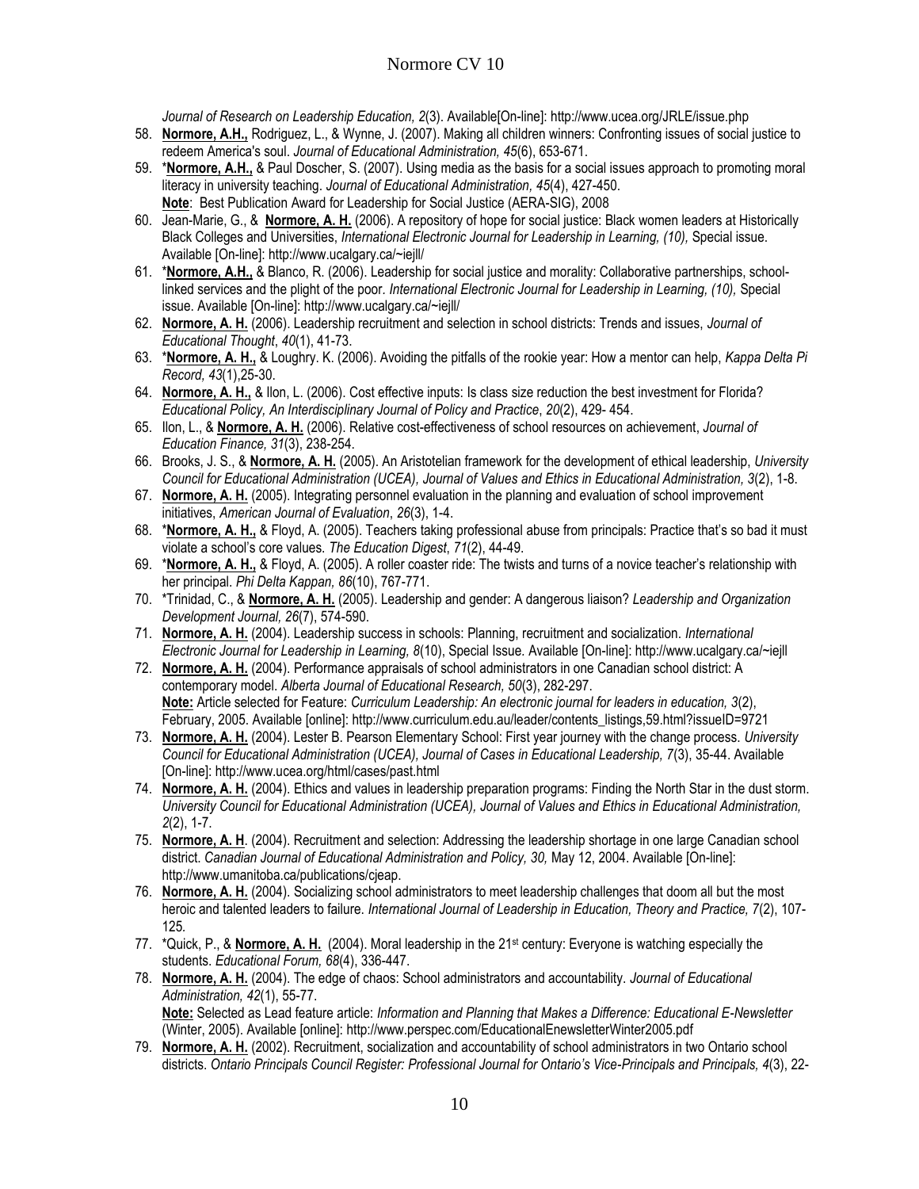*Journal of Research on Leadership Education, 2*(3). Available[On-line]: http://www.ucea.org/JRLE/issue.php

58. **Normore, A.H.,** Rodriguez, L., & Wynne, J. (2007). Making all children winners: Confronting issues of social justice to redeem America's soul. *Journal of Educational Administration, 45*(6), 653-671.
59. \***Normore, A.H.,** & Paul Doscher, S. (2007). Using media as the basis for a social issues approach to promoting moral literacy in university teaching. *Journal of Educational Administration, 45*(4), 427-450.
   **Note**: Best Publication Award for Leadership for Social Justice (AERA-SIG), 2008
60. Jean-Marie, G., & **Normore, A. H.** (2006). A repository of hope for social justice: Black women leaders at Historically Black Colleges and Universities, *International Electronic Journal for Leadership in Learning, (10),* Special issue. Available [On-line]: http://www.ucalgary.ca/~iejll/
61. \***Normore, A.H.,** & Blanco, R. (2006). Leadership for social justice and morality: Collaborative partnerships, school-linked services and the plight of the poor. *International Electronic Journal for Leadership in Learning, (10),* Special issue. Available [On-line]: http://www.ucalgary.ca/~iejll/
62. **Normore, A. H.** (2006). Leadership recruitment and selection in school districts: Trends and issues, *Journal of Educational Thought*, *40*(1), 41-73.
63. \***Normore, A. H.,** & Loughry. K. (2006). Avoiding the pitfalls of the rookie year: How a mentor can help, *Kappa Delta Pi Record, 43*(1),25-30.
64. **Normore, A. H.,** & Ilon, L. (2006). Cost effective inputs: Is class size reduction the best investment for Florida? *Educational Policy, An Interdisciplinary Journal of Policy and Practice*, *20*(2), 429- 454.
65. Ilon, L., & **Normore, A. H.** (2006). Relative cost-effectiveness of school resources on achievement, *Journal of Education Finance, 31*(3), 238-254.
66. Brooks, J. S., & **Normore, A. H.** (2005). An Aristotelian framework for the development of ethical leadership, *University Council for Educational Administration (UCEA), Journal of Values and Ethics in Educational Administration, 3*(2), 1-8.
67. **Normore, A. H.** (2005). Integrating personnel evaluation in the planning and evaluation of school improvement initiatives, *American Journal of Evaluation*, *26*(3), 1-4.
68. \***Normore, A. H.,** & Floyd, A. (2005). Teachers taking professional abuse from principals: Practice that's so bad it must violate a school's core values. *The Education Digest*, *71*(2), 44-49.
69. \***Normore, A. H.,** & Floyd, A. (2005). A roller coaster ride: The twists and turns of a novice teacher's relationship with her principal. *Phi Delta Kappan, 86*(10), 767-771.
70. \*Trinidad, C., & **Normore, A. H.** (2005). Leadership and gender: A dangerous liaison? *Leadership and Organization Development Journal, 26*(7), 574-590.
71. **Normore, A. H.** (2004). Leadership success in schools: Planning, recruitment and socialization. *International Electronic Journal for Leadership in Learning, 8*(10), Special Issue. Available [On-line]: http://www.ucalgary.ca/~iejll
72. **Normore, A. H.** (2004). Performance appraisals of school administrators in one Canadian school district: A contemporary model. *Alberta Journal of Educational Research, 50*(3), 282-297.
   **Note:** Article selected for Feature: *Curriculum Leadership: An electronic journal for leaders in education, 3*(2), February, 2005. Available [online]: http://www.curriculum.edu.au/leader/contents_listings,59.html?issueID=9721
73. **Normore, A. H.** (2004). Lester B. Pearson Elementary School: First year journey with the change process. *University Council for Educational Administration (UCEA), Journal of Cases in Educational Leadership, 7*(3), 35-44. Available [On-line]: http://www.ucea.org/html/cases/past.html
74. **Normore, A. H.** (2004). Ethics and values in leadership preparation programs: Finding the North Star in the dust storm. *University Council for Educational Administration (UCEA), Journal of Values and Ethics in Educational Administration, 2*(2), 1-7.
75. **Normore, A. H**. (2004). Recruitment and selection: Addressing the leadership shortage in one large Canadian school district. *Canadian Journal of Educational Administration and Policy, 30,* May 12, 2004. Available [On-line]: http://www.umanitoba.ca/publications/cjeap.
76. **Normore, A. H.** (2004). Socializing school administrators to meet leadership challenges that doom all but the most heroic and talented leaders to failure. *International Journal of Leadership in Education, Theory and Practice, 7*(2), 107-125.
77. \*Quick, P., & **Normore, A. H.** (2004). Moral leadership in the 21st century: Everyone is watching especially the students. *Educational Forum, 68*(4), 336-447.
78. **Normore, A. H.** (2004). The edge of chaos: School administrators and accountability. *Journal of Educational Administration, 42*(1), 55-77.
   **Note:** Selected as Lead feature article: *Information and Planning that Makes a Difference: Educational E-Newsletter* (Winter, 2005). Available [online]: http://www.perspec.com/EducationalEnewsletterWinter2005.pdf
79. **Normore, A. H.** (2002). Recruitment, socialization and accountability of school administrators in two Ontario school districts. *Ontario Principals Council Register: Professional Journal for Ontario's Vice-Principals and Principals, 4*(3), 22-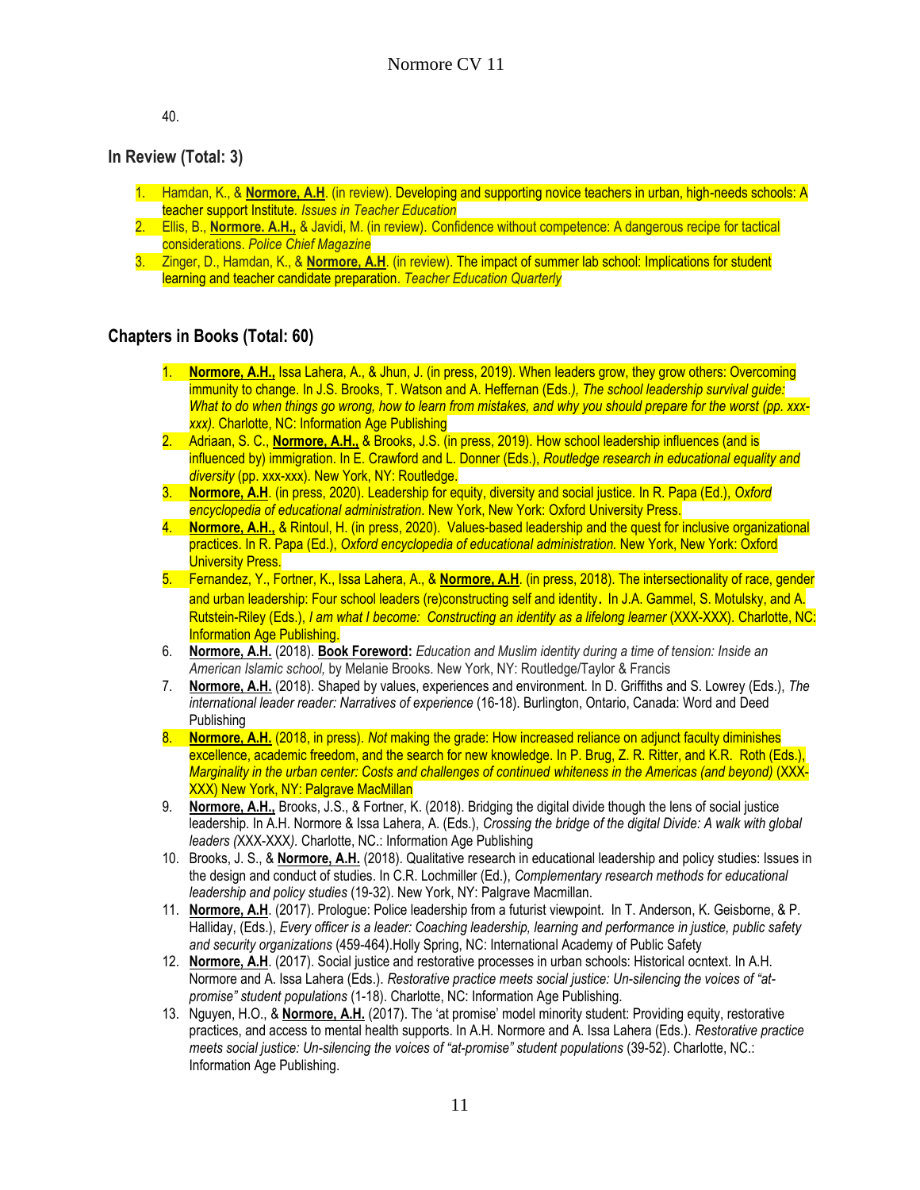40.

## In Review (Total: 3)

1. Hamdan, K., & **Normore, A.H**. (in review). Developing and supporting novice teachers in urban, high-needs schools: A teacher support Institute. *Issues in Teacher Education*
2. Ellis, B., **Normore. A.H.,** & Javidi, M. (in review). Confidence without competence: A dangerous recipe for tactical considerations. *Police Chief Magazine*
3. Zinger, D., Hamdan, K., & **Normore, A.H**. (in review). The impact of summer lab school: Implications for student learning and teacher candidate preparation. *Teacher Education Quarterly*

## Chapters in Books (Total: 60)

1. **Normore, A.H.,** Issa Lahera, A., & Jhun, J. (in press, 2019). When leaders grow, they grow others: Overcoming immunity to change. In J.S. Brooks, T. Watson and A. Heffernan (Eds.*), The school leadership survival guide: What to do when things go wrong, how to learn from mistakes, and why you should prepare for the worst (pp. xxx-xxx).* Charlotte, NC: Information Age Publishing
2. Adriaan, S. C., **Normore, A.H.,** & Brooks, J.S. (in press, 2019). How school leadership influences (and is influenced by) immigration. In E. Crawford and L. Donner (Eds.), *Routledge research in educational equality and diversity* (pp. xxx-xxx). New York, NY: Routledge.
3. **Normore, A.H**. (in press, 2020). Leadership for equity, diversity and social justice. In R. Papa (Ed.), *Oxford encyclopedia of educational administration*. New York, New York: Oxford University Press.
4. **Normore, A.H.,** & Rintoul, H. (in press, 2020). Values-based leadership and the quest for inclusive organizational practices. In R. Papa (Ed.), *Oxford encyclopedia of educational administration.* New York, New York: Oxford University Press.
5. Fernandez, Y., Fortner, K., Issa Lahera, A., & **Normore, A.H**. (in press, 2018). The intersectionality of race, gender and urban leadership: Four school leaders (re)constructing self and identity. In J.A. Gammel, S. Motulsky, and A. Rutstein-Riley (Eds.), *I am what I become: Constructing an identity as a lifelong learner* (XXX-XXX). Charlotte, NC: Information Age Publishing.
6. **Normore, A.H.** (2018). **Book Foreword:** *Education and Muslim identity during a time of tension: Inside an American Islamic school,* by Melanie Brooks. New York, NY: Routledge/Taylor & Francis
7. **Normore, A.H.** (2018). Shaped by values, experiences and environment. In D. Griffiths and S. Lowrey (Eds.), *The international leader reader: Narratives of experience* (16-18). Burlington, Ontario, Canada: Word and Deed Publishing
8. **Normore, A.H.** (2018, in press). *Not* making the grade: How increased reliance on adjunct faculty diminishes excellence, academic freedom, and the search for new knowledge. In P. Brug, Z. R. Ritter, and K.R. Roth (Eds.), *Marginality in the urban center: Costs and challenges of continued whiteness in the Americas (and beyond)* (XXX-XXX) New York, NY: Palgrave MacMillan
9. **Normore, A.H.,** Brooks, J.S., & Fortner, K. (2018). Bridging the digital divide though the lens of social justice leadership. In A.H. Normore & Issa Lahera, A. (Eds.), *Crossing the bridge of the digital Divide: A walk with global leaders (*XXX-XXX*).* Charlotte, NC.: Information Age Publishing
10. Brooks, J. S., & **Normore, A.H.** (2018). Qualitative research in educational leadership and policy studies: Issues in the design and conduct of studies. In C.R. Lochmiller (Ed.), *Complementary research methods for educational leadership and policy studies* (19-32). New York, NY: Palgrave Macmillan.
11. **Normore, A.H**. (2017). Prologue: Police leadership from a futurist viewpoint. In T. Anderson, K. Geisborne, & P. Halliday, (Eds.), *Every officer is a leader: Coaching leadership, learning and performance in justice, public safety and security organizations* (459-464).Holly Spring, NC: International Academy of Public Safety
12. **Normore, A.H**. (2017). Social justice and restorative processes in urban schools: Historical ocntext. In A.H. Normore and A. Issa Lahera (Eds.). *Restorative practice meets social justice: Un-silencing the voices of "at-promise" student populations* (1-18). Charlotte, NC: Information Age Publishing.
13. Nguyen, H.O., & **Normore, A.H.** (2017). The 'at promise' model minority student: Providing equity, restorative practices, and access to mental health supports. In A.H. Normore and A. Issa Lahera (Eds.). *Restorative practice meets social justice: Un-silencing the voices of "at-promise" student populations* (39-52). Charlotte, NC.: Information Age Publishing.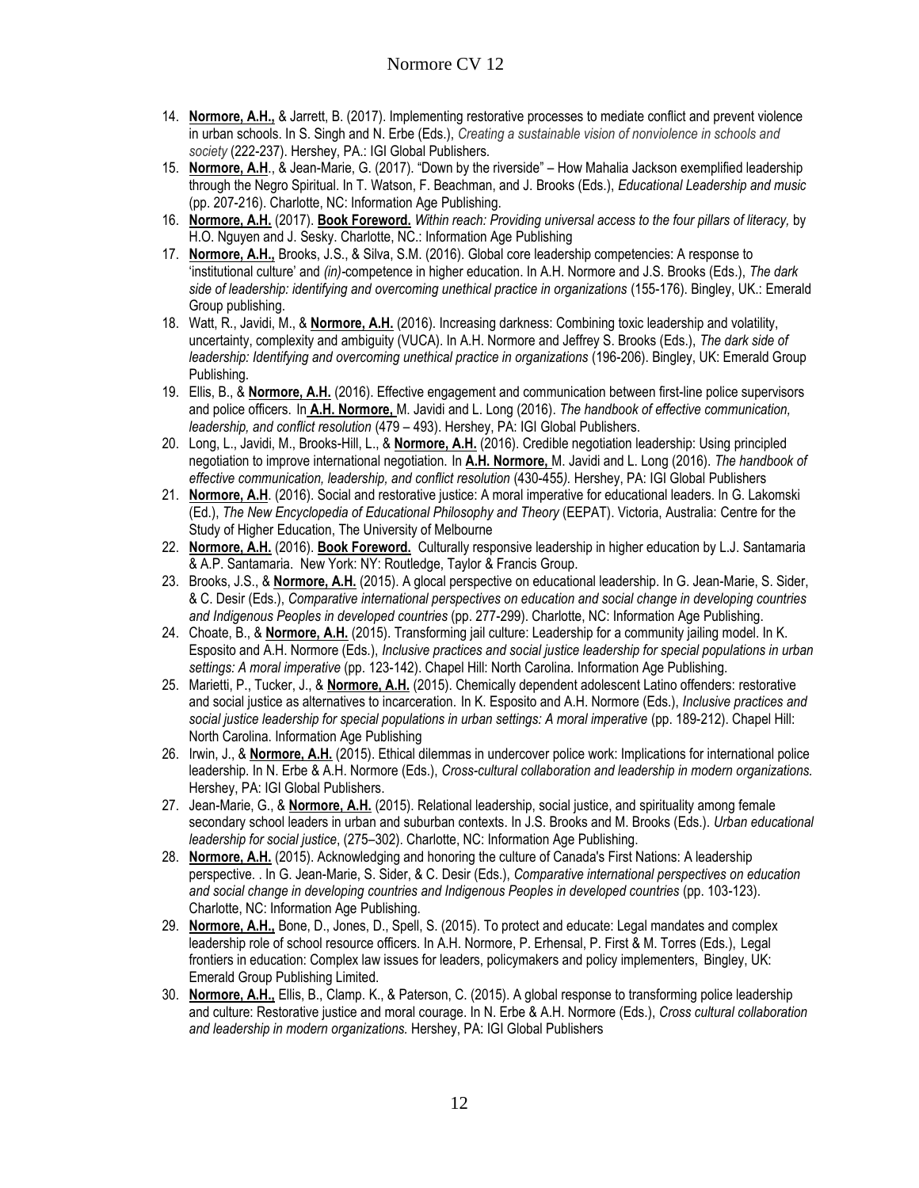14. **Normore, A.H.,** & Jarrett, B. (2017). Implementing restorative processes to mediate conflict and prevent violence in urban schools. In S. Singh and N. Erbe (Eds.), *Creating a sustainable vision of nonviolence in schools and society* (222-237). Hershey, PA.: IGI Global Publishers.
15. **Normore, A.H**., & Jean-Marie, G. (2017). "Down by the riverside" – How Mahalia Jackson exemplified leadership through the Negro Spiritual. In T. Watson, F. Beachman, and J. Brooks (Eds.), *Educational Leadership and music* (pp. 207-216). Charlotte, NC: Information Age Publishing.
16. **Normore, A.H.** (2017). **Book Foreword.** *Within reach: Providing universal access to the four pillars of literacy,* by H.O. Nguyen and J. Sesky. Charlotte, NC.: Information Age Publishing
17. **Normore, A.H.,** Brooks, J.S., & Silva, S.M. (2016). Global core leadership competencies: A response to 'institutional culture' and *(in)*-competence in higher education. In A.H. Normore and J.S. Brooks (Eds.), *The dark side of leadership: identifying and overcoming unethical practice in organizations* (155-176). Bingley, UK.: Emerald Group publishing.
18. Watt, R., Javidi, M., & **Normore, A.H.** (2016). Increasing darkness: Combining toxic leadership and volatility, uncertainty, complexity and ambiguity (VUCA). In A.H. Normore and Jeffrey S. Brooks (Eds.), *The dark side of leadership: Identifying and overcoming unethical practice in organizations* (196-206). Bingley, UK: Emerald Group Publishing.
19. Ellis, B., & **Normore, A.H.** (2016). Effective engagement and communication between first-line police supervisors and police officers. In **A.H. Normore,** M. Javidi and L. Long (2016). *The handbook of effective communication, leadership, and conflict resolution* (479 – 493). Hershey, PA: IGI Global Publishers.
20. Long, L., Javidi, M., Brooks-Hill, L., & **Normore, A.H.** (2016). Credible negotiation leadership: Using principled negotiation to improve international negotiation. In **A.H. Normore,** M. Javidi and L. Long (2016). *The handbook of effective communication, leadership, and conflict resolution* (430-455*).* Hershey, PA: IGI Global Publishers
21. **Normore, A.H**. (2016). Social and restorative justice: A moral imperative for educational leaders. In G. Lakomski (Ed.), *The New Encyclopedia of Educational Philosophy and Theory* (EEPAT). Victoria, Australia: Centre for the Study of Higher Education, The University of Melbourne
22. **Normore, A.H.** (2016). **Book Foreword.** Culturally responsive leadership in higher education by L.J. Santamaria & A.P. Santamaria. New York: NY: Routledge, Taylor & Francis Group.
23. Brooks, J.S., & **Normore, A.H.** (2015). A glocal perspective on educational leadership. In G. Jean-Marie, S. Sider, & C. Desir (Eds.), *Comparative international perspectives on education and social change in developing countries and Indigenous Peoples in developed countries* (pp. 277-299). Charlotte, NC: Information Age Publishing.
24. Choate, B., & **Normore, A.H.** (2015). Transforming jail culture: Leadership for a community jailing model. In K. Esposito and A.H. Normore (Eds.), *Inclusive practices and social justice leadership for special populations in urban settings: A moral imperative* (pp. 123-142). Chapel Hill: North Carolina. Information Age Publishing.
25. Marietti, P., Tucker, J., & **Normore, A.H.** (2015). Chemically dependent adolescent Latino offenders: restorative and social justice as alternatives to incarceration. In K. Esposito and A.H. Normore (Eds.), *Inclusive practices and social justice leadership for special populations in urban settings: A moral imperative* (pp. 189-212). Chapel Hill: North Carolina. Information Age Publishing
26. Irwin, J., & **Normore, A.H.** (2015). Ethical dilemmas in undercover police work: Implications for international police leadership. In N. Erbe & A.H. Normore (Eds.), *Cross-cultural collaboration and leadership in modern organizations.* Hershey, PA: IGI Global Publishers.
27. Jean-Marie, G., & **Normore, A.H.** (2015). Relational leadership, social justice, and spirituality among female secondary school leaders in urban and suburban contexts. In J.S. Brooks and M. Brooks (Eds.). *Urban educational leadership for social justice*, (275–302). Charlotte, NC: Information Age Publishing.
28. **Normore, A.H.** (2015). Acknowledging and honoring the culture of Canada's First Nations: A leadership perspective. . In G. Jean-Marie, S. Sider, & C. Desir (Eds.), *Comparative international perspectives on education and social change in developing countries and Indigenous Peoples in developed countries* (pp. 103-123). Charlotte, NC: Information Age Publishing.
29. **Normore, A.H.,** Bone, D., Jones, D., Spell, S. (2015). To protect and educate: Legal mandates and complex leadership role of school resource officers. In A.H. Normore, P. Erhensal, P. First & M. Torres (Eds.), Legal frontiers in education: Complex law issues for leaders, policymakers and policy implementers, Bingley, UK: Emerald Group Publishing Limited.
30. **Normore, A.H.,** Ellis, B., Clamp. K., & Paterson, C. (2015). A global response to transforming police leadership and culture: Restorative justice and moral courage. In N. Erbe & A.H. Normore (Eds.), *Cross cultural collaboration and leadership in modern organizations.* Hershey, PA: IGI Global Publishers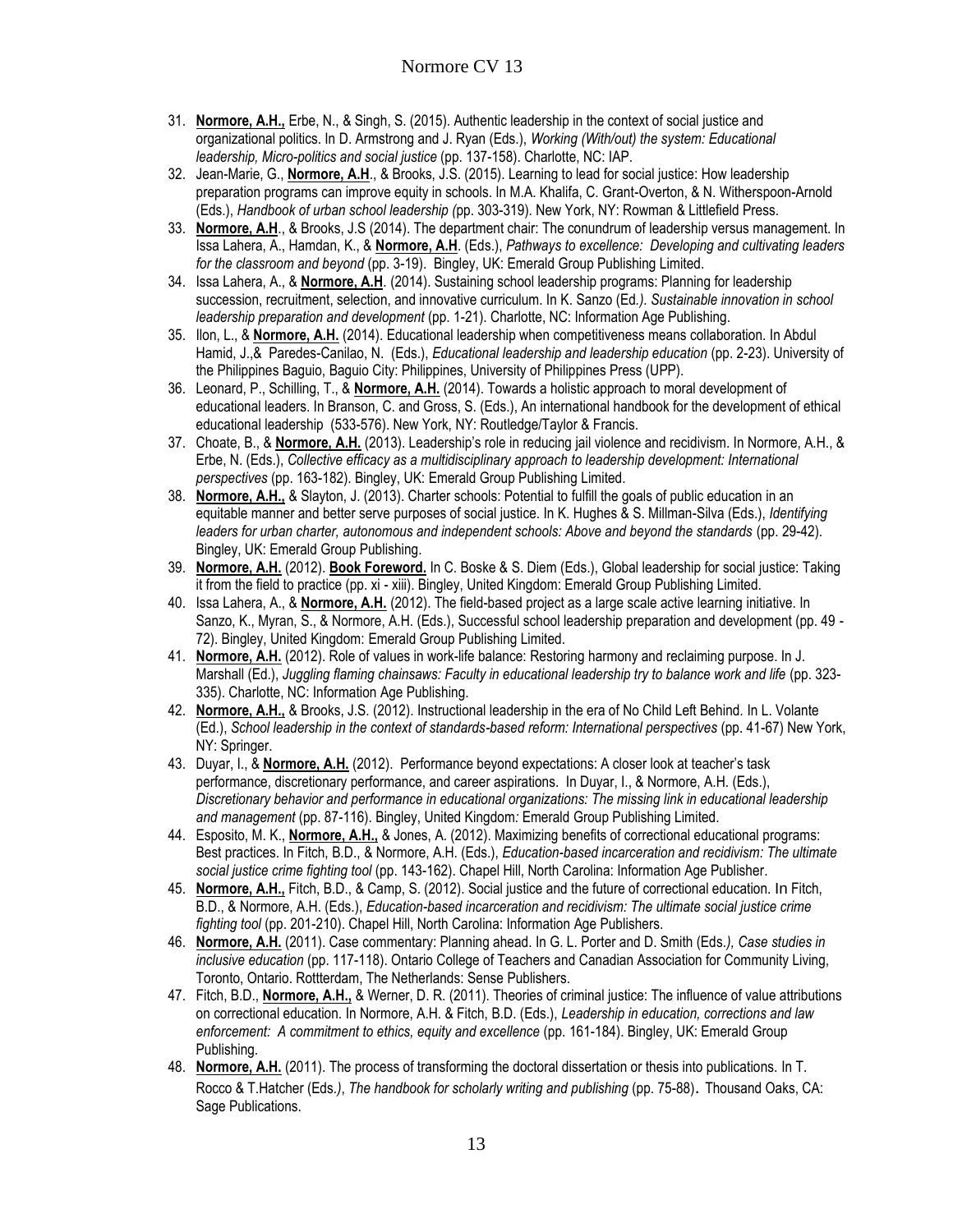31. **Normore, A.H.,** Erbe, N., & Singh, S. (2015). Authentic leadership in the context of social justice and organizational politics. In D. Armstrong and J. Ryan (Eds.), *Working (With/out) the system: Educational leadership, Micro-politics and social justice* (pp. 137-158). Charlotte, NC: IAP.
32. Jean-Marie, G., **Normore, A.H**., & Brooks, J.S. (2015). Learning to lead for social justice: How leadership preparation programs can improve equity in schools. In M.A. Khalifa, C. Grant-Overton, & N. Witherspoon-Arnold (Eds.), *Handbook of urban school leadership (*pp. 303-319). New York, NY: Rowman & Littlefield Press.
33. **Normore, A.H**., & Brooks, J.S (2014). The department chair: The conundrum of leadership versus management. In Issa Lahera, A., Hamdan, K., & **Normore, A.H**. (Eds.), *Pathways to excellence: Developing and cultivating leaders for the classroom and beyond* (pp. 3-19). Bingley, UK: Emerald Group Publishing Limited.
34. Issa Lahera, A., & **Normore, A.H**. (2014). Sustaining school leadership programs: Planning for leadership succession, recruitment, selection, and innovative curriculum. In K. Sanzo (Ed*.). Sustainable innovation in school leadership preparation and development* (pp. 1-21). Charlotte, NC: Information Age Publishing.
35. Ilon, L., & **Normore, A.H.** (2014). Educational leadership when competitiveness means collaboration. In Abdul Hamid, J.,& Paredes-Canilao, N. (Eds.), *Educational leadership and leadership education* (pp. 2-23). University of the Philippines Baguio, Baguio City: Philippines, University of Philippines Press (UPP).
36. Leonard, P., Schilling, T., & **Normore, A.H.** (2014). Towards a holistic approach to moral development of educational leaders. In Branson, C. and Gross, S. (Eds.), An international handbook for the development of ethical educational leadership (533-576). New York, NY: Routledge/Taylor & Francis.
37. Choate, B., & **Normore, A.H.** (2013). Leadership's role in reducing jail violence and recidivism. In Normore, A.H., & Erbe, N. (Eds.), *Collective efficacy as a multidisciplinary approach to leadership development: International perspectives* (pp. 163-182). Bingley, UK: Emerald Group Publishing Limited.
38. **Normore, A.H.,** & Slayton, J. (2013). Charter schools: Potential to fulfill the goals of public education in an equitable manner and better serve purposes of social justice. In K. Hughes & S. Millman-Silva (Eds.), *Identifying leaders for urban charter, autonomous and independent schools: Above and beyond the standards* (pp. 29-42). Bingley, UK: Emerald Group Publishing.
39. **Normore, A.H.** (2012). **Book Foreword.** In C. Boske & S. Diem (Eds.), Global leadership for social justice: Taking it from the field to practice (pp. xi - xiii). Bingley, United Kingdom: Emerald Group Publishing Limited.
40. Issa Lahera, A., & **Normore, A.H.** (2012). The field-based project as a large scale active learning initiative. In Sanzo, K., Myran, S., & Normore, A.H. (Eds.), Successful school leadership preparation and development (pp. 49 - 72). Bingley, United Kingdom: Emerald Group Publishing Limited.
41. **Normore, A.H.** (2012). Role of values in work-life balance: Restoring harmony and reclaiming purpose. In J. Marshall (Ed.), *Juggling flaming chainsaws: Faculty in educational leadership try to balance work and life* (pp. 323-335). Charlotte, NC: Information Age Publishing.
42. **Normore, A.H.,** & Brooks, J.S. (2012). Instructional leadership in the era of No Child Left Behind. In L. Volante (Ed.), *School leadership in the context of standards-based reform: International perspectives* (pp. 41-67) New York, NY: Springer.
43. Duyar, I., & **Normore, A.H.** (2012). Performance beyond expectations: A closer look at teacher's task performance, discretionary performance, and career aspirations. In Duyar, I., & Normore, A.H. (Eds.), *Discretionary behavior and performance in educational organizations: The missing link in educational leadership and management* (pp. 87-116). Bingley, United Kingdom: Emerald Group Publishing Limited.
44. Esposito, M. K., **Normore, A.H.,** & Jones, A. (2012). Maximizing benefits of correctional educational programs: Best practices. In Fitch, B.D., & Normore, A.H. (Eds.), *Education-based incarceration and recidivism: The ultimate social justice crime fighting tool* (pp. 143-162). Chapel Hill, North Carolina: Information Age Publisher.
45. **Normore, A.H.,** Fitch, B.D., & Camp, S. (2012). Social justice and the future of correctional education. In Fitch, B.D., & Normore, A.H. (Eds.), *Education-based incarceration and recidivism: The ultimate social justice crime fighting tool* (pp. 201-210). Chapel Hill, North Carolina: Information Age Publishers.
46. **Normore, A.H.** (2011). Case commentary: Planning ahead. In G. L. Porter and D. Smith (Eds*.), Case studies in inclusive education* (pp. 117-118). Ontario College of Teachers and Canadian Association for Community Living, Toronto, Ontario. Rottterdam, The Netherlands: Sense Publishers.
47. Fitch, B.D., **Normore, A.H.,** & Werner, D. R. (2011). Theories of criminal justice: The influence of value attributions on correctional education. In Normore, A.H. & Fitch, B.D. (Eds.), *Leadership in education, corrections and law enforcement: A commitment to ethics, equity and excellence* (pp. 161-184). Bingley, UK: Emerald Group Publishing.
48. **Normore, A.H.** (2011). The process of transforming the doctoral dissertation or thesis into publications. In T. Rocco & T.Hatcher (Eds*.)*, *The handbook for scholarly writing and publishing* (pp. 75-88). Thousand Oaks, CA: Sage Publications.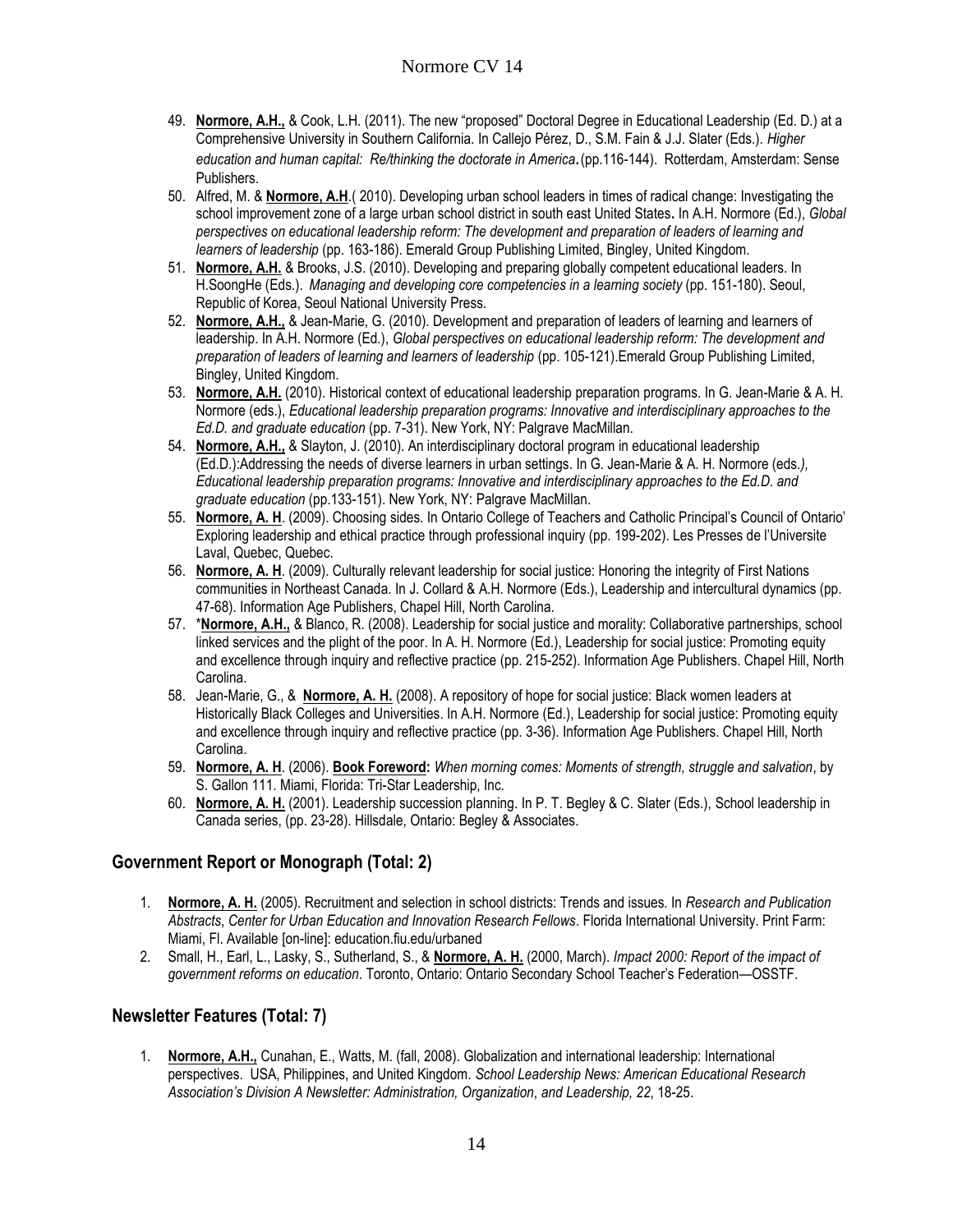49. **Normore, A.H.,** & Cook, L.H. (2011). The new "proposed" Doctoral Degree in Educational Leadership (Ed. D.) at a Comprehensive University in Southern California. In Callejo Pérez, D., S.M. Fain & J.J. Slater (Eds.). *Higher education and human capital: Re/thinking the doctorate in America***.** (pp.116-144). Rotterdam, Amsterdam: Sense Publishers.
50. Alfred, M. & **Normore, A.H**.( 2010). Developing urban school leaders in times of radical change: Investigating the school improvement zone of a large urban school district in south east United States**.** In A.H. Normore (Ed.), *Global perspectives on educational leadership reform: The development and preparation of leaders of learning and learners of leadership* (pp. 163-186). Emerald Group Publishing Limited, Bingley, United Kingdom.
51. **Normore, A.H.** & Brooks, J.S. (2010). Developing and preparing globally competent educational leaders. In H.SoongHe (Eds.). *Managing and developing core competencies in a learning society* (pp. 151-180). Seoul, Republic of Korea, Seoul National University Press.
52. **Normore, A.H.,** & Jean-Marie, G. (2010). Development and preparation of leaders of learning and learners of leadership. In A.H. Normore (Ed.), *Global perspectives on educational leadership reform: The development and preparation of leaders of learning and learners of leadership* (pp. 105-121).Emerald Group Publishing Limited, Bingley, United Kingdom.
53. **Normore, A.H.** (2010). Historical context of educational leadership preparation programs. In G. Jean-Marie & A. H. Normore (eds.), *Educational leadership preparation programs: Innovative and interdisciplinary approaches to the Ed.D. and graduate education* (pp. 7-31). New York, NY: Palgrave MacMillan.
54. **Normore, A.H.,** & Slayton, J. (2010). An interdisciplinary doctoral program in educational leadership (Ed.D.):Addressing the needs of diverse learners in urban settings. In G. Jean-Marie & A. H. Normore (eds*.), Educational leadership preparation programs: Innovative and interdisciplinary approaches to the Ed.D. and graduate education* (pp.133-151). New York, NY: Palgrave MacMillan.
55. **Normore, A. H**. (2009). Choosing sides. In Ontario College of Teachers and Catholic Principal's Council of Ontario' Exploring leadership and ethical practice through professional inquiry (pp. 199-202). Les Presses de l'Universite Laval, Quebec, Quebec.
56. **Normore, A. H**. (2009). Culturally relevant leadership for social justice: Honoring the integrity of First Nations communities in Northeast Canada. In J. Collard & A.H. Normore (Eds.), Leadership and intercultural dynamics (pp. 47-68). Information Age Publishers, Chapel Hill, North Carolina.
57. \***Normore, A.H.,** & Blanco, R. (2008). Leadership for social justice and morality: Collaborative partnerships, school linked services and the plight of the poor. In A. H. Normore (Ed.), Leadership for social justice: Promoting equity and excellence through inquiry and reflective practice (pp. 215-252). Information Age Publishers. Chapel Hill, North Carolina.
58. Jean-Marie, G., & **Normore, A. H.** (2008). A repository of hope for social justice: Black women leaders at Historically Black Colleges and Universities. In A.H. Normore (Ed.), Leadership for social justice: Promoting equity and excellence through inquiry and reflective practice (pp. 3-36). Information Age Publishers. Chapel Hill, North Carolina.
59. **Normore, A. H**. (2006). **Book Foreword:** *When morning comes: Moments of strength, struggle and salvation*, by S. Gallon 111. Miami, Florida: Tri-Star Leadership, Inc.
60. **Normore, A. H.** (2001). Leadership succession planning. In P. T. Begley & C. Slater (Eds.), School leadership in Canada series, (pp. 23-28). Hillsdale, Ontario: Begley & Associates.

## Government Report or Monograph (Total: 2)

1. **Normore, A. H.** (2005). Recruitment and selection in school districts: Trends and issues. In *Research and Publication Abstracts*, *Center for Urban Education and Innovation Research Fellows*. Florida International University. Print Farm: Miami, Fl. Available [on-line]: education.fiu.edu/urbaned
2. Small, H., Earl, L., Lasky, S., Sutherland, S., & **Normore, A. H.** (2000, March). *Impact 2000: Report of the impact of government reforms on education*. Toronto, Ontario: Ontario Secondary School Teacher's Federation—OSSTF.

## Newsletter Features (Total: 7)

1. **Normore, A.H.,** Cunahan, E., Watts, M. (fall, 2008). Globalization and international leadership: International perspectives. USA, Philippines, and United Kingdom. *School Leadership News: American Educational Research Association's Division A Newsletter: Administration, Organization*, *and Leadership, 22*, 18-25.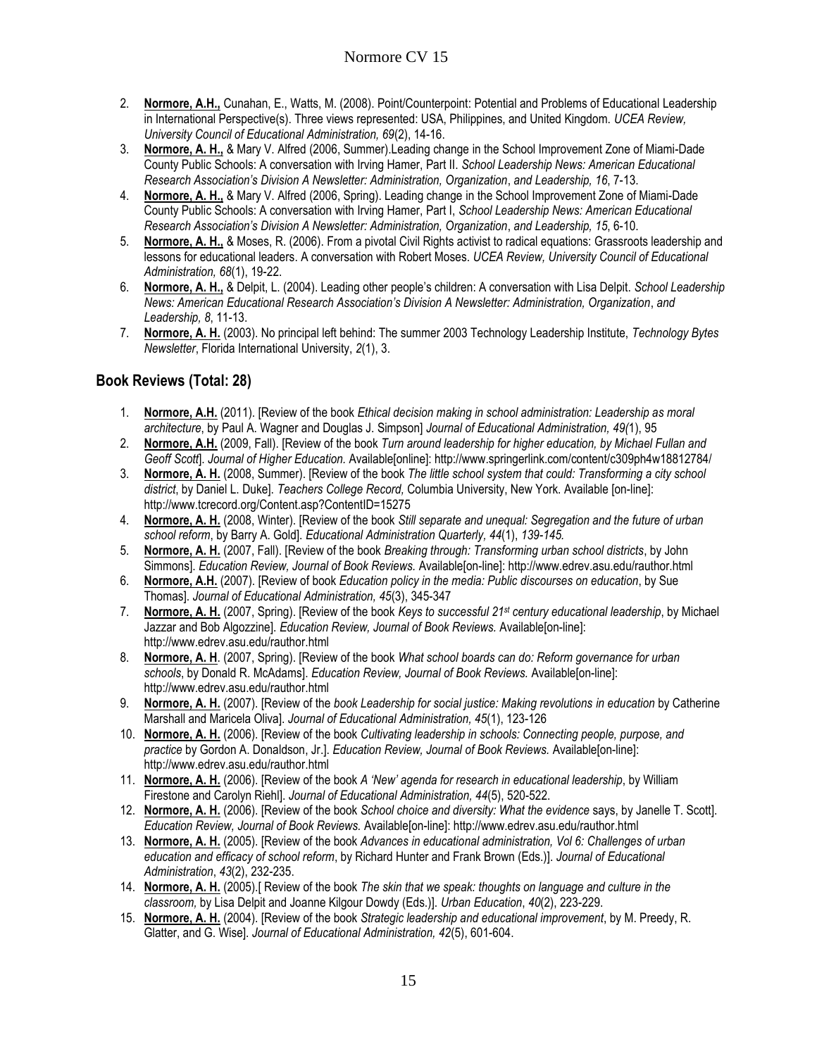2. **Normore, A.H.,** Cunahan, E., Watts, M. (2008). Point/Counterpoint: Potential and Problems of Educational Leadership in International Perspective(s). Three views represented: USA, Philippines, and United Kingdom. *UCEA Review, University Council of Educational Administration, 69*(2), 14-16.
3. **Normore, A. H.,** & Mary V. Alfred (2006, Summer).Leading change in the School Improvement Zone of Miami-Dade County Public Schools: A conversation with Irving Hamer, Part II. *School Leadership News: American Educational Research Association's Division A Newsletter: Administration, Organization*, *and Leadership, 16*, 7-13.
4. **Normore, A. H.,** & Mary V. Alfred (2006, Spring). Leading change in the School Improvement Zone of Miami-Dade County Public Schools: A conversation with Irving Hamer, Part I, *School Leadership News: American Educational Research Association's Division A Newsletter: Administration, Organization*, *and Leadership, 15*, 6-10.
5. **Normore, A. H.,** & Moses, R. (2006). From a pivotal Civil Rights activist to radical equations: Grassroots leadership and lessons for educational leaders. A conversation with Robert Moses. *UCEA Review, University Council of Educational Administration, 68*(1), 19-22.
6. **Normore, A. H.,** & Delpit, L. (2004). Leading other people's children: A conversation with Lisa Delpit. *School Leadership News: American Educational Research Association's Division A Newsletter: Administration, Organization*, *and Leadership, 8*, 11-13.
7. **Normore, A. H.** (2003). No principal left behind: The summer 2003 Technology Leadership Institute, *Technology Bytes Newsletter*, Florida International University, *2*(1), 3.

## Book Reviews (Total: 28)

1. **Normore, A.H.** (2011). [Review of the book *Ethical decision making in school administration: Leadership as moral architecture*, by Paul A. Wagner and Douglas J. Simpson] *Journal of Educational Administration, 49(*1), 95
2. **Normore, A.H.** (2009, Fall). [Review of the book *Turn around leadership for higher education, by Michael Fullan and Geoff Scott*]. *Journal of Higher Education.* Available[online]: http://www.springerlink.com/content/c309ph4w18812784/
3. **Normore, A. H.** (2008, Summer). [Review of the book *The little school system that could: Transforming a city school district*, by Daniel L. Duke]. *Teachers College Record,* Columbia University, New York. Available [on-line]: http://www.tcrecord.org/Content.asp?ContentID=15275
4. **Normore, A. H.** (2008, Winter). [Review of the book *Still separate and unequal: Segregation and the future of urban school reform*, by Barry A. Gold]. *Educational Administration Quarterly, 44*(1), *139-145.*
5. **Normore, A. H.** (2007, Fall). [Review of the book *Breaking through: Transforming urban school districts*, by John Simmons]. *Education Review, Journal of Book Reviews.* Available[on-line]: http://www.edrev.asu.edu/rauthor.html
6. **Normore, A.H.** (2007). [Review of book *Education policy in the media: Public discourses on education*, by Sue Thomas]. *Journal of Educational Administration, 45*(3), 345-347
7. **Normore, A. H.** (2007, Spring). [Review of the book *Keys to successful 21st century educational leadership*, by Michael Jazzar and Bob Algozzine]. *Education Review, Journal of Book Reviews.* Available[on-line]: http://www.edrev.asu.edu/rauthor.html
8. **Normore, A. H**. (2007, Spring). [Review of the book *What school boards can do: Reform governance for urban schools*, by Donald R. McAdams]. *Education Review, Journal of Book Reviews.* Available[on-line]: http://www.edrev.asu.edu/rauthor.html
9. **Normore, A. H.** (2007). [Review of the *book Leadership for social justice: Making revolutions in education* by Catherine Marshall and Maricela Oliva]. *Journal of Educational Administration, 45*(1), 123-126
10. **Normore, A. H.** (2006). [Review of the book *Cultivating leadership in schools: Connecting people, purpose, and practice* by Gordon A. Donaldson, Jr.]. *Education Review, Journal of Book Reviews.* Available[on-line]: http://www.edrev.asu.edu/rauthor.html
11. **Normore, A. H.** (2006). [Review of the book *A 'New' agenda for research in educational leadership*, by William Firestone and Carolyn Riehl]. *Journal of Educational Administration, 44*(5), 520-522.
12. **Normore, A. H.** (2006). [Review of the book *School choice and diversity: What the evidence* says, by Janelle T. Scott]. *Education Review, Journal of Book Reviews.* Available[on-line]: http://www.edrev.asu.edu/rauthor.html
13. **Normore, A. H.** (2005). [Review of the book *Advances in educational administration, Vol 6: Challenges of urban education and efficacy of school reform*, by Richard Hunter and Frank Brown (Eds.)]. *Journal of Educational Administration*, *43*(2), 232-235.
14. **Normore, A. H.** (2005).[ Review of the book *The skin that we speak: thoughts on language and culture in the classroom,* by Lisa Delpit and Joanne Kilgour Dowdy (Eds.)]. *Urban Education*, *40*(2), 223-229.
15. **Normore, A. H.** (2004). [Review of the book *Strategic leadership and educational improvement*, by M. Preedy, R. Glatter, and G. Wise]. *Journal of Educational Administration, 42*(5), 601-604.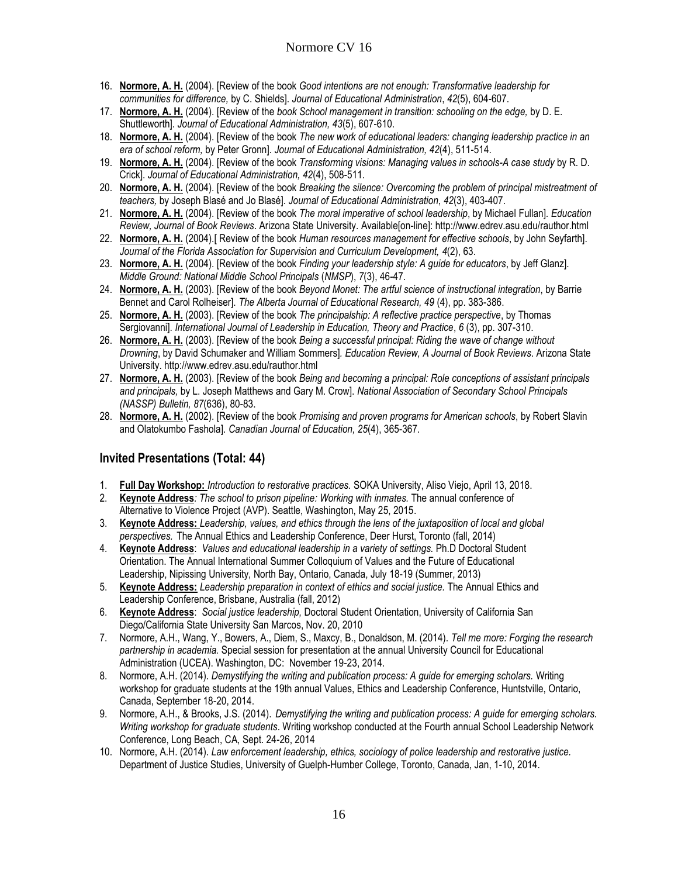16. **Normore, A. H.** (2004). [Review of the book *Good intentions are not enough: Transformative leadership for communities for difference,* by C. Shields]. *Journal of Educational Administration*, *42*(5), 604-607.
17. **Normore, A. H.** (2004). [Review of the *book School management in transition: schooling on the edge,* by D. E. Shuttleworth]. *Journal of Educational Administration, 43*(5), 607-610.
18. **Normore, A. H.** (2004). [Review of the book *The new work of educational leaders: changing leadership practice in an era of school reform,* by Peter Gronn]. *Journal of Educational Administration, 42*(4), 511-514.
19. **Normore, A. H.** (2004). [Review of the book *Transforming visions: Managing values in schools-A case study* by R. D. Crick]. *Journal of Educational Administration, 42*(4), 508-511.
20. **Normore, A. H.** (2004). [Review of the book *Breaking the silence: Overcoming the problem of principal mistreatment of teachers,* by Joseph Blasé and Jo Blasé]. *Journal of Educational Administration*, *42*(3), 403-407.
21. **Normore, A. H.** (2004). [Review of the book *The moral imperative of school leadership*, by Michael Fullan]. *Education Review, Journal of Book Reviews*. Arizona State University. Available[on-line]: http://www.edrev.asu.edu/rauthor.html
22. **Normore, A. H.** (2004).[ Review of the book *Human resources management for effective schools*, by John Seyfarth]. *Journal of the Florida Association for Supervision and Curriculum Development, 4*(2), 63.
23. **Normore, A. H.** (2004). [Review of the book *Finding your leadership style: A guide for educators*, by Jeff Glanz]. *Middle Ground: National Middle School Principals* (*NMSP*), *7*(3), 46-47.
24. **Normore, A. H.** (2003). [Review of the book *Beyond Monet: The artful science of instructional integration*, by Barrie Bennet and Carol Rolheiser]. *The Alberta Journal of Educational Research, 49* (4), pp. 383-386.
25. **Normore, A. H.** (2003). [Review of the book *The principalship: A reflective practice perspective*, by Thomas Sergiovanni]. *International Journal of Leadership in Education, Theory and Practice*, *6* (3), pp. 307-310.
26. **Normore, A. H.** (2003). [Review of the book *Being a successful principal: Riding the wave of change without Drowning*, by David Schumaker and William Sommers]. *Education Review, A Journal of Book Reviews*. Arizona State University. http://www.edrev.asu.edu/rauthor.html
27. **Normore, A. H.** (2003). [Review of the book *Being and becoming a principal: Role conceptions of assistant principals and principals,* by L. Joseph Matthews and Gary M. Crow]. *National Association of Secondary School Principals (NASSP) Bulletin, 87*(636), 80-83.
28. **Normore, A. H.** (2002). [Review of the book *Promising and proven programs for American schools*, by Robert Slavin and Olatokumbo Fashola]. *Canadian Journal of Education, 25*(4), 365-367.

## Invited Presentations (Total: 44)

1. **Full Day Workshop:** *Introduction to restorative practices.* SOKA University, Aliso Viejo, April 13, 2018.
2. **Keynote Address***: The school to prison pipeline: Working with inmates.* The annual conference of Alternative to Violence Project (AVP). Seattle, Washington, May 25, 2015.
3. **Keynote Address:** *Leadership, values, and ethics through the lens of the juxtaposition of local and global perspectives.* The Annual Ethics and Leadership Conference, Deer Hurst, Toronto (fall, 2014)
4. **Keynote Address**: *Values and educational leadership in a variety of settings.* Ph.D Doctoral Student Orientation. The Annual International Summer Colloquium of Values and the Future of Educational Leadership, Nipissing University, North Bay, Ontario, Canada, July 18-19 (Summer, 2013)
5. **Keynote Address:** *Leadership preparation in context of ethics and social justice.* The Annual Ethics and Leadership Conference, Brisbane, Australia (fall, 2012)
6. **Keynote Address**: *Social justice leadership,* Doctoral Student Orientation, University of California San Diego/California State University San Marcos, Nov. 20, 2010
7. Normore, A.H., Wang, Y., Bowers, A., Diem, S., Maxcy, B., Donaldson, M. (2014). *Tell me more: Forging the research partnership in academia.* Special session for presentation at the annual University Council for Educational Administration (UCEA). Washington, DC: November 19-23, 2014.
8. Normore, A.H. (2014). *Demystifying the writing and publication process: A guide for emerging scholars.* Writing workshop for graduate students at the 19th annual Values, Ethics and Leadership Conference, Huntstville, Ontario, Canada, September 18-20, 2014.
9. Normore, A.H., & Brooks, J.S. (2014). *Demystifying the writing and publication process: A guide for emerging scholars. Writing workshop for graduate students*. Writing workshop conducted at the Fourth annual School Leadership Network Conference, Long Beach, CA, Sept. 24-26, 2014
10. Normore, A.H. (2014). *Law enforcement leadership, ethics, sociology of police leadership and restorative justice.* Department of Justice Studies, University of Guelph-Humber College, Toronto, Canada, Jan, 1-10, 2014.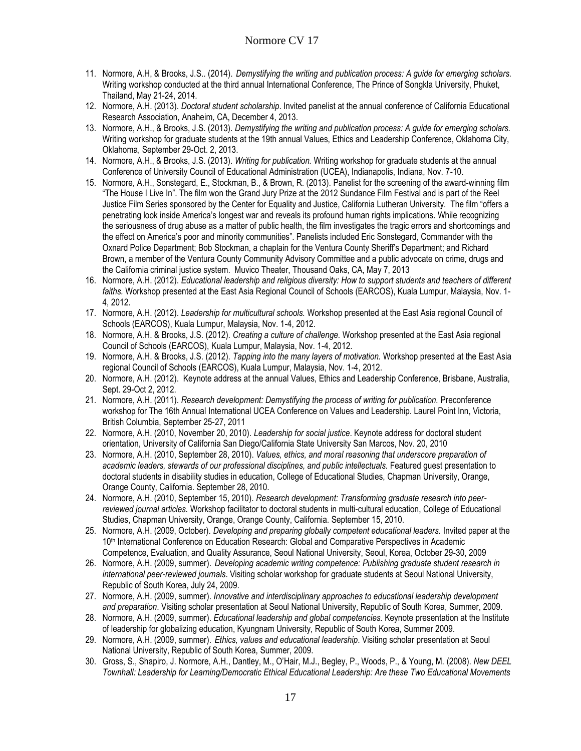11. Normore, A.H, & Brooks, J.S.. (2014). *Demystifying the writing and publication process: A guide for emerging scholars.* Writing workshop conducted at the third annual International Conference, The Prince of Songkla University, Phuket, Thailand, May 21-24, 2014.
12. Normore, A.H. (2013). *Doctoral student scholarship*. Invited panelist at the annual conference of California Educational Research Association, Anaheim, CA, December 4, 2013.
13. Normore, A.H., & Brooks, J.S. (2013). *Demystifying the writing and publication process: A guide for emerging scholars.* Writing workshop for graduate students at the 19th annual Values, Ethics and Leadership Conference, Oklahoma City, Oklahoma, September 29-Oct. 2, 2013.
14. Normore, A.H., & Brooks, J.S. (2013). *Writing for publication.* Writing workshop for graduate students at the annual Conference of University Council of Educational Administration (UCEA), Indianapolis, Indiana, Nov. 7-10.
15. Normore, A.H., Sonstegard, E., Stockman, B., & Brown, R. (2013). Panelist for the screening of the award-winning film "The House I Live In". The film won the Grand Jury Prize at the 2012 Sundance Film Festival and is part of the Reel Justice Film Series sponsored by the Center for Equality and Justice, California Lutheran University. The film "offers a penetrating look inside America's longest war and reveals its profound human rights implications. While recognizing the seriousness of drug abuse as a matter of public health, the film investigates the tragic errors and shortcomings and the effect on America's poor and minority communities". Panelists included Eric Sonstegard, Commander with the Oxnard Police Department; Bob Stockman, a chaplain for the Ventura County Sheriff's Department; and Richard Brown, a member of the Ventura County Community Advisory Committee and a public advocate on crime, drugs and the California criminal justice system. Muvico Theater, Thousand Oaks, CA, May 7, 2013
16. Normore, A.H. (2012). *Educational leadership and religious diversity: How to support students and teachers of different faiths.* Workshop presented at the East Asia Regional Council of Schools (EARCOS), Kuala Lumpur, Malaysia, Nov. 1-4, 2012.
17. Normore, A.H. (2012). *Leadership for multicultural schools.* Workshop presented at the East Asia regional Council of Schools (EARCOS), Kuala Lumpur, Malaysia, Nov. 1-4, 2012.
18. Normore, A.H. & Brooks, J.S. (2012). *Creating a culture of challenge.* Workshop presented at the East Asia regional Council of Schools (EARCOS), Kuala Lumpur, Malaysia, Nov. 1-4, 2012.
19. Normore, A.H. & Brooks, J.S. (2012). *Tapping into the many layers of motivation.* Workshop presented at the East Asia regional Council of Schools (EARCOS), Kuala Lumpur, Malaysia, Nov. 1-4, 2012.
20. Normore, A.H. (2012). Keynote address at the annual Values, Ethics and Leadership Conference, Brisbane, Australia, Sept. 29-Oct 2, 2012.
21. Normore, A.H. (2011). *Research development: Demystifying the process of writing for publication.* Preconference workshop for The 16th Annual International UCEA Conference on Values and Leadership. Laurel Point Inn, Victoria, British Columbia, September 25-27, 2011
22. Normore, A.H. (2010, November 20, 2010). *Leadership for social justice*. Keynote address for doctoral student orientation, University of California San Diego/California State University San Marcos, Nov. 20, 2010
23. Normore, A.H. (2010, September 28, 2010). *Values, ethics, and moral reasoning that underscore preparation of academic leaders, stewards of our professional disciplines, and public intellectuals.* Featured guest presentation to doctoral students in disability studies in education, College of Educational Studies, Chapman University, Orange, Orange County, California. September 28, 2010.
24. Normore, A.H. (2010, September 15, 2010). *Research development: Transforming graduate research into peer-reviewed journal articles.* Workshop facilitator to doctoral students in multi-cultural education, College of Educational Studies, Chapman University, Orange, Orange County, California. September 15, 2010.
25. Normore, A.H. (2009, October). *Developing and preparing globally competent educational leaders.* Invited paper at the 10th International Conference on Education Research: Global and Comparative Perspectives in Academic Competence, Evaluation, and Quality Assurance, Seoul National University, Seoul, Korea, October 29-30, 2009
26. Normore, A.H. (2009, summer). *Developing academic writing competence: Publishing graduate student research in international peer-reviewed journals*. Visiting scholar workshop for graduate students at Seoul National University, Republic of South Korea, July 24, 2009.
27. Normore, A.H. (2009, summer). *Innovative and interdisciplinary approaches to educational leadership development and preparation*. Visiting scholar presentation at Seoul National University, Republic of South Korea, Summer, 2009.
28. Normore, A.H. (2009, summer). *Educational leadership and global competencies.* Keynote presentation at the Institute of leadership for globalizing education, Kyungnam University, Republic of South Korea, Summer 2009.
29. Normore, A.H. (2009, summer). *Ethics, values and educational leadership*. Visiting scholar presentation at Seoul National University, Republic of South Korea, Summer, 2009.
30. Gross, S., Shapiro, J. Normore, A.H., Dantley, M., O'Hair, M.J., Begley, P., Woods, P., & Young, M. (2008). *New DEEL Townhall: Leadership for Learning/Democratic Ethical Educational Leadership: Are these Two Educational Movements*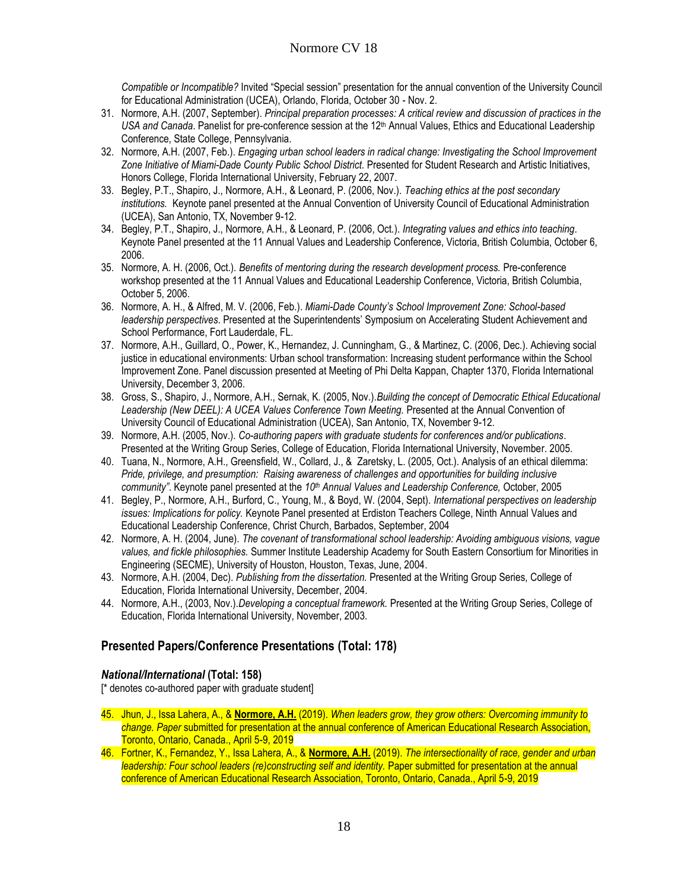*Compatible or Incompatible?* Invited "Special session" presentation for the annual convention of the University Council for Educational Administration (UCEA), Orlando, Florida, October 30 - Nov. 2.

31. Normore, A.H. (2007, September). *Principal preparation processes: A critical review and discussion of practices in the USA and Canada*. Panelist for pre-conference session at the 12th Annual Values, Ethics and Educational Leadership Conference, State College, Pennsylvania.
32. Normore, A.H. (2007, Feb.). *Engaging urban school leaders in radical change: Investigating the School Improvement Zone Initiative of Miami-Dade County Public School District*. Presented for Student Research and Artistic Initiatives, Honors College, Florida International University, February 22, 2007.
33. Begley, P.T., Shapiro, J., Normore, A.H., & Leonard, P. (2006, Nov.). *Teaching ethics at the post secondary institutions.* Keynote panel presented at the Annual Convention of University Council of Educational Administration (UCEA), San Antonio, TX, November 9-12.
34. Begley, P.T., Shapiro, J., Normore, A.H., & Leonard, P. (2006, Oct.). *Integrating values and ethics into teaching*. Keynote Panel presented at the 11 Annual Values and Leadership Conference, Victoria, British Columbia, October 6, 2006.
35. Normore, A. H. (2006, Oct.). *Benefits of mentoring during the research development process.* Pre-conference workshop presented at the 11 Annual Values and Educational Leadership Conference, Victoria, British Columbia, October 5, 2006.
36. Normore, A. H., & Alfred, M. V. (2006, Feb.). *Miami-Dade County's School Improvement Zone: School-based leadership perspectives*. Presented at the Superintendents' Symposium on Accelerating Student Achievement and School Performance, Fort Lauderdale, FL.
37. Normore, A.H., Guillard, O., Power, K., Hernandez, J. Cunningham, G., & Martinez, C. (2006, Dec.). Achieving social justice in educational environments: Urban school transformation: Increasing student performance within the School Improvement Zone. Panel discussion presented at Meeting of Phi Delta Kappan, Chapter 1370, Florida International University, December 3, 2006.
38. Gross, S., Shapiro, J., Normore, A.H., Sernak, K. (2005, Nov.).*Building the concept of Democratic Ethical Educational Leadership (New DEEL): A UCEA Values Conference Town Meeting.* Presented at the Annual Convention of University Council of Educational Administration (UCEA), San Antonio, TX, November 9-12.
39. Normore, A.H. (2005, Nov.). *Co-authoring papers with graduate students for conferences and/or publications*. Presented at the Writing Group Series, College of Education, Florida International University, November. 2005.
40. Tuana, N., Normore, A.H., Greensfield, W., Collard, J., & Zaretsky, L. (2005, Oct.). Analysis of an ethical dilemma: *Pride, privilege, and presumption: Raising awareness of challenges and opportunities for building inclusive community".* Keynote panel presented at the *10th Annual Values and Leadership Conference,* October, 2005
41. Begley, P., Normore, A.H., Burford, C., Young, M., & Boyd, W. (2004, Sept). *International perspectives on leadership issues: Implications for policy.* Keynote Panel presented at Erdiston Teachers College, Ninth Annual Values and Educational Leadership Conference, Christ Church, Barbados, September, 2004
42. Normore, A. H. (2004, June). *The covenant of transformational school leadership: Avoiding ambiguous visions, vague values, and fickle philosophies.* Summer Institute Leadership Academy for South Eastern Consortium for Minorities in Engineering (SECME), University of Houston, Houston, Texas, June, 2004.
43. Normore, A.H. (2004, Dec). *Publishing from the dissertation.* Presented at the Writing Group Series, College of Education, Florida International University, December, 2004.
44. Normore, A.H., (2003, Nov.).*Developing a conceptual framework.* Presented at the Writing Group Series, College of Education, Florida International University, November, 2003.

## Presented Papers/Conference Presentations (Total: 178)

### *National/International* (Total: 158)

[* denotes co-authored paper with graduate student]

45. Jhun, J., Issa Lahera, A., & **Normore, A.H.** (2019). *When leaders grow, they grow others: Overcoming immunity to change. Paper* submitted for presentation at the annual conference of American Educational Research Association, Toronto, Ontario, Canada., April 5-9, 2019
46. Fortner, K., Fernandez, Y., Issa Lahera, A., & **Normore, A.H.** (2019). *The intersectionality of race, gender and urban leadership: Four school leaders (re)constructing self and identity.* Paper submitted for presentation at the annual conference of American Educational Research Association, Toronto, Ontario, Canada., April 5-9, 2019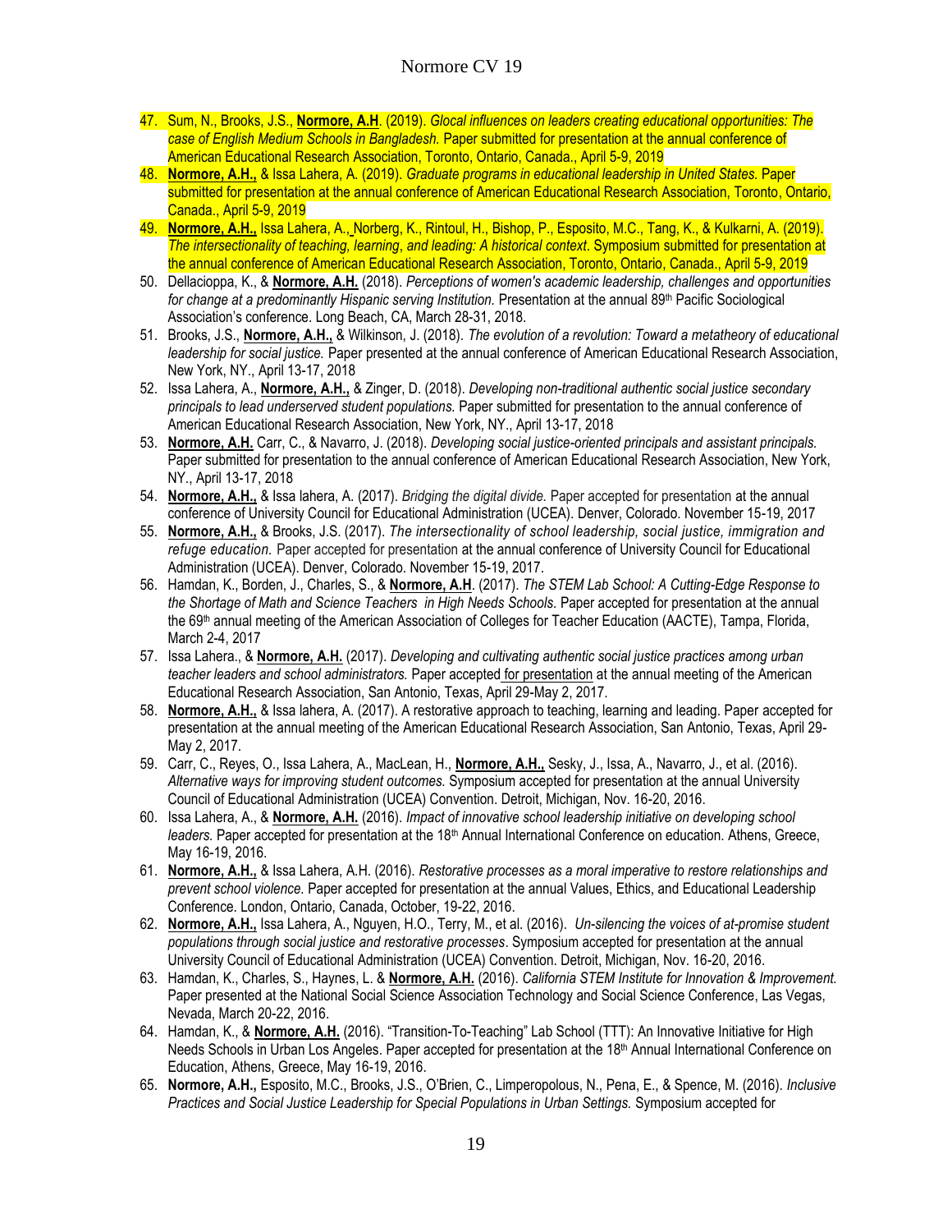47. Sum, N., Brooks, J.S., **Normore, A.H**. (2019). *Glocal influences on leaders creating educational opportunities: The case of English Medium Schools in Bangladesh.* Paper submitted for presentation at the annual conference of American Educational Research Association, Toronto, Ontario, Canada., April 5-9, 2019
48. **Normore, A.H.,** & Issa Lahera, A. (2019). *Graduate programs in educational leadership in United States.* Paper submitted for presentation at the annual conference of American Educational Research Association, Toronto, Ontario, Canada., April 5-9, 2019
49. **Normore, A.H.,** Issa Lahera, A., Norberg, K., Rintoul, H., Bishop, P., Esposito, M.C., Tang, K., & Kulkarni, A. (2019). *The intersectionality of teaching, learning, and leading: A historical context*. Symposium submitted for presentation at the annual conference of American Educational Research Association, Toronto, Ontario, Canada., April 5-9, 2019
50. Dellacioppa, K., & **Normore, A.H.** (2018). *Perceptions of women's academic leadership, challenges and opportunities for change at a predominantly Hispanic serving Institution.* Presentation at the annual 89th Pacific Sociological Association's conference. Long Beach, CA, March 28-31, 2018.
51. Brooks, J.S., **Normore, A.H.,** & Wilkinson, J. (2018). *The evolution of a revolution: Toward a metatheory of educational leadership for social justice.* Paper presented at the annual conference of American Educational Research Association, New York, NY., April 13-17, 2018
52. Issa Lahera, A., **Normore, A.H.,** & Zinger, D. (2018). *Developing non-traditional authentic social justice secondary principals to lead underserved student populations.* Paper submitted for presentation to the annual conference of American Educational Research Association, New York, NY., April 13-17, 2018
53. **Normore, A.H.** Carr, C., & Navarro, J. (2018). *Developing social justice-oriented principals and assistant principals.* Paper submitted for presentation to the annual conference of American Educational Research Association, New York, NY., April 13-17, 2018
54. **Normore, A.H.,** & Issa lahera, A. (2017). *Bridging the digital divide.* Paper accepted for presentation at the annual conference of University Council for Educational Administration (UCEA). Denver, Colorado. November 15-19, 2017
55. **Normore, A.H.,** & Brooks, J.S. (2017). *The intersectionality of school leadership, social justice, immigration and refuge education.* Paper accepted for presentation at the annual conference of University Council for Educational Administration (UCEA). Denver, Colorado. November 15-19, 2017.
56. Hamdan, K., Borden, J., Charles, S., & **Normore, A.H**. (2017). *The STEM Lab School: A Cutting-Edge Response to the Shortage of Math and Science Teachers in High Needs Schools.* Paper accepted for presentation at the annual the 69th annual meeting of the American Association of Colleges for Teacher Education (AACTE), Tampa, Florida, March 2-4, 2017
57. Issa Lahera., & **Normore, A.H.** (2017). *Developing and cultivating authentic social justice practices among urban teacher leaders and school administrators.* Paper accepted for presentation at the annual meeting of the American Educational Research Association, San Antonio, Texas, April 29-May 2, 2017.
58. **Normore, A.H.,** & Issa lahera, A. (2017). A restorative approach to teaching, learning and leading. Paper accepted for presentation at the annual meeting of the American Educational Research Association, San Antonio, Texas, April 29-May 2, 2017.
59. Carr, C., Reyes, O., Issa Lahera, A., MacLean, H., **Normore, A.H.,** Sesky, J., Issa, A., Navarro, J., et al. (2016). *Alternative ways for improving student outcomes.* Symposium accepted for presentation at the annual University Council of Educational Administration (UCEA) Convention. Detroit, Michigan, Nov. 16-20, 2016.
60. Issa Lahera, A., & **Normore, A.H.** (2016). *Impact of innovative school leadership initiative on developing school leaders.* Paper accepted for presentation at the 18th Annual International Conference on education. Athens, Greece, May 16-19, 2016.
61. **Normore, A.H.,** & Issa Lahera, A.H. (2016). *Restorative processes as a moral imperative to restore relationships and prevent school violence.* Paper accepted for presentation at the annual Values, Ethics, and Educational Leadership Conference. London, Ontario, Canada, October, 19-22, 2016.
62. **Normore, A.H.,** Issa Lahera, A., Nguyen, H.O., Terry, M., et al. (2016). *Un-silencing the voices of at-promise student populations through social justice and restorative processes*. Symposium accepted for presentation at the annual University Council of Educational Administration (UCEA) Convention. Detroit, Michigan, Nov. 16-20, 2016.
63. Hamdan, K., Charles, S., Haynes, L. & **Normore, A.H.** (2016). *California STEM Institute for Innovation & Improvement.* Paper presented at the National Social Science Association Technology and Social Science Conference, Las Vegas, Nevada, March 20-22, 2016.
64. Hamdan, K., & **Normore, A.H.** (2016). "Transition-To-Teaching" Lab School (TTT): An Innovative Initiative for High Needs Schools in Urban Los Angeles. Paper accepted for presentation at the 18th Annual International Conference on Education, Athens, Greece, May 16-19, 2016.
65. **Normore, A.H.,** Esposito, M.C., Brooks, J.S., O'Brien, C., Limperopolous, N., Pena, E., & Spence, M. (2016). *Inclusive Practices and Social Justice Leadership for Special Populations in Urban Settings.* Symposium accepted for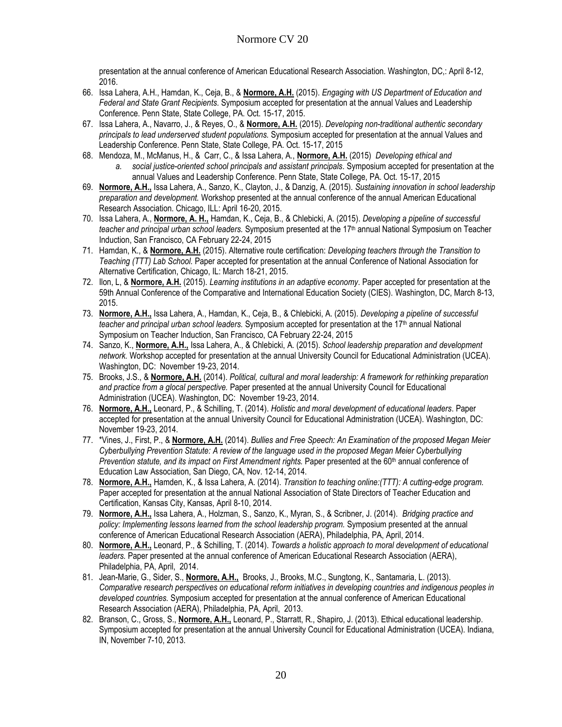presentation at the annual conference of American Educational Research Association. Washington, DC,: April 8-12, 2016.

66. Issa Lahera, A.H., Hamdan, K., Ceja, B., & **Normore, A.H.** (2015). *Engaging with US Department of Education and Federal and State Grant Recipients.* Symposium accepted for presentation at the annual Values and Leadership Conference. Penn State, State College, PA. Oct. 15-17, 2015.
67. Issa Lahera, A., Navarro, J., & Reyes, O., & **Normore, A.H.** (2015). *Developing non-traditional authentic secondary principals to lead underserved student populations.* Symposium accepted for presentation at the annual Values and Leadership Conference. Penn State, State College, PA. Oct. 15-17, 2015
68. Mendoza, M., McManus, H., & Carr, C., & Issa Lahera, A., **Normore, A.H.** (2015) *Developing ethical and*
    a. *social justice-oriented school principals and assistant principals*. Symposium accepted for presentation at the annual Values and Leadership Conference. Penn State, State College, PA. Oct. 15-17, 2015
69. **Normore, A.H.,** Issa Lahera, A., Sanzo, K., Clayton, J., & Danzig, A. (2015). *Sustaining innovation in school leadership preparation and development.* Workshop presented at the annual conference of the annual American Educational Research Association. Chicago, ILL: April 16-20, 2015.
70. Issa Lahera, A., **Normore, A. H.,** Hamdan, K., Ceja, B., & Chlebicki, A. (2015). *Developing a pipeline of successful teacher and principal urban school leaders.* Symposium presented at the 17th annual National Symposium on Teacher Induction, San Francisco, CA February 22-24, 2015
71. Hamdan, K., & **Normore, A.H.** (2015). Alternative route certification: *Developing teachers through the Transition to Teaching (TTT) Lab School.* Paper accepted for presentation at the annual Conference of National Association for Alternative Certification, Chicago, IL: March 18-21, 2015.
72. Ilon, L, & **Normore, A.H.** (2015). *Learning institutions in an adaptive economy*. Paper accepted for presentation at the 59th Annual Conference of the Comparative and International Education Society (CIES). Washington, DC, March 8-13, 2015.
73. **Normore, A.H.,** Issa Lahera, A., Hamdan, K., Ceja, B., & Chlebicki, A. (2015). *Developing a pipeline of successful teacher and principal urban school leaders.* Symposium accepted for presentation at the 17th annual National Symposium on Teacher Induction, San Francisco, CA February 22-24, 2015
74. Sanzo, K., **Normore, A.H.,** Issa Lahera, A., & Chlebicki, A. (2015). *School leadership preparation and development network.* Workshop accepted for presentation at the annual University Council for Educational Administration (UCEA). Washington, DC: November 19-23, 2014.
75. Brooks, J.S., & **Normore, A.H.** (2014). *Political, cultural and moral leadership: A framework for rethinking preparation and practice from a glocal perspective.* Paper presented at the annual University Council for Educational Administration (UCEA). Washington, DC: November 19-23, 2014.
76. **Normore, A.H.,** Leonard, P., & Schilling, T. (2014). *Holistic and moral development of educational leaders*. Paper accepted for presentation at the annual University Council for Educational Administration (UCEA). Washington, DC: November 19-23, 2014.
77. *Vines, J., First, P., & **Normore, A.H.** (2014). *Bullies and Free Speech: An Examination of the proposed Megan Meier Cyberbullying Prevention Statute: A review of the language used in the proposed Megan Meier Cyberbullying Prevention statute, and its impact on First Amendment rights.* Paper presented at the 60th annual conference of Education Law Association, San Diego, CA, Nov. 12-14, 2014.
78. **Normore, A.H.,** Hamden, K., & Issa Lahera, A. (2014). *Transition to teaching online:(TTT): A cutting-edge program.* Paper accepted for presentation at the annual National Association of State Directors of Teacher Education and Certification, Kansas City, Kansas, April 8-10, 2014.
79. **Normore, A.H.,** Issa Lahera, A., Holzman, S., Sanzo, K., Myran, S., & Scribner, J. (2014). *Bridging practice and policy: Implementing lessons learned from the school leadership program.* Symposium presented at the annual conference of American Educational Research Association (AERA), Philadelphia, PA, April, 2014.
80. **Normore, A.H.,** Leonard, P., & Schilling, T. (2014). *Towards a holistic approach to moral development of educational leaders.* Paper presented at the annual conference of American Educational Research Association (AERA), Philadelphia, PA, April, 2014.
81. Jean-Marie, G., Sider, S., **Normore, A.H.,** Brooks, J., Brooks, M.C., Sungtong, K., Santamaria, L. (2013). *Comparative research perspectives on educational reform initiatives in developing countries and indigenous peoples in developed countries.* Symposium accepted for presentation at the annual conference of American Educational Research Association (AERA), Philadelphia, PA, April, 2013.
82. Branson, C., Gross, S., **Normore, A.H.,** Leonard, P., Starratt, R., Shapiro, J. (2013). Ethical educational leadership. Symposium accepted for presentation at the annual University Council for Educational Administration (UCEA). Indiana, IN, November 7-10, 2013.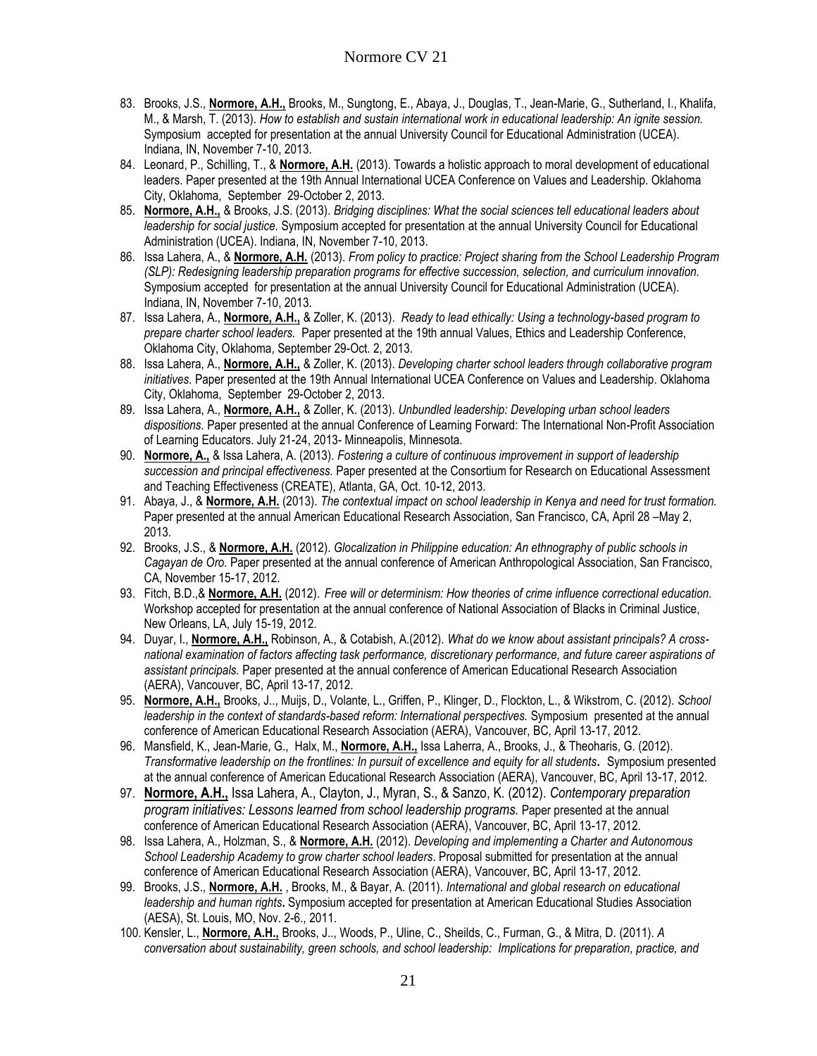83. Brooks, J.S., **Normore, A.H.,** Brooks, M., Sungtong, E., Abaya, J., Douglas, T., Jean-Marie, G., Sutherland, I., Khalifa, M., & Marsh, T. (2013). *How to establish and sustain international work in educational leadership: An ignite session.* Symposium accepted for presentation at the annual University Council for Educational Administration (UCEA). Indiana, IN, November 7-10, 2013.
84. Leonard, P., Schilling, T., & **Normore, A.H.** (2013). Towards a holistic approach to moral development of educational leaders. Paper presented at the 19th Annual International UCEA Conference on Values and Leadership. Oklahoma City, Oklahoma, September 29-October 2, 2013.
85. **Normore, A.H.,** & Brooks, J.S. (2013). *Bridging disciplines: What the social sciences tell educational leaders about leadership for social justice.* Symposium accepted for presentation at the annual University Council for Educational Administration (UCEA). Indiana, IN, November 7-10, 2013.
86. Issa Lahera, A., & **Normore, A.H.** (2013). *From policy to practice: Project sharing from the School Leadership Program (SLP): Redesigning leadership preparation programs for effective succession, selection, and curriculum innovation.* Symposium accepted for presentation at the annual University Council for Educational Administration (UCEA). Indiana, IN, November 7-10, 2013.
87. Issa Lahera, A., **Normore, A.H.,** & Zoller, K. (2013). *Ready to lead ethically: Using a technology-based program to prepare charter school leaders.* Paper presented at the 19th annual Values, Ethics and Leadership Conference, Oklahoma City, Oklahoma, September 29-Oct. 2, 2013.
88. Issa Lahera, A., **Normore, A.H.,** & Zoller, K. (2013). *Developing charter school leaders through collaborative program initiatives*. Paper presented at the 19th Annual International UCEA Conference on Values and Leadership. Oklahoma City, Oklahoma, September 29-October 2, 2013.
89. Issa Lahera, A., **Normore, A.H.,** & Zoller, K. (2013). *Unbundled leadership: Developing urban school leaders dispositions*. Paper presented at the annual Conference of Learning Forward: The International Non-Profit Association of Learning Educators. July 21-24, 2013- Minneapolis, Minnesota.
90. **Normore, A.,** & Issa Lahera, A. (2013). *Fostering a culture of continuous improvement in support of leadership succession and principal effectiveness.* Paper presented at the Consortium for Research on Educational Assessment and Teaching Effectiveness (CREATE), Atlanta, GA, Oct. 10-12, 2013.
91. Abaya, J., & **Normore, A.H.** (2013). *The contextual impact on school leadership in Kenya and need for trust formation.* Paper presented at the annual American Educational Research Association, San Francisco, CA, April 28 –May 2, 2013.
92. Brooks, J.S., & **Normore, A.H.** (2012). *Glocalization in Philippine education: An ethnography of public schools in Cagayan de Oro.* Paper presented at the annual conference of American Anthropological Association, San Francisco, CA, November 15-17, 2012.
93. Fitch, B.D.,& **Normore, A.H.** (2012). *Free will or determinism: How theories of crime influence correctional education.* Workshop accepted for presentation at the annual conference of National Association of Blacks in Criminal Justice, New Orleans, LA, July 15-19, 2012.
94. Duyar, I., **Normore, A.H.,** Robinson, A., & Cotabish, A.(2012). *What do we know about assistant principals? A cross-national examination of factors affecting task performance, discretionary performance, and future career aspirations of assistant principals.* Paper presented at the annual conference of American Educational Research Association (AERA), Vancouver, BC, April 13-17, 2012.
95. **Normore, A.H.,** Brooks, J.., Muijs, D., Volante, L., Griffen, P., Klinger, D., Flockton, L., & Wikstrom, C. (2012). *School leadership in the context of standards-based reform: International perspectives.* Symposium presented at the annual conference of American Educational Research Association (AERA), Vancouver, BC, April 13-17, 2012.
96. Mansfield, K., Jean-Marie, G., Halx, M., **Normore, A.H.,** Issa Laherra, A., Brooks, J., & Theoharis, G. (2012). *Transformative leadership on the frontlines: In pursuit of excellence and equity for all students***.** Symposium presented at the annual conference of American Educational Research Association (AERA), Vancouver, BC, April 13-17, 2012.
97. **Normore, A.H.,** Issa Lahera, A., Clayton, J., Myran, S., & Sanzo, K. (2012). *Contemporary preparation program initiatives: Lessons learned from school leadership programs.* Paper presented at the annual conference of American Educational Research Association (AERA), Vancouver, BC, April 13-17, 2012.
98. Issa Lahera, A., Holzman, S., & **Normore, A.H.** (2012). *Developing and implementing a Charter and Autonomous School Leadership Academy to grow charter school leaders*. Proposal submitted for presentation at the annual conference of American Educational Research Association (AERA), Vancouver, BC, April 13-17, 2012.
99. Brooks, J.S., **Normore, A.H.** , Brooks, M., & Bayar, A. (2011). *International and global research on educational leadership and human rights***.** Symposium accepted for presentation at American Educational Studies Association (AESA), St. Louis, MO, Nov. 2-6., 2011.
100. Kensler, L., **Normore, A.H.,** Brooks, J.., Woods, P., Uline, C., Sheilds, C., Furman, G., & Mitra, D. (2011). *A conversation about sustainability, green schools, and school leadership: Implications for preparation, practice, and*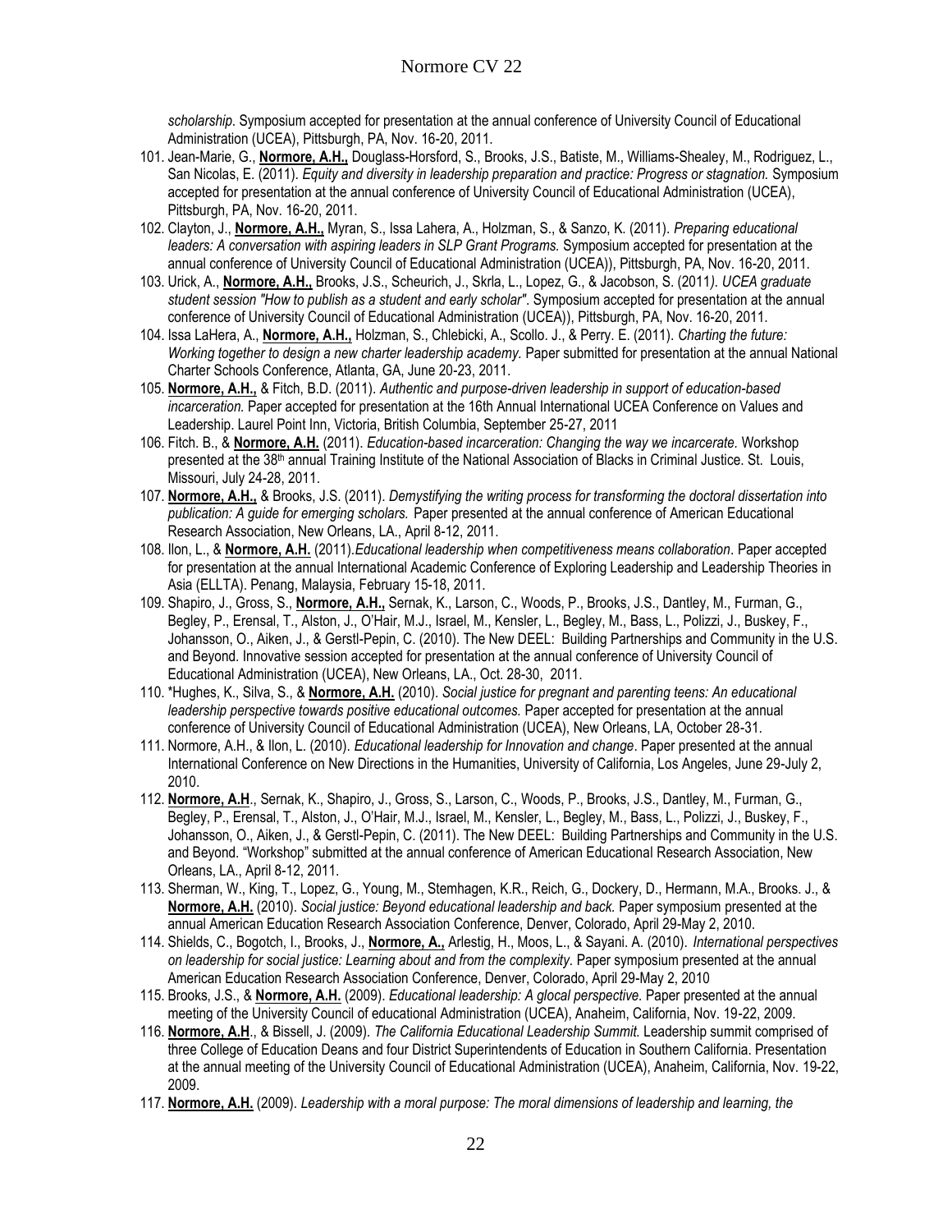*scholarship*. Symposium accepted for presentation at the annual conference of University Council of Educational Administration (UCEA), Pittsburgh, PA, Nov. 16-20, 2011.

101. Jean-Marie, G., **Normore, A.H.,** Douglass-Horsford, S., Brooks, J.S., Batiste, M., Williams-Shealey, M., Rodriguez, L., San Nicolas, E. (2011). *Equity and diversity in leadership preparation and practice: Progress or stagnation.* Symposium accepted for presentation at the annual conference of University Council of Educational Administration (UCEA), Pittsburgh, PA, Nov. 16-20, 2011.
102. Clayton, J., **Normore, A.H.,** Myran, S., Issa Lahera, A., Holzman, S., & Sanzo, K. (2011). *Preparing educational leaders: A conversation with aspiring leaders in SLP Grant Programs.* Symposium accepted for presentation at the annual conference of University Council of Educational Administration (UCEA)), Pittsburgh, PA, Nov. 16-20, 2011.
103. Urick, A., **Normore, A.H.,** Brooks, J.S., Scheurich, J., Skrla, L., Lopez, G., & Jacobson, S. (2011*). UCEA graduate student session "How to publish as a student and early scholar"*. Symposium accepted for presentation at the annual conference of University Council of Educational Administration (UCEA)), Pittsburgh, PA, Nov. 16-20, 2011.
104. Issa LaHera, A., **Normore, A.H.,** Holzman, S., Chlebicki, A., Scollo. J., & Perry. E. (2011). *Charting the future: Working together to design a new charter leadership academy.* Paper submitted for presentation at the annual National Charter Schools Conference, Atlanta, GA, June 20-23, 2011.
105. **Normore, A.H.,** & Fitch, B.D. (2011). *Authentic and purpose-driven leadership in support of education-based incarceration.* Paper accepted for presentation at the 16th Annual International UCEA Conference on Values and Leadership. Laurel Point Inn, Victoria, British Columbia, September 25-27, 2011
106. Fitch. B., & **Normore, A.H.** (2011). *Education-based incarceration: Changing the way we incarcerate.* Workshop presented at the 38th annual Training Institute of the National Association of Blacks in Criminal Justice. St. Louis, Missouri, July 24-28, 2011.
107. **Normore, A.H.,** & Brooks, J.S. (2011). *Demystifying the writing process for transforming the doctoral dissertation into publication: A guide for emerging scholars.* Paper presented at the annual conference of American Educational Research Association, New Orleans, LA., April 8-12, 2011.
108. Ilon, L., & **Normore, A.H.** (2011).*Educational leadership when competitiveness means collaboration*. Paper accepted for presentation at the annual International Academic Conference of Exploring Leadership and Leadership Theories in Asia (ELLTA). Penang, Malaysia, February 15-18, 2011.
109. Shapiro, J., Gross, S., **Normore, A.H.,** Sernak, K., Larson, C., Woods, P., Brooks, J.S., Dantley, M., Furman, G., Begley, P., Erensal, T., Alston, J., O'Hair, M.J., Israel, M., Kensler, L., Begley, M., Bass, L., Polizzi, J., Buskey, F., Johansson, O., Aiken, J., & Gerstl-Pepin, C. (2010). The New DEEL: Building Partnerships and Community in the U.S. and Beyond. Innovative session accepted for presentation at the annual conference of University Council of Educational Administration (UCEA), New Orleans, LA., Oct. 28-30, 2011.
110. *Hughes, K., Silva, S., & **Normore, A.H.** (2010). *Social justice for pregnant and parenting teens: An educational leadership perspective towards positive educational outcomes.* Paper accepted for presentation at the annual conference of University Council of Educational Administration (UCEA), New Orleans, LA, October 28-31.
111. Normore, A.H., & Ilon, L. (2010). *Educational leadership for Innovation and change*. Paper presented at the annual International Conference on New Directions in the Humanities, University of California, Los Angeles, June 29-July 2, 2010.
112. **Normore, A.H**., Sernak, K., Shapiro, J., Gross, S., Larson, C., Woods, P., Brooks, J.S., Dantley, M., Furman, G., Begley, P., Erensal, T., Alston, J., O'Hair, M.J., Israel, M., Kensler, L., Begley, M., Bass, L., Polizzi, J., Buskey, F., Johansson, O., Aiken, J., & Gerstl-Pepin, C. (2011). The New DEEL: Building Partnerships and Community in the U.S. and Beyond. "Workshop" submitted at the annual conference of American Educational Research Association, New Orleans, LA., April 8-12, 2011.
113. Sherman, W., King, T., Lopez, G., Young, M., Stemhagen, K.R., Reich, G., Dockery, D., Hermann, M.A., Brooks. J., & **Normore, A.H.** (2010). *Social justice: Beyond educational leadership and back.* Paper symposium presented at the annual American Education Research Association Conference, Denver, Colorado, April 29-May 2, 2010.
114. Shields, C., Bogotch, I., Brooks, J., **Normore, A.,** Arlestig, H., Moos, L., & Sayani. A. (2010). *International perspectives on leadership for social justice: Learning about and from the complexity*. Paper symposium presented at the annual American Education Research Association Conference, Denver, Colorado, April 29-May 2, 2010
115. Brooks, J.S., & **Normore, A.H.** (2009). *Educational leadership: A glocal perspective.* Paper presented at the annual meeting of the University Council of educational Administration (UCEA), Anaheim, California, Nov. 19-22, 2009.
116. **Normore, A.H**., & Bissell, J. (2009). *The California Educational Leadership Summit.* Leadership summit comprised of three College of Education Deans and four District Superintendents of Education in Southern California. Presentation at the annual meeting of the University Council of Educational Administration (UCEA), Anaheim, California, Nov. 19-22, 2009.
117. **Normore, A.H.** (2009). *Leadership with a moral purpose: The moral dimensions of leadership and learning, the*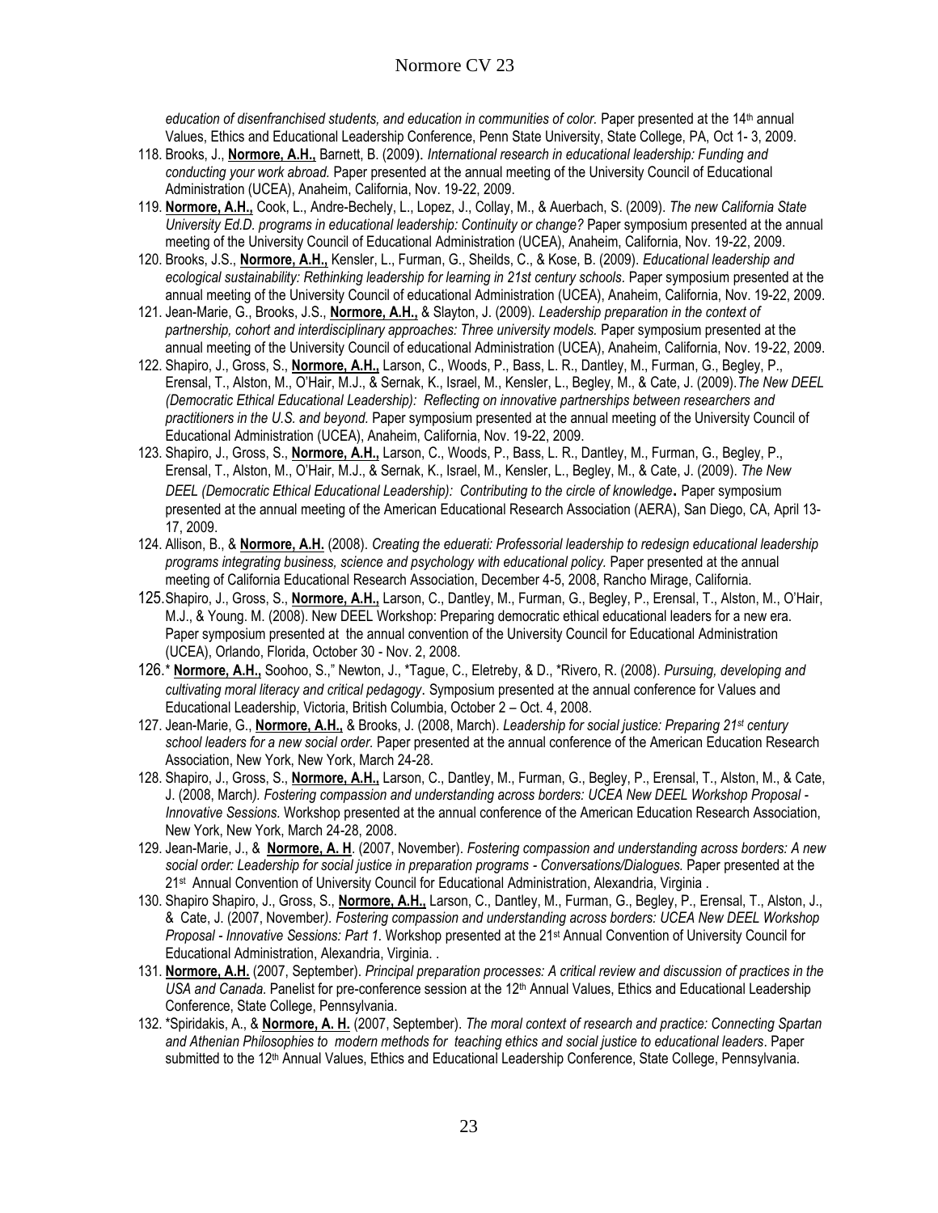*education of disenfranchised students, and education in communities of color.* Paper presented at the 14th annual Values, Ethics and Educational Leadership Conference, Penn State University, State College, PA, Oct 1- 3, 2009.

118. Brooks, J., **Normore, A.H.,** Barnett, B. (2009). *International research in educational leadership: Funding and conducting your work abroad.* Paper presented at the annual meeting of the University Council of Educational Administration (UCEA), Anaheim, California, Nov. 19-22, 2009.
119. **Normore, A.H.,** Cook, L., Andre-Bechely, L., Lopez, J., Collay, M., & Auerbach, S. (2009). *The new California State University Ed.D. programs in educational leadership: Continuity or change?* Paper symposium presented at the annual meeting of the University Council of Educational Administration (UCEA), Anaheim, California, Nov. 19-22, 2009.
120. Brooks, J.S., **Normore, A.H.,** Kensler, L., Furman, G., Sheilds, C., & Kose, B. (2009). *Educational leadership and ecological sustainability: Rethinking leadership for learning in 21st century schools*. Paper symposium presented at the annual meeting of the University Council of educational Administration (UCEA), Anaheim, California, Nov. 19-22, 2009.
121. Jean-Marie, G., Brooks, J.S., **Normore, A.H.,** & Slayton, J. (2009). *Leadership preparation in the context of partnership, cohort and interdisciplinary approaches: Three university models.* Paper symposium presented at the annual meeting of the University Council of educational Administration (UCEA), Anaheim, California, Nov. 19-22, 2009.
122. Shapiro, J., Gross, S., **Normore, A.H.,** Larson, C., Woods, P., Bass, L. R., Dantley, M., Furman, G., Begley, P., Erensal, T., Alston, M., O'Hair, M.J., & Sernak, K., Israel, M., Kensler, L., Begley, M., & Cate, J. (2009). *The New DEEL (Democratic Ethical Educational Leadership): Reflecting on innovative partnerships between researchers and practitioners in the U.S. and beyond.* Paper symposium presented at the annual meeting of the University Council of Educational Administration (UCEA), Anaheim, California, Nov. 19-22, 2009.
123. Shapiro, J., Gross, S., **Normore, A.H.,** Larson, C., Woods, P., Bass, L. R., Dantley, M., Furman, G., Begley, P., Erensal, T., Alston, M., O'Hair, M.J., & Sernak, K., Israel, M., Kensler, L., Begley, M., & Cate, J. (2009). *The New DEEL (Democratic Ethical Educational Leadership): Contributing to the circle of knowledge***.** Paper symposium presented at the annual meeting of the American Educational Research Association (AERA), San Diego, CA, April 13-17, 2009.
124. Allison, B., & **Normore, A.H.** (2008). *Creating the eduerati: Professorial leadership to redesign educational leadership programs integrating business, science and psychology with educational policy.* Paper presented at the annual meeting of California Educational Research Association, December 4-5, 2008, Rancho Mirage, California.
125. Shapiro, J., Gross, S., **Normore, A.H.,** Larson, C., Dantley, M., Furman, G., Begley, P., Erensal, T., Alston, M., O'Hair, M.J., & Young. M. (2008). New DEEL Workshop: Preparing democratic ethical educational leaders for a new era. Paper symposium presented at the annual convention of the University Council for Educational Administration (UCEA), Orlando, Florida, October 30 - Nov. 2, 2008.
126. * **Normore, A.H.,** Soohoo, S.," Newton, J., *Tague, C., Eletreby, & D., *Rivero, R. (2008). *Pursuing, developing and cultivating moral literacy and critical pedagogy*. Symposium presented at the annual conference for Values and Educational Leadership, Victoria, British Columbia, October 2 – Oct. 4, 2008.
127. Jean-Marie, G., **Normore, A.H.,** & Brooks, J. (2008, March). *Leadership for social justice: Preparing 21st century school leaders for a new social order.* Paper presented at the annual conference of the American Education Research Association, New York, New York, March 24-28.
128. Shapiro, J., Gross, S., **Normore, A.H.,** Larson, C., Dantley, M., Furman, G., Begley, P., Erensal, T., Alston, M., & Cate, J. (2008, March*). Fostering compassion and understanding across borders: UCEA New DEEL Workshop Proposal - Innovative Sessions.* Workshop presented at the annual conference of the American Education Research Association, New York, New York, March 24-28, 2008.
129. Jean-Marie, J., & **Normore, A. H**. (2007, November). *Fostering compassion and understanding across borders: A new social order: Leadership for social justice in preparation programs - Conversations/Dialogues.* Paper presented at the 21st Annual Convention of University Council for Educational Administration, Alexandria, Virginia .
130. Shapiro Shapiro, J., Gross, S., **Normore, A.H.,** Larson, C., Dantley, M., Furman, G., Begley, P., Erensal, T., Alston, J., & Cate, J. (2007, November*). Fostering compassion and understanding across borders: UCEA New DEEL Workshop Proposal - Innovative Sessions: Part 1.* Workshop presented at the 21st Annual Convention of University Council for Educational Administration, Alexandria, Virginia. .
131. **Normore, A.H.** (2007, September). *Principal preparation processes: A critical review and discussion of practices in the USA and Canada.* Panelist for pre-conference session at the 12th Annual Values, Ethics and Educational Leadership Conference, State College, Pennsylvania.
132. *Spiridakis, A., & **Normore, A. H.** (2007, September). *The moral context of research and practice: Connecting Spartan and Athenian Philosophies to modern methods for teaching ethics and social justice to educational leaders*. Paper submitted to the 12th Annual Values, Ethics and Educational Leadership Conference, State College, Pennsylvania.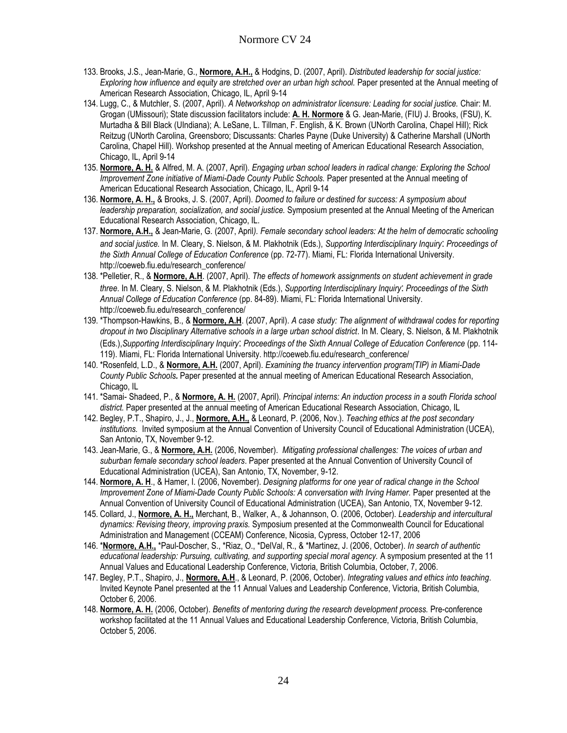133. Brooks, J.S., Jean-Marie, G., **Normore, A.H.,** & Hodgins, D. (2007, April). *Distributed leadership for social justice: Exploring how influence and equity are stretched over an urban high school.* Paper presented at the Annual meeting of American Research Association, Chicago, IL, April 9-14
134. Lugg, C., & Mutchler, S. (2007, April). *A Networkshop on administrator licensure: Leading for social justice.* Chair: M. Grogan (UMissouri); State discussion facilitators include: **A. H. Normore** & G. Jean-Marie, (FIU) J. Brooks, (FSU), K. Murtadha & Bill Black (UIndiana); A. LeSane, L. Tillman, F. English, & K. Brown (UNorth Carolina, Chapel Hill); Rick Reitzug (UNorth Carolina, Greensboro; Discussants: Charles Payne (Duke University) & Catherine Marshall (UNorth Carolina, Chapel Hill). Workshop presented at the Annual meeting of American Educational Research Association, Chicago, IL, April 9-14
135. **Normore, A. H.** & Alfred, M. A. (2007, April). *Engaging urban school leaders in radical change: Exploring the School Improvement Zone initiative of Miami-Dade County Public Schools.* Paper presented at the Annual meeting of American Educational Research Association, Chicago, IL, April 9-14
136. **Normore, A. H.,** & Brooks, J. S. (2007, April). *Doomed to failure or destined for success: A symposium about leadership preparation, socialization, and social justice.* Symposium presented at the Annual Meeting of the American Educational Research Association, Chicago, IL.
137. **Normore, A.H.,** & Jean-Marie, G. (2007, April*). Female secondary school leaders: At the helm of democratic schooling and social justice.* In M. Cleary, S. Nielson, & M. Plakhotnik (Eds.), *Supporting Interdisciplinary Inquiry*: *Proceedings of the Sixth Annual College of Education Conference* (pp. 72-77). Miami, FL: Florida International University. http://coeweb.fiu.edu/research_conference/
138. *Pelletier, R., & **Normore, A.H**. (2007, April). *The effects of homework assignments on student achievement in grade three.* In M. Cleary, S. Nielson, & M. Plakhotnik (Eds.), *Supporting Interdisciplinary Inquiry*: *Proceedings of the Sixth Annual College of Education Conference* (pp. 84-89). Miami, FL: Florida International University. http://coeweb.fiu.edu/research_conference/
139. *Thompson-Hawkins, B., & **Normore, A.H**. (2007, April). *A case study: The alignment of withdrawal codes for reporting dropout in two Disciplinary Alternative schools in a large urban school district*. In M. Cleary, S. Nielson, & M. Plakhotnik (Eds.),*Supporting Interdisciplinary Inquiry*: *Proceedings of the Sixth Annual College of Education Conference* (pp. 114-119). Miami, FL: Florida International University. http://coeweb.fiu.edu/research_conference/
140. *Rosenfeld, L.D., & **Normore, A.H.** (2007, April). *Examining the truancy intervention program(TIP) in Miami-Dade County Public Schools***.** Paper presented at the annual meeting of American Educational Research Association, Chicago, IL
141. *Samai- Shadeed, P., & **Normore, A. H.** (2007, April). *Principal interns: An induction process in a south Florida school district.* Paper presented at the annual meeting of American Educational Research Association, Chicago, IL
142. Begley, P.T., Shapiro, J., J., **Normore, A.H.,** & Leonard, P. (2006, Nov.). *Teaching ethics at the post secondary institutions.* Invited symposium at the Annual Convention of University Council of Educational Administration (UCEA), San Antonio, TX, November 9-12.
143. Jean-Marie, G., & **Normore, A.H.** (2006, November). *Mitigating professional challenges: The voices of urban and suburban female secondary school leaders*. Paper presented at the Annual Convention of University Council of Educational Administration (UCEA), San Antonio, TX, November, 9-12.
144. **Normore, A. H**., & Hamer, I. (2006, November). *Designing platforms for one year of radical change in the School Improvement Zone of Miami-Dade County Public Schools: A conversation with Irving Hamer.* Paper presented at the Annual Convention of University Council of Educational Administration (UCEA), San Antonio, TX, November 9-12.
145. Collard, J., **Normore, A. H.,** Merchant, B., Walker, A., & Johannson, O. (2006, October). *Leadership and intercultural dynamics: Revising theory, improving praxis.* Symposium presented at the Commonwealth Council for Educational Administration and Management (CCEAM) Conference, Nicosia, Cypress, October 12-17, 2006
146. ***Normore, A.H.,** *Paul-Doscher, S., *Riaz, O., *DelVal, R., & *Martinez, J. (2006, October). *In search of authentic educational leadership: Pursuing, cultivating, and supporting special moral agency.* A symposium presented at the 11 Annual Values and Educational Leadership Conference, Victoria, British Columbia, October, 7, 2006.
147. Begley, P.T., Shapiro, J., **Normore, A.H**., & Leonard, P. (2006, October). *Integrating values and ethics into teaching*. Invited Keynote Panel presented at the 11 Annual Values and Leadership Conference, Victoria, British Columbia, October 6, 2006.
148. **Normore, A. H.** (2006, October). *Benefits of mentoring during the research development process.* Pre-conference workshop facilitated at the 11 Annual Values and Educational Leadership Conference, Victoria, British Columbia, October 5, 2006.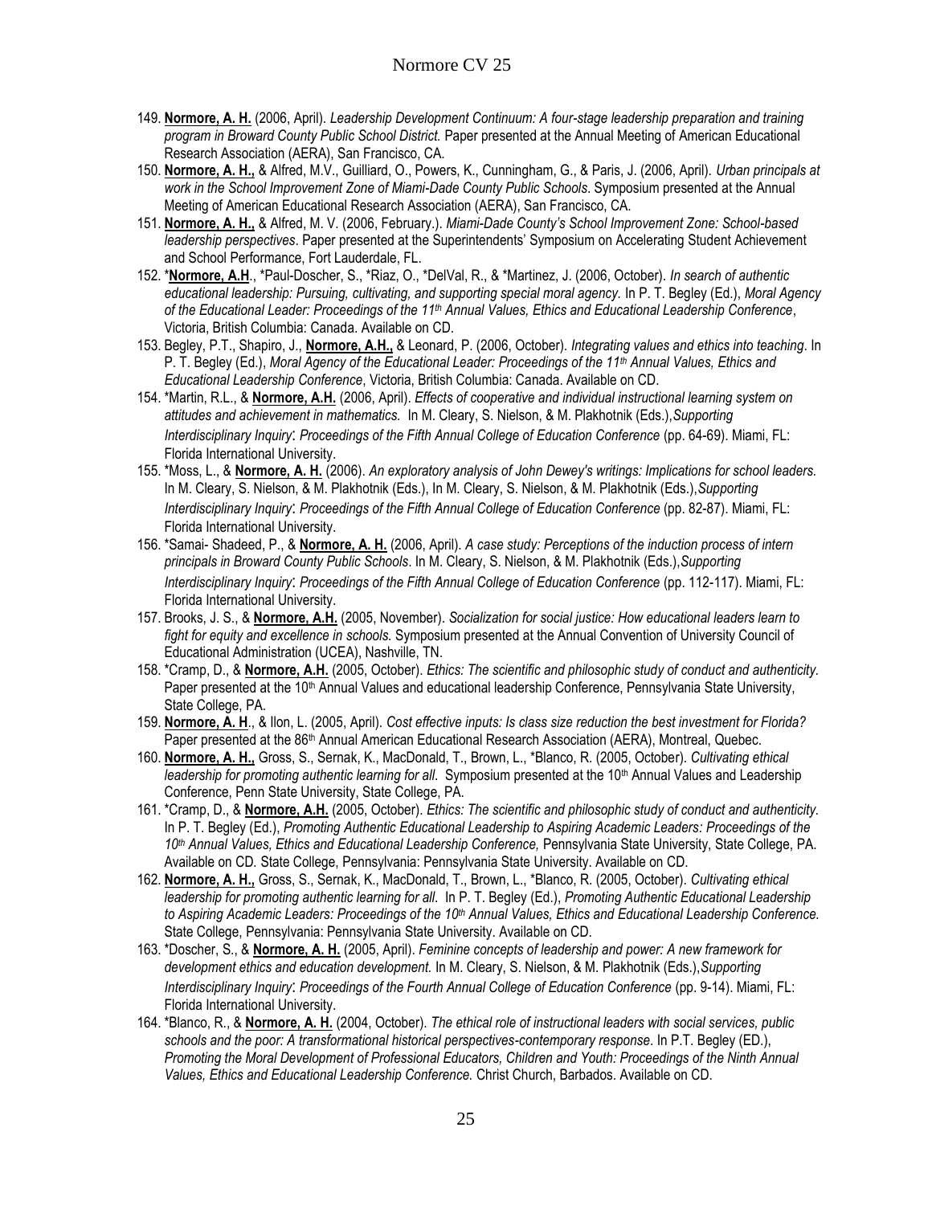149. **Normore, A. H.** (2006, April). *Leadership Development Continuum: A four-stage leadership preparation and training program in Broward County Public School District.* Paper presented at the Annual Meeting of American Educational Research Association (AERA), San Francisco, CA.
150. **Normore, A. H.,** & Alfred, M.V., Guilliard, O., Powers, K., Cunningham, G., & Paris, J. (2006, April). *Urban principals at work in the School Improvement Zone of Miami-Dade County Public Schools*. Symposium presented at the Annual Meeting of American Educational Research Association (AERA), San Francisco, CA.
151. **Normore, A. H.,** & Alfred, M. V. (2006, February.). *Miami-Dade County's School Improvement Zone: School-based leadership perspectives*. Paper presented at the Superintendents' Symposium on Accelerating Student Achievement and School Performance, Fort Lauderdale, FL.
152. ***Normore, A.H**., *Paul-Doscher, S., *Riaz, O., *DelVal, R., & *Martinez, J. (2006, October). *In search of authentic educational leadership: Pursuing, cultivating, and supporting special moral agency.* In P. T. Begley (Ed.), *Moral Agency of the Educational Leader: Proceedings of the 11th Annual Values, Ethics and Educational Leadership Conference*, Victoria, British Columbia: Canada. Available on CD.
153. Begley, P.T., Shapiro, J., **Normore, A.H.,** & Leonard, P. (2006, October). *Integrating values and ethics into teaching*. In P. T. Begley (Ed.), *Moral Agency of the Educational Leader: Proceedings of the 11th Annual Values, Ethics and Educational Leadership Conference*, Victoria, British Columbia: Canada. Available on CD.
154. *Martin, R.L., & **Normore, A.H.** (2006, April). *Effects of cooperative and individual instructional learning system on attitudes and achievement in mathematics.* In M. Cleary, S. Nielson, & M. Plakhotnik (Eds.),*Supporting Interdisciplinary Inquiry: Proceedings of the Fifth Annual College of Education Conference* (pp. 64-69). Miami, FL: Florida International University.
155. *Moss, L., & **Normore, A. H.** (2006). *An exploratory analysis of John Dewey's writings: Implications for school leaders.* In M. Cleary, S. Nielson, & M. Plakhotnik (Eds.), In M. Cleary, S. Nielson, & M. Plakhotnik (Eds.),*Supporting Interdisciplinary Inquiry: Proceedings of the Fifth Annual College of Education Conference* (pp. 82-87). Miami, FL: Florida International University.
156. *Samai- Shadeed, P., & **Normore, A. H.** (2006, April). *A case study: Perceptions of the induction process of intern principals in Broward County Public Schools*. In M. Cleary, S. Nielson, & M. Plakhotnik (Eds.),*Supporting Interdisciplinary Inquiry: Proceedings of the Fifth Annual College of Education Conference* (pp. 112-117). Miami, FL: Florida International University.
157. Brooks, J. S., & **Normore, A.H.** (2005, November). *Socialization for social justice: How educational leaders learn to fight for equity and excellence in schools.* Symposium presented at the Annual Convention of University Council of Educational Administration (UCEA), Nashville, TN.
158. *Cramp, D., & **Normore, A.H.** (2005, October). *Ethics: The scientific and philosophic study of conduct and authenticity.* Paper presented at the 10th Annual Values and educational leadership Conference, Pennsylvania State University, State College, PA.
159. **Normore, A. H**., & Ilon, L. (2005, April). *Cost effective inputs: Is class size reduction the best investment for Florida?* Paper presented at the 86th Annual American Educational Research Association (AERA), Montreal, Quebec.
160. **Normore, A. H.,** Gross, S., Sernak, K., MacDonald, T., Brown, L., *Blanco, R. (2005, October). *Cultivating ethical leadership for promoting authentic learning for all.* Symposium presented at the 10th Annual Values and Leadership Conference, Penn State University, State College, PA.
161. *Cramp, D., & **Normore, A.H.** (2005, October). *Ethics: The scientific and philosophic study of conduct and authenticity.* In P. T. Begley (Ed.), *Promoting Authentic Educational Leadership to Aspiring Academic Leaders: Proceedings of the 10th Annual Values, Ethics and Educational Leadership Conference,* Pennsylvania State University, State College, PA. Available on CD. State College, Pennsylvania: Pennsylvania State University. Available on CD.
162. **Normore, A. H.,** Gross, S., Sernak, K., MacDonald, T., Brown, L., *Blanco, R. (2005, October). *Cultivating ethical leadership for promoting authentic learning for all*. In P. T. Begley (Ed.), *Promoting Authentic Educational Leadership to Aspiring Academic Leaders: Proceedings of the 10th Annual Values, Ethics and Educational Leadership Conference.* State College, Pennsylvania: Pennsylvania State University. Available on CD.
163. *Doscher, S., & **Normore, A. H.** (2005, April). *Feminine concepts of leadership and power: A new framework for development ethics and education development.* In M. Cleary, S. Nielson, & M. Plakhotnik (Eds.),*Supporting Interdisciplinary Inquiry: Proceedings of the Fourth Annual College of Education Conference* (pp. 9-14). Miami, FL: Florida International University.
164. *Blanco, R., & **Normore, A. H.** (2004, October). *The ethical role of instructional leaders with social services, public schools and the poor: A transformational historical perspectives-contemporary response*. In P.T. Begley (ED.), *Promoting the Moral Development of Professional Educators, Children and Youth: Proceedings of the Ninth Annual Values, Ethics and Educational Leadership Conference.* Christ Church, Barbados. Available on CD.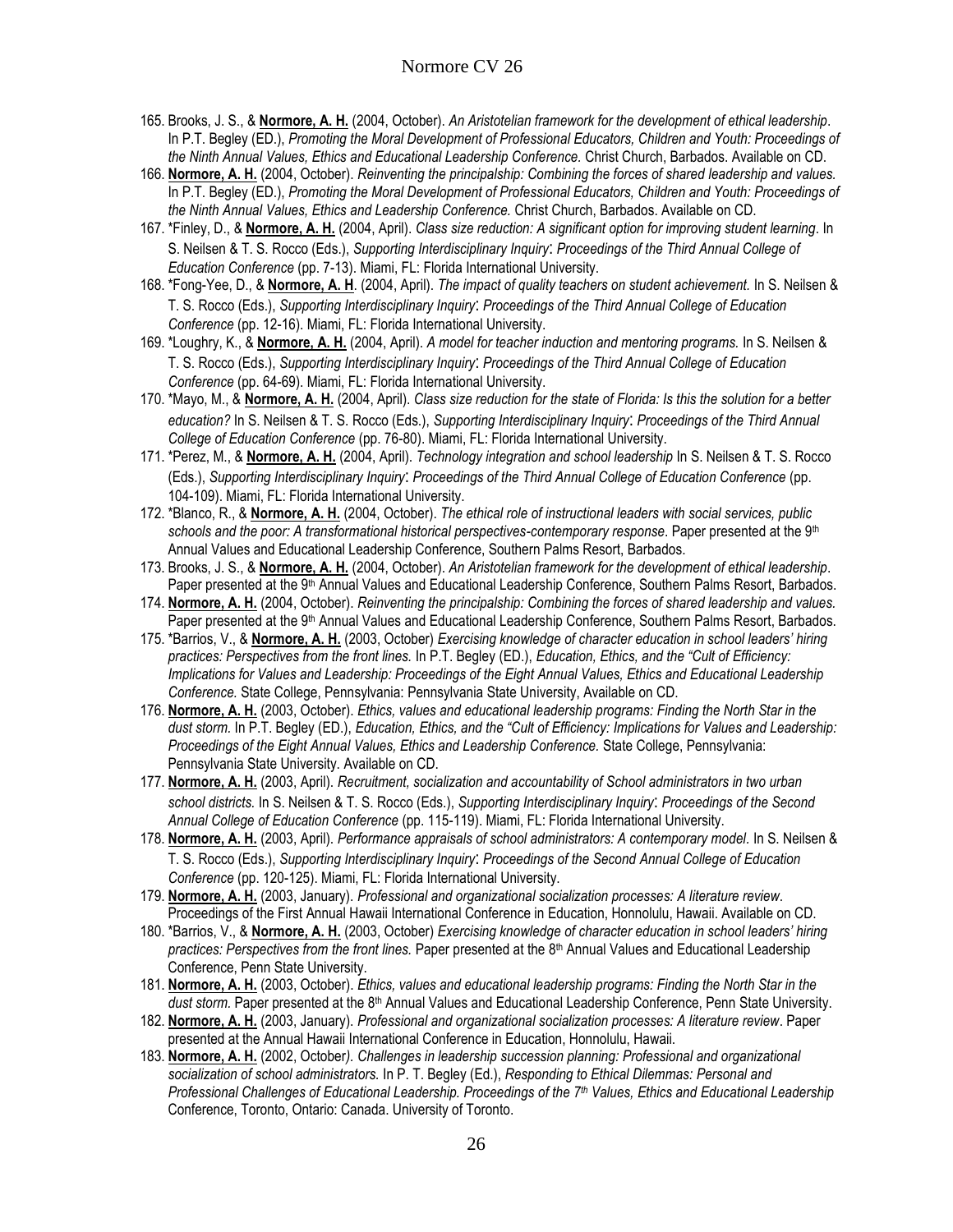165. Brooks, J. S., & **Normore, A. H.** (2004, October). *An Aristotelian framework for the development of ethical leadership*. In P.T. Begley (ED.), *Promoting the Moral Development of Professional Educators, Children and Youth: Proceedings of the Ninth Annual Values, Ethics and Educational Leadership Conference.* Christ Church, Barbados. Available on CD.
166. **Normore, A. H.** (2004, October). *Reinventing the principalship: Combining the forces of shared leadership and values.* In P.T. Begley (ED.), *Promoting the Moral Development of Professional Educators, Children and Youth: Proceedings of the Ninth Annual Values, Ethics and Leadership Conference.* Christ Church, Barbados. Available on CD.
167. *Finley, D., & **Normore, A. H.** (2004, April). *Class size reduction: A significant option for improving student learning*. In S. Neilsen & T. S. Rocco (Eds.), *Supporting Interdisciplinary Inquiry: Proceedings of the Third Annual College of Education Conference* (pp. 7-13). Miami, FL: Florida International University.
168. *Fong-Yee, D., & **Normore, A. H**. (2004, April). *The impact of quality teachers on student achievement.* In S. Neilsen & T. S. Rocco (Eds.), *Supporting Interdisciplinary Inquiry: Proceedings of the Third Annual College of Education Conference* (pp. 12-16). Miami, FL: Florida International University.
169. *Loughry, K., & **Normore, A. H.** (2004, April). *A model for teacher induction and mentoring programs.* In S. Neilsen & T. S. Rocco (Eds.), *Supporting Interdisciplinary Inquiry: Proceedings of the Third Annual College of Education Conference* (pp. 64-69). Miami, FL: Florida International University.
170. *Mayo, M., & **Normore, A. H.** (2004, April). *Class size reduction for the state of Florida: Is this the solution for a better education?* In S. Neilsen & T. S. Rocco (Eds.), *Supporting Interdisciplinary Inquiry: Proceedings of the Third Annual College of Education Conference* (pp. 76-80). Miami, FL: Florida International University.
171. *Perez, M., & **Normore, A. H.** (2004, April). *Technology integration and school leadership* In S. Neilsen & T. S. Rocco (Eds.), *Supporting Interdisciplinary Inquiry: Proceedings of the Third Annual College of Education Conference* (pp. 104-109). Miami, FL: Florida International University.
172. *Blanco, R., & **Normore, A. H.** (2004, October). *The ethical role of instructional leaders with social services, public schools and the poor: A transformational historical perspectives-contemporary response*. Paper presented at the 9th Annual Values and Educational Leadership Conference, Southern Palms Resort, Barbados.
173. Brooks, J. S., & **Normore, A. H.** (2004, October). *An Aristotelian framework for the development of ethical leadership*. Paper presented at the 9th Annual Values and Educational Leadership Conference, Southern Palms Resort, Barbados.
174. **Normore, A. H.** (2004, October). *Reinventing the principalship: Combining the forces of shared leadership and values.* Paper presented at the 9th Annual Values and Educational Leadership Conference, Southern Palms Resort, Barbados.
175. *Barrios, V., & **Normore, A. H.** (2003, October) *Exercising knowledge of character education in school leaders' hiring practices: Perspectives from the front lines.* In P.T. Begley (ED.), *Education, Ethics, and the "Cult of Efficiency: Implications for Values and Leadership: Proceedings of the Eight Annual Values, Ethics and Educational Leadership Conference.* State College, Pennsylvania: Pennsylvania State University, Available on CD.
176. **Normore, A. H.** (2003, October). *Ethics, values and educational leadership programs: Finding the North Star in the dust storm.* In P.T. Begley (ED.), *Education, Ethics, and the "Cult of Efficiency: Implications for Values and Leadership: Proceedings of the Eight Annual Values, Ethics and Leadership Conference.* State College, Pennsylvania: Pennsylvania State University. Available on CD.
177. **Normore, A. H.** (2003, April). *Recruitment, socialization and accountability of School administrators in two urban school districts.* In S. Neilsen & T. S. Rocco (Eds.), *Supporting Interdisciplinary Inquiry: Proceedings of the Second Annual College of Education Conference* (pp. 115-119). Miami, FL: Florida International University.
178. **Normore, A. H.** (2003, April). *Performance appraisals of school administrators: A contemporary model*. In S. Neilsen & T. S. Rocco (Eds.), *Supporting Interdisciplinary Inquiry: Proceedings of the Second Annual College of Education Conference* (pp. 120-125). Miami, FL: Florida International University.
179. **Normore, A. H.** (2003, January). *Professional and organizational socialization processes: A literature review*. Proceedings of the First Annual Hawaii International Conference in Education, Honnolulu, Hawaii. Available on CD.
180. *Barrios, V., & **Normore, A. H.** (2003, October) *Exercising knowledge of character education in school leaders' hiring practices: Perspectives from the front lines.* Paper presented at the 8th Annual Values and Educational Leadership Conference, Penn State University.
181. **Normore, A. H.** (2003, October). *Ethics, values and educational leadership programs: Finding the North Star in the dust storm.* Paper presented at the 8th Annual Values and Educational Leadership Conference, Penn State University.
182. **Normore, A. H.** (2003, January). *Professional and organizational socialization processes: A literature review*. Paper presented at the Annual Hawaii International Conference in Education, Honnolulu, Hawaii.
183. **Normore, A. H.** (2002, October). *Challenges in leadership succession planning: Professional and organizational socialization of school administrators.* In P. T. Begley (Ed.), *Responding to Ethical Dilemmas: Personal and Professional Challenges of Educational Leadership. Proceedings of the 7th Values, Ethics and Educational Leadership* Conference, Toronto, Ontario: Canada. University of Toronto.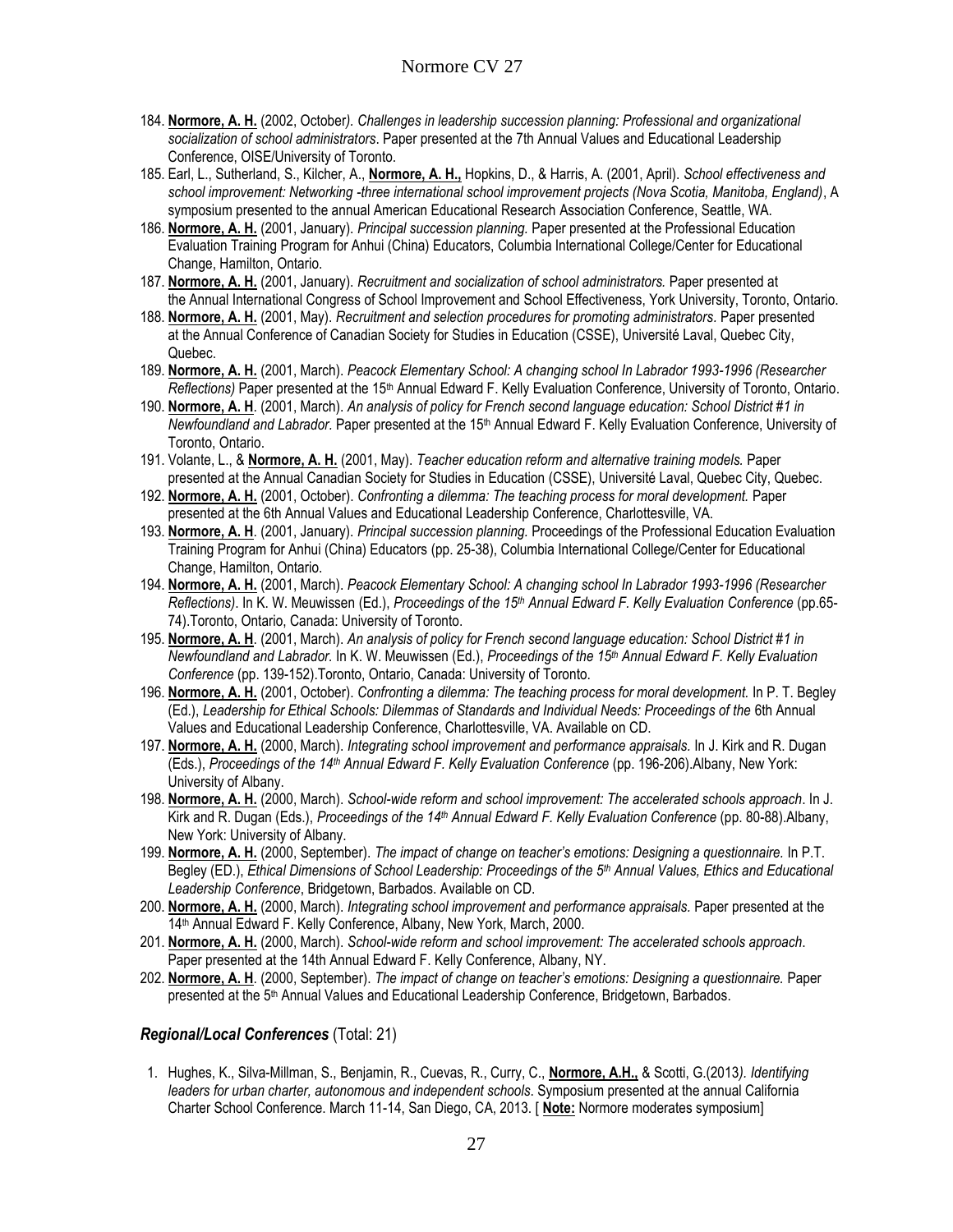184. **Normore, A. H.** (2002, October*). Challenges in leadership succession planning: Professional and organizational socialization of school administrators*. Paper presented at the 7th Annual Values and Educational Leadership Conference, OISE/University of Toronto.
185. Earl, L., Sutherland, S., Kilcher, A., **Normore, A. H.,** Hopkins, D., & Harris, A. (2001, April). *School effectiveness and school improvement: Networking -three international school improvement projects (Nova Scotia, Manitoba, England)*, A symposium presented to the annual American Educational Research Association Conference, Seattle, WA.
186. **Normore, A. H.** (2001, January). *Principal succession planning.* Paper presented at the Professional Education Evaluation Training Program for Anhui (China) Educators, Columbia International College/Center for Educational Change, Hamilton, Ontario.
187. **Normore, A. H.** (2001, January). *Recruitment and socialization of school administrators.* Paper presented at the Annual International Congress of School Improvement and School Effectiveness, York University, Toronto, Ontario.
188. **Normore, A. H.** (2001, May). *Recruitment and selection procedures for promoting administrators.* Paper presented at the Annual Conference of Canadian Society for Studies in Education (CSSE), Université Laval, Quebec City, Quebec.
189. **Normore, A. H.** (2001, March). *Peacock Elementary School: A changing school In Labrador 1993-1996 (Researcher Reflections)* Paper presented at the 15th Annual Edward F. Kelly Evaluation Conference, University of Toronto, Ontario.
190. **Normore, A. H**. (2001, March). *An analysis of policy for French second language education: School District #1 in Newfoundland and Labrador*. Paper presented at the 15th Annual Edward F. Kelly Evaluation Conference, University of Toronto, Ontario.
191. Volante, L., & **Normore, A. H.** (2001, May). *Teacher education reform and alternative training models.* Paper presented at the Annual Canadian Society for Studies in Education (CSSE), Université Laval, Quebec City, Quebec.
192. **Normore, A. H.** (2001, October). *Confronting a dilemma: The teaching process for moral development.* Paper presented at the 6th Annual Values and Educational Leadership Conference, Charlottesville, VA.
193. **Normore, A. H**. (2001, January). *Principal succession planning.* Proceedings of the Professional Education Evaluation Training Program for Anhui (China) Educators (pp. 25-38), Columbia International College/Center for Educational Change, Hamilton, Ontario.
194. **Normore, A. H.** (2001, March). *Peacock Elementary School: A changing school In Labrador 1993-1996 (Researcher Reflections)*. In K. W. Meuwissen (Ed.), *Proceedings of the 15th Annual Edward F. Kelly Evaluation Conference* (pp.65-74).Toronto, Ontario, Canada: University of Toronto.
195. **Normore, A. H**. (2001, March). *An analysis of policy for French second language education: School District #1 in Newfoundland and Labrador.* In K. W. Meuwissen (Ed.), *Proceedings of the 15th Annual Edward F. Kelly Evaluation Conference* (pp. 139-152).Toronto, Ontario, Canada: University of Toronto.
196. **Normore, A. H.** (2001, October). *Confronting a dilemma: The teaching process for moral development.* In P. T. Begley (Ed.), *Leadership for Ethical Schools: Dilemmas of Standards and Individual Needs: Proceedings of the* 6th Annual Values and Educational Leadership Conference, Charlottesville, VA. Available on CD.
197. **Normore, A. H.** (2000, March). *Integrating school improvement and performance appraisals.* In J. Kirk and R. Dugan (Eds.), *Proceedings of the 14th Annual Edward F. Kelly Evaluation Conference* (pp. 196-206).Albany, New York: University of Albany.
198. **Normore, A. H.** (2000, March). *School-wide reform and school improvement: The accelerated schools approach*. In J. Kirk and R. Dugan (Eds.), *Proceedings of the 14th Annual Edward F. Kelly Evaluation Conference* (pp. 80-88).Albany, New York: University of Albany.
199. **Normore, A. H.** (2000, September). *The impact of change on teacher's emotions: Designing a questionnaire.* In P.T. Begley (ED.), *Ethical Dimensions of School Leadership: Proceedings of the 5th Annual Values, Ethics and Educational Leadership Conference*, Bridgetown, Barbados. Available on CD.
200. **Normore, A. H.** (2000, March). *Integrating school improvement and performance appraisals.* Paper presented at the 14th Annual Edward F. Kelly Conference, Albany, New York, March, 2000.
201. **Normore, A. H.** (2000, March). *School-wide reform and school improvement: The accelerated schools approach*. Paper presented at the 14th Annual Edward F. Kelly Conference, Albany, NY.
202. **Normore, A. H**. (2000, September). *The impact of change on teacher's emotions: Designing a questionnaire.* Paper presented at the 5th Annual Values and Educational Leadership Conference, Bridgetown, Barbados.

### *Regional/Local Conferences* (Total: 21)

1. Hughes, K., Silva-Millman, S., Benjamin, R., Cuevas, R., Curry, C., **Normore, A.H.,** & Scotti, G.(2013*). Identifying leaders for urban charter, autonomous and independent schools*. Symposium presented at the annual California Charter School Conference. March 11-14, San Diego, CA, 2013. [ **Note:** Normore moderates symposium]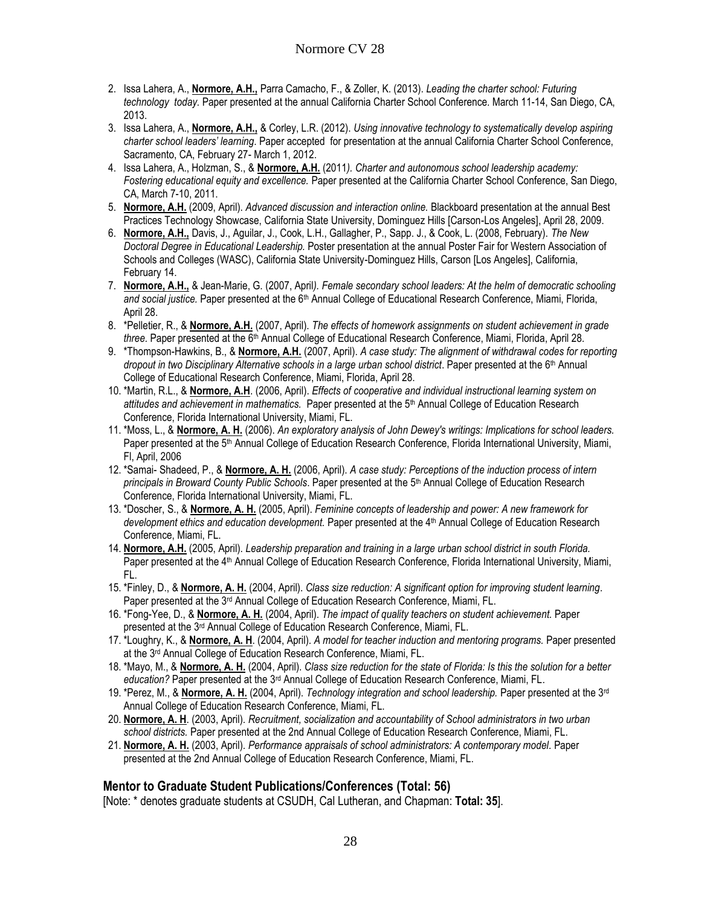2. Issa Lahera, A., **Normore, A.H.,** Parra Camacho, F., & Zoller, K. (2013). *Leading the charter school: Futuring technology today.* Paper presented at the annual California Charter School Conference. March 11-14, San Diego, CA, 2013.
3. Issa Lahera, A., **Normore, A.H.,** & Corley, L.R. (2012). *Using innovative technology to systematically develop aspiring charter school leaders' learning*. Paper accepted for presentation at the annual California Charter School Conference, Sacramento, CA, February 27- March 1, 2012.
4. Issa Lahera, A., Holzman, S., & **Normore, A.H.** (2011*). Charter and autonomous school leadership academy: Fostering educational equity and excellence.* Paper presented at the California Charter School Conference, San Diego, CA, March 7-10, 2011.
5. **Normore, A.H.** (2009, April). *Advanced discussion and interaction online.* Blackboard presentation at the annual Best Practices Technology Showcase, California State University, Dominguez Hills [Carson-Los Angeles], April 28, 2009.
6. **Normore, A.H.,** Davis, J., Aguilar, J., Cook, L.H., Gallagher, P., Sapp. J., & Cook, L. (2008, February). *The New Doctoral Degree in Educational Leadership.* Poster presentation at the annual Poster Fair for Western Association of Schools and Colleges (WASC), California State University-Dominguez Hills, Carson [Los Angeles], California, February 14.
7. **Normore, A.H.,** & Jean-Marie, G. (2007, April*). Female secondary school leaders: At the helm of democratic schooling and social justice.* Paper presented at the 6th Annual College of Educational Research Conference, Miami, Florida, April 28.
8. *Pelletier, R., & **Normore, A.H.** (2007, April). *The effects of homework assignments on student achievement in grade three*. Paper presented at the 6th Annual College of Educational Research Conference, Miami, Florida, April 28.
9. *Thompson-Hawkins, B., & **Normore, A.H.** (2007, April). *A case study: The alignment of withdrawal codes for reporting dropout in two Disciplinary Alternative schools in a large urban school district*. Paper presented at the 6th Annual College of Educational Research Conference, Miami, Florida, April 28.
10. *Martin, R.L., & **Normore, A.H**. (2006, April). *Effects of cooperative and individual instructional learning system on attitudes and achievement in mathematics.* Paper presented at the 5th Annual College of Education Research Conference, Florida International University, Miami, FL.
11. *Moss, L., & **Normore, A. H.** (2006). *An exploratory analysis of John Dewey's writings: Implications for school leaders.* Paper presented at the 5th Annual College of Education Research Conference, Florida International University, Miami, Fl, April, 2006
12. *Samai- Shadeed, P., & **Normore, A. H.** (2006, April). *A case study: Perceptions of the induction process of intern principals in Broward County Public Schools*. Paper presented at the 5th Annual College of Education Research Conference, Florida International University, Miami, FL.
13. *Doscher, S., & **Normore, A. H.** (2005, April). *Feminine concepts of leadership and power: A new framework for development ethics and education development.* Paper presented at the 4th Annual College of Education Research Conference, Miami, FL.
14. **Normore, A.H.** (2005, April). *Leadership preparation and training in a large urban school district in south Florida.* Paper presented at the 4th Annual College of Education Research Conference, Florida International University, Miami, FL.
15. *Finley, D., & **Normore, A. H.** (2004, April). *Class size reduction: A significant option for improving student learning*. Paper presented at the 3rd Annual College of Education Research Conference, Miami, FL.
16. *Fong-Yee, D., & **Normore, A. H.** (2004, April). *The impact of quality teachers on student achievement.* Paper presented at the 3rd Annual College of Education Research Conference, Miami, FL.
17. *Loughry, K., & **Normore, A. H**. (2004, April). *A model for teacher induction and mentoring programs.* Paper presented at the 3rd Annual College of Education Research Conference, Miami, FL.
18. *Mayo, M., & **Normore, A. H.** (2004, April). *Class size reduction for the state of Florida: Is this the solution for a better education?* Paper presented at the 3rd Annual College of Education Research Conference, Miami, FL.
19. *Perez, M., & **Normore, A. H.** (2004, April). *Technology integration and school leadership.* Paper presented at the 3rd Annual College of Education Research Conference, Miami, FL.
20. **Normore, A. H**. (2003, April). *Recruitment, socialization and accountability of School administrators in two urban school districts.* Paper presented at the 2nd Annual College of Education Research Conference, Miami, FL.
21. **Normore, A. H.** (2003, April). *Performance appraisals of school administrators: A contemporary model*. Paper presented at the 2nd Annual College of Education Research Conference, Miami, FL.

## Mentor to Graduate Student Publications/Conferences (Total: 56)

[Note: * denotes graduate students at CSUDH, Cal Lutheran, and Chapman: **Total: 35**].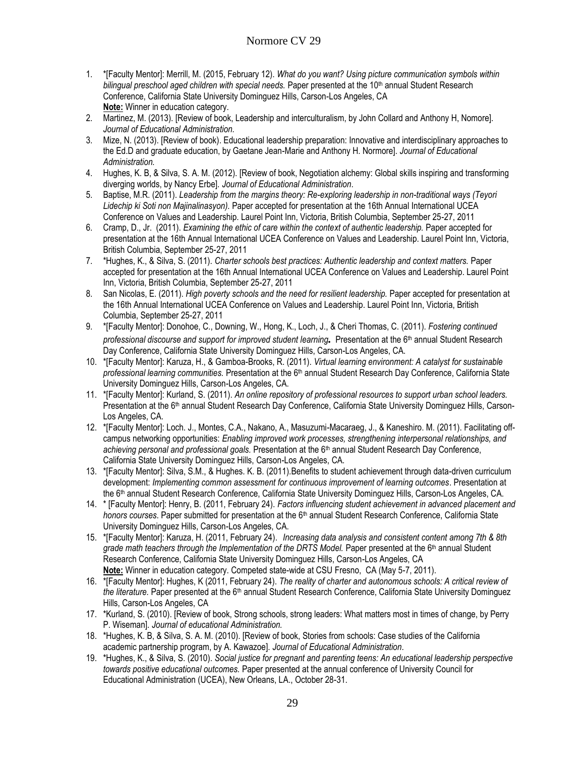1. *[Faculty Mentor]: Merrill, M. (2015, February 12). *What do you want? Using picture communication symbols within bilingual preschool aged children with special needs.* Paper presented at the 10th annual Student Research Conference, California State University Dominguez Hills, Carson-Los Angeles, CA
   **Note:** Winner in education category.
2. Martinez, M. (2013). [Review of book, Leadership and interculturalism, by John Collard and Anthony H, Nomore]. *Journal of Educational Administration.*
3. Mize, N. (2013). [Review of book). Educational leadership preparation: Innovative and interdisciplinary approaches to the Ed.D and graduate education, by Gaetane Jean-Marie and Anthony H. Normore]. *Journal of Educational Administration.*
4. Hughes, K. B, & Silva, S. A. M. (2012). [Review of book, Negotiation alchemy: Global skills inspiring and transforming diverging worlds, by Nancy Erbe]. *Journal of Educational Administration*.
5. Baptise, M.R. (2011). *Leadership from the margins theory: Re-exploring leadership in non-traditional ways (Teyori Lidechip ki Soti non Majinalinasyon).* Paper accepted for presentation at the 16th Annual International UCEA Conference on Values and Leadership. Laurel Point Inn, Victoria, British Columbia, September 25-27, 2011
6. Cramp, D., Jr. (2011). *Examining the ethic of care within the context of authentic leadership.* Paper accepted for presentation at the 16th Annual International UCEA Conference on Values and Leadership. Laurel Point Inn, Victoria, British Columbia, September 25-27, 2011
7. *Hughes, K., & Silva, S. (2011). *Charter schools best practices: Authentic leadership and context matters.* Paper accepted for presentation at the 16th Annual International UCEA Conference on Values and Leadership. Laurel Point Inn, Victoria, British Columbia, September 25-27, 2011
8. San Nicolas, E. (2011). *High poverty schools and the need for resilient leadership.* Paper accepted for presentation at the 16th Annual International UCEA Conference on Values and Leadership. Laurel Point Inn, Victoria, British Columbia, September 25-27, 2011
9. *[Faculty Mentor]: Donohoe, C., Downing, W., Hong, K., Loch, J., & Cheri Thomas, C. (2011). *Fostering continued professional discourse and support for improved student learning***.** Presentation at the 6th annual Student Research Day Conference, California State University Dominguez Hills, Carson-Los Angeles, CA.
10. *[Faculty Mentor]: Karuza, H., & Gamboa-Brooks, R. (2011). *Virtual learning environment: A catalyst for sustainable professional learning communities.* Presentation at the 6th annual Student Research Day Conference, California State University Dominguez Hills, Carson-Los Angeles, CA.
11. *[Faculty Mentor]: Kurland, S. (2011). *An online repository of professional resources to support urban school leaders.* Presentation at the 6th annual Student Research Day Conference, California State University Dominguez Hills, Carson-Los Angeles, CA.
12. *[Faculty Mentor]: Loch. J., Montes, C.A., Nakano, A., Masuzumi-Macaraeg, J., & Kaneshiro. M. (2011). Facilitating off-campus networking opportunities: *Enabling improved work processes, strengthening interpersonal relationships, and achieving personal and professional goals.* Presentation at the 6th annual Student Research Day Conference, California State University Dominguez Hills, Carson-Los Angeles, CA.
13. *[Faculty Mentor]: Silva, S.M., & Hughes. K. B. (2011).Benefits to student achievement through data-driven curriculum development: *Implementing common assessment for continuous improvement of learning outcomes*. Presentation at the 6th annual Student Research Conference, California State University Dominguez Hills, Carson-Los Angeles, CA.
14. * [Faculty Mentor]: Henry, B. (2011, February 24). *Factors influencing student achievement in advanced placement and honors courses*. Paper submitted for presentation at the 6th annual Student Research Conference, California State University Dominguez Hills, Carson-Los Angeles, CA.
15. *[Faculty Mentor]: Karuza, H. (2011, February 24). *Increasing data analysis and consistent content among 7th & 8th grade math teachers through the Implementation of the DRTS Model.* Paper presented at the 6th annual Student Research Conference, California State University Dominguez Hills, Carson-Los Angeles, CA
    **Note:** Winner in education category. Competed state-wide at CSU Fresno, CA (May 5-7, 2011).
16. *[Faculty Mentor]: Hughes, K (2011, February 24). *The reality of charter and autonomous schools: A critical review of the literature.* Paper presented at the 6th annual Student Research Conference, California State University Dominguez Hills, Carson-Los Angeles, CA
17. *Kurland, S. (2010). [Review of book, Strong schools, strong leaders: What matters most in times of change, by Perry P. Wiseman]. *Journal of educational Administration.*
18. *Hughes, K. B, & Silva, S. A. M. (2010). [Review of book, Stories from schools: Case studies of the California academic partnership program, by A. Kawazoe]. *Journal of Educational Administration*.
19. *Hughes, K., & Silva, S. (2010). *Social justice for pregnant and parenting teens: An educational leadership perspective towards positive educational outcomes.* Paper presented at the annual conference of University Council for Educational Administration (UCEA), New Orleans, LA., October 28-31.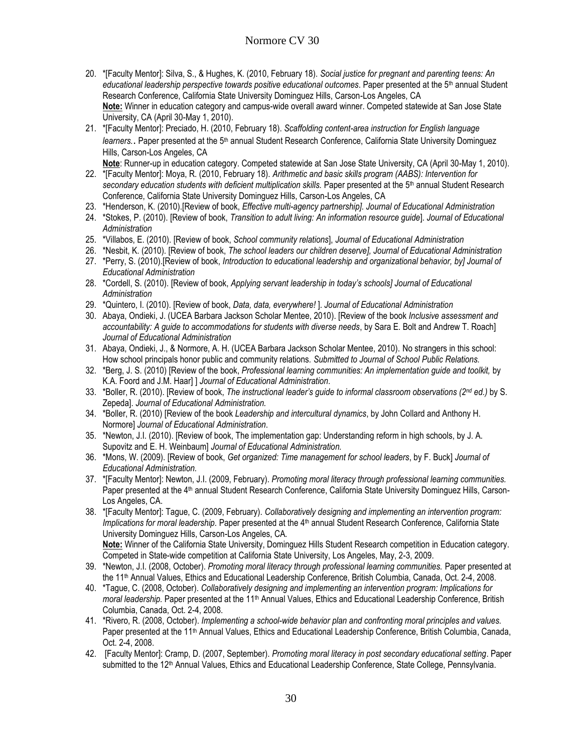20. *[Faculty Mentor]: Silva, S., & Hughes, K. (2010, February 18). *Social justice for pregnant and parenting teens: An educational leadership perspective towards positive educational outcomes*. Paper presented at the 5th annual Student Research Conference, California State University Dominguez Hills, Carson-Los Angeles, CA
    **Note:** Winner in education category and campus-wide overall award winner. Competed statewide at San Jose State University, CA (April 30-May 1, 2010).
21. *[Faculty Mentor]: Preciado, H. (2010, February 18). *Scaffolding content-area instruction for English language learners.*. Paper presented at the 5th annual Student Research Conference, California State University Dominguez Hills, Carson-Los Angeles, CA
    **Note**: Runner-up in education category. Competed statewide at San Jose State University, CA (April 30-May 1, 2010).
22. *[Faculty Mentor]: Moya, R. (2010, February 18). *Arithmetic and basic skills program (AABS): Intervention for secondary education students with deficient multiplication skills.* Paper presented at the 5th annual Student Research Conference, California State University Dominguez Hills, Carson-Los Angeles, CA
23. *Henderson, K. (2010).[Review of book, *Effective multi-agency partnership]. Journal of Educational Administration*
24. *Stokes, P. (2010). [Review of book, *Transition to adult living: An information resource guide*]. *Journal of Educational Administration*
25. *Villabos, E. (2010). [Review of book, *School community relations*], *Journal of Educational Administration*
26. *Nesbit, K. (2010). [Review of book, *The school leaders our children deserve], Journal of Educational Administration*
27. *Perry, S. (2010).[Review of book, *Introduction to educational leadership and organizational behavior, by] Journal of Educational Administration*
28. *Cordell, S. (2010). [Review of book, *Applying servant leadership in today's schools] Journal of Educational Administration*
29. *Quintero, I. (2010). [Review of book, *Data, data, everywhere!* ]. *Journal of Educational Administration*
30. Abaya, Ondieki, J. (UCEA Barbara Jackson Scholar Mentee, 2010). [Review of the book *Inclusive assessment and accountability: A guide to accommodations for students with diverse needs*, by Sara E. Bolt and Andrew T. Roach] *Journal of Educational Administration*
31. Abaya, Ondieki, J., & Normore, A. H. (UCEA Barbara Jackson Scholar Mentee, 2010). No strangers in this school: How school principals honor public and community relations. *Submitted to Journal of School Public Relations.*
32. *Berg, J. S. (2010) [Review of the book, *Professional learning communities: An implementation guide and toolkit,* by K.A. Foord and J.M. Haar] ] *Journal of Educational Administration*.
33. *Boller, R. (2010). [Review of book, *The instructional leader's guide to informal classroom observations (2nd ed.)* by S. Zepeda]. *Journal of Educational Administration.*
34. *Boller, R. (2010) [Review of the book *Leadership and intercultural dynamics*, by John Collard and Anthony H. Normore] *Journal of Educational Administration*.
35. *Newton, J.I. (2010). [Review of book, The implementation gap: Understanding reform in high schools, by J. A. Supovitz and E. H. Weinbaum] *Journal of Educational Administration.*
36. *Mons, W. (2009). [Review of book, *Get organized: Time management for school leaders*, by F. Buck] *Journal of Educational Administration.*
37. *[Faculty Mentor]: Newton, J.I. (2009, February). *Promoting moral literacy through professional learning communities.* Paper presented at the 4th annual Student Research Conference, California State University Dominguez Hills, Carson-Los Angeles, CA.
38. *[Faculty Mentor]: Tague, C. (2009, February). *Collaboratively designing and implementing an intervention program: Implications for moral leadership*. Paper presented at the 4th annual Student Research Conference, California State University Dominguez Hills, Carson-Los Angeles, CA.
    **Note:** Winner of the California State University, Dominguez Hills Student Research competition in Education category. Competed in State-wide competition at California State University, Los Angeles, May, 2-3, 2009.
39. *Newton, J.I. (2008, October). *Promoting moral literacy through professional learning communities.* Paper presented at the 11th Annual Values, Ethics and Educational Leadership Conference, British Columbia, Canada, Oct. 2-4, 2008.
40. *Tague, C. (2008, October). *Collaboratively designing and implementing an intervention program: Implications for moral leadership.* Paper presented at the 11th Annual Values, Ethics and Educational Leadership Conference, British Columbia, Canada, Oct. 2-4, 2008.
41. *Rivero, R. (2008, October). *Implementing a school-wide behavior plan and confronting moral principles and values.* Paper presented at the 11th Annual Values, Ethics and Educational Leadership Conference, British Columbia, Canada, Oct. 2-4, 2008.
42. [Faculty Mentor]: Cramp, D. (2007, September). *Promoting moral literacy in post secondary educational setting*. Paper submitted to the 12th Annual Values, Ethics and Educational Leadership Conference, State College, Pennsylvania.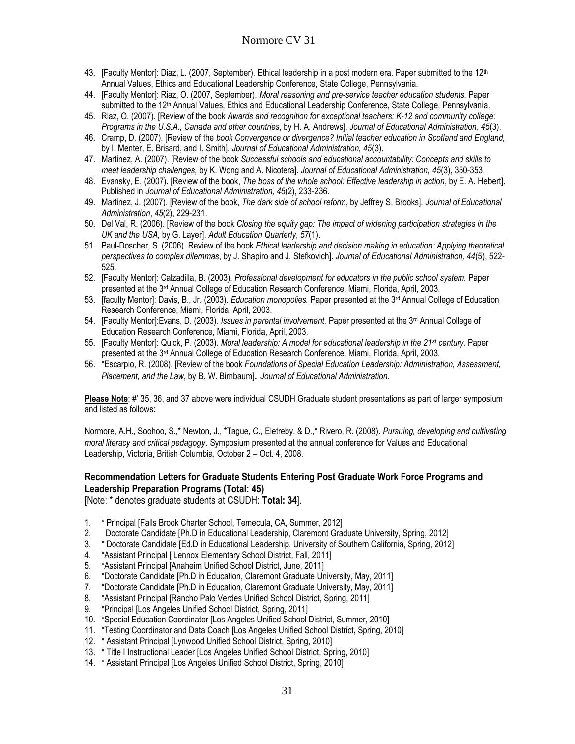43. [Faculty Mentor]: Diaz, L. (2007, September). Ethical leadership in a post modern era. Paper submitted to the 12th Annual Values, Ethics and Educational Leadership Conference, State College, Pennsylvania.
44. [Faculty Mentor]: Riaz, O. (2007, September). *Moral reasoning and pre-service teacher education students.* Paper submitted to the 12th Annual Values, Ethics and Educational Leadership Conference, State College, Pennsylvania.
45. Riaz, O. (2007). [Review of the book *Awards and recognition for exceptional teachers: K-12 and community college: Programs in the U.S.A., Canada and other countries*, by H. A. Andrews]. *Journal of Educational Administration, 45*(3).
46. Cramp, D. (2007). [Review of the *book Convergence or divergence? Initial teacher education in Scotland and England,* by I. Menter, E. Brisard, and I. Smith]. *Journal of Educational Administration, 45*(3).
47. Martinez, A. (2007). [Review of the book *Successful schools and educational accountability: Concepts and skills to meet leadership challenges,* by K. Wong and A. Nicotera]. *Journal of Educational Administration, 45*(3), 350-353
48. Evansky, E. (2007). [Review of the book, *The boss of the whole school: Effective leadership in action*, by E. A. Hebert]. Published in *Journal of Educational Administration, 45*(2), 233-236.
49. Martinez, J. (2007). [Review of the book, *The dark side of school reform*, by Jeffrey S. Brooks]. *Journal of Educational Administration*, *45*(2), 229-231.
50. Del Val, R. (2006). [Review of the book *Closing the equity gap: The impact of widening participation strategies in the UK and the USA,* by G. Layer]. *Adult Education Quarterly*, *57*(1).
51. Paul-Doscher, S. (2006). Review of the book *Ethical leadership and decision making in education: Applying theoretical perspectives to complex dilemmas*, by J. Shapiro and J. Stefkovich]. *Journal of Educational Administration, 44*(5), 522-525.
52. [Faculty Mentor]: Calzadilla, B. (2003). *Professional development for educators in the public school system.* Paper presented at the 3rd Annual College of Education Research Conference, Miami, Florida, April, 2003.
53. [faculty Mentor]: Davis, B., Jr. (2003). *Education monopolies.* Paper presented at the 3rd Annual College of Education Research Conference, Miami, Florida, April, 2003.
54. [Faculty Mentor]:Evans, D. (2003). *Issues in parental involvement.* Paper presented at the 3rd Annual College of Education Research Conference, Miami, Florida, April, 2003.
55. [Faculty Mentor]: Quick, P. (2003). *Moral leadership: A model for educational leadership in the 21st century.* Paper presented at the 3rd Annual College of Education Research Conference, Miami, Florida, April, 2003.
56. *Escarpio, R. (2008). [Review of the book *Foundations of Special Education Leadership: Administration, Assessment, Placement, and the Law*, by B. W. Birnbaum]. *Journal of Educational Administration.*

**Please Note**: #' 35, 36, and 37 above were individual CSUDH Graduate student presentations as part of larger symposium and listed as follows:

Normore, A.H., Soohoo, S.,* Newton, J., *Tague, C., Eletreby, & D.,* Rivero, R. (2008). *Pursuing, developing and cultivating moral literacy and critical pedagogy*. Symposium presented at the annual conference for Values and Educational Leadership, Victoria, British Columbia, October 2 – Oct. 4, 2008.

### Recommendation Letters for Graduate Students Entering Post Graduate Work Force Programs and Leadership Preparation Programs (Total: 45)

[Note: * denotes graduate students at CSUDH: **Total: 34**].

1. * Principal [Falls Brook Charter School, Temecula, CA, Summer, 2012]
2. Doctorate Candidate [Ph.D in Educational Leadership, Claremont Graduate University, Spring, 2012]
3. * Doctorate Candidate [Ed.D in Educational Leadership, University of Southern California, Spring, 2012]
4. *Assistant Principal [ Lennox Elementary School District, Fall, 2011]
5. *Assistant Principal [Anaheim Unified School District, June, 2011]
6. *Doctorate Candidate [Ph.D in Education, Claremont Graduate University, May, 2011]
7. *Doctorate Candidate [Ph.D in Education, Claremont Graduate University, May, 2011]
8. *Assistant Principal [Rancho Palo Verdes Unified School District, Spring, 2011]
9. *Principal [Los Angeles Unified School District, Spring, 2011]
10. *Special Education Coordinator [Los Angeles Unified School District, Summer, 2010]
11. *Testing Coordinator and Data Coach [Los Angeles Unified School District, Spring, 2010]
12. * Assistant Principal [Lynwood Unified School District, Spring, 2010]
13. * Title I Instructional Leader [Los Angeles Unified School District, Spring, 2010]
14. * Assistant Principal [Los Angeles Unified School District, Spring, 2010]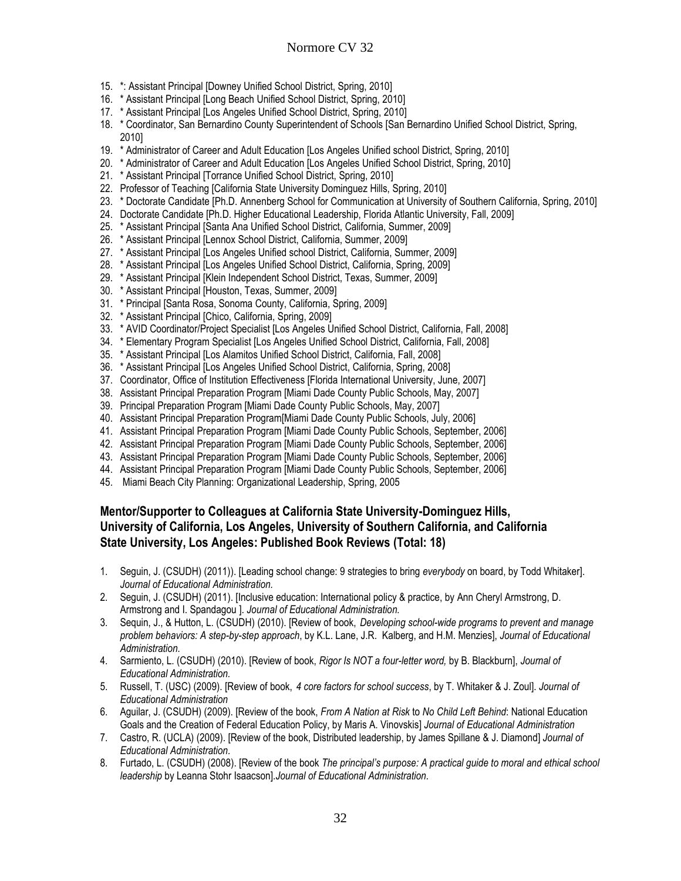15. *: Assistant Principal [Downey Unified School District, Spring, 2010]
16. * Assistant Principal [Long Beach Unified School District, Spring, 2010]
17. * Assistant Principal [Los Angeles Unified School District, Spring, 2010]
18. * Coordinator, San Bernardino County Superintendent of Schools [San Bernardino Unified School District, Spring, 2010]
19. * Administrator of Career and Adult Education [Los Angeles Unified school District, Spring, 2010]
20. * Administrator of Career and Adult Education [Los Angeles Unified School District, Spring, 2010]
21. * Assistant Principal [Torrance Unified School District, Spring, 2010]
22. Professor of Teaching [California State University Dominguez Hills, Spring, 2010]
23. * Doctorate Candidate [Ph.D. Annenberg School for Communication at University of Southern California, Spring, 2010]
24. Doctorate Candidate [Ph.D. Higher Educational Leadership, Florida Atlantic University, Fall, 2009]
25. * Assistant Principal [Santa Ana Unified School District, California, Summer, 2009]
26. * Assistant Principal [Lennox School District, California, Summer, 2009]
27. * Assistant Principal [Los Angeles Unified school District, California, Summer, 2009]
28. * Assistant Principal [Los Angeles Unified School District, California, Spring, 2009]
29. * Assistant Principal [Klein Independent School District, Texas, Summer, 2009]
30. * Assistant Principal [Houston, Texas, Summer, 2009]
31. * Principal [Santa Rosa, Sonoma County, California, Spring, 2009]
32. * Assistant Principal [Chico, California, Spring, 2009]
33. * AVID Coordinator/Project Specialist [Los Angeles Unified School District, California, Fall, 2008]
34. * Elementary Program Specialist [Los Angeles Unified School District, California, Fall, 2008]
35. * Assistant Principal [Los Alamitos Unified School District, California, Fall, 2008]
36. * Assistant Principal [Los Angeles Unified School District, California, Spring, 2008]
37. Coordinator, Office of Institution Effectiveness [Florida International University, June, 2007]
38. Assistant Principal Preparation Program [Miami Dade County Public Schools, May, 2007]
39. Principal Preparation Program [Miami Dade County Public Schools, May, 2007]
40. Assistant Principal Preparation Program[Miami Dade County Public Schools, July, 2006]
41. Assistant Principal Preparation Program [Miami Dade County Public Schools, September, 2006]
42. Assistant Principal Preparation Program [Miami Dade County Public Schools, September, 2006]
43. Assistant Principal Preparation Program [Miami Dade County Public Schools, September, 2006]
44. Assistant Principal Preparation Program [Miami Dade County Public Schools, September, 2006]
45. Miami Beach City Planning: Organizational Leadership, Spring, 2005

### Mentor/Supporter to Colleagues at California State University-Dominguez Hills, University of California, Los Angeles, University of Southern California, and California State University, Los Angeles: Published Book Reviews (Total: 18)

1. Seguin, J. (CSUDH) (2011)). [Leading school change: 9 strategies to bring *everybody* on board, by Todd Whitaker]. *Journal of Educational Administration.*
2. Seguin, J. (CSUDH) (2011). [Inclusive education: International policy & practice, by Ann Cheryl Armstrong, D. Armstrong and I. Spandagou ]. *Journal of Educational Administration.*
3. Sequin, J., & Hutton, L. (CSUDH) (2010). [Review of book, *Developing school-wide programs to prevent and manage problem behaviors: A step-by-step approach*, by K.L. Lane, J.R. Kalberg, and H.M. Menzies], *Journal of Educational Administration.*
4. Sarmiento, L. (CSUDH) (2010). [Review of book, *Rigor Is NOT a four-letter word,* by B. Blackburn], *Journal of Educational Administration.*
5. Russell, T. (USC) (2009). [Review of book, *4 core factors for school success*, by T. Whitaker & J. Zoul]. *Journal of Educational Administration*
6. Aguilar, J. (CSUDH) (2009). [Review of the book, *From A Nation at Risk* to *No Child Left Behind*: National Education Goals and the Creation of Federal Education Policy, by Maris A. Vinovskis] *Journal of Educational Administration*
7. Castro, R. (UCLA) (2009). [Review of the book, Distributed leadership, by James Spillane & J. Diamond] *Journal of Educational Administration*.
8. Furtado, L. (CSUDH) (2008). [Review of the book *The principal's purpose: A practical guide to moral and ethical school leadership* by Leanna Stohr Isaacson].*Journal of Educational Administration*.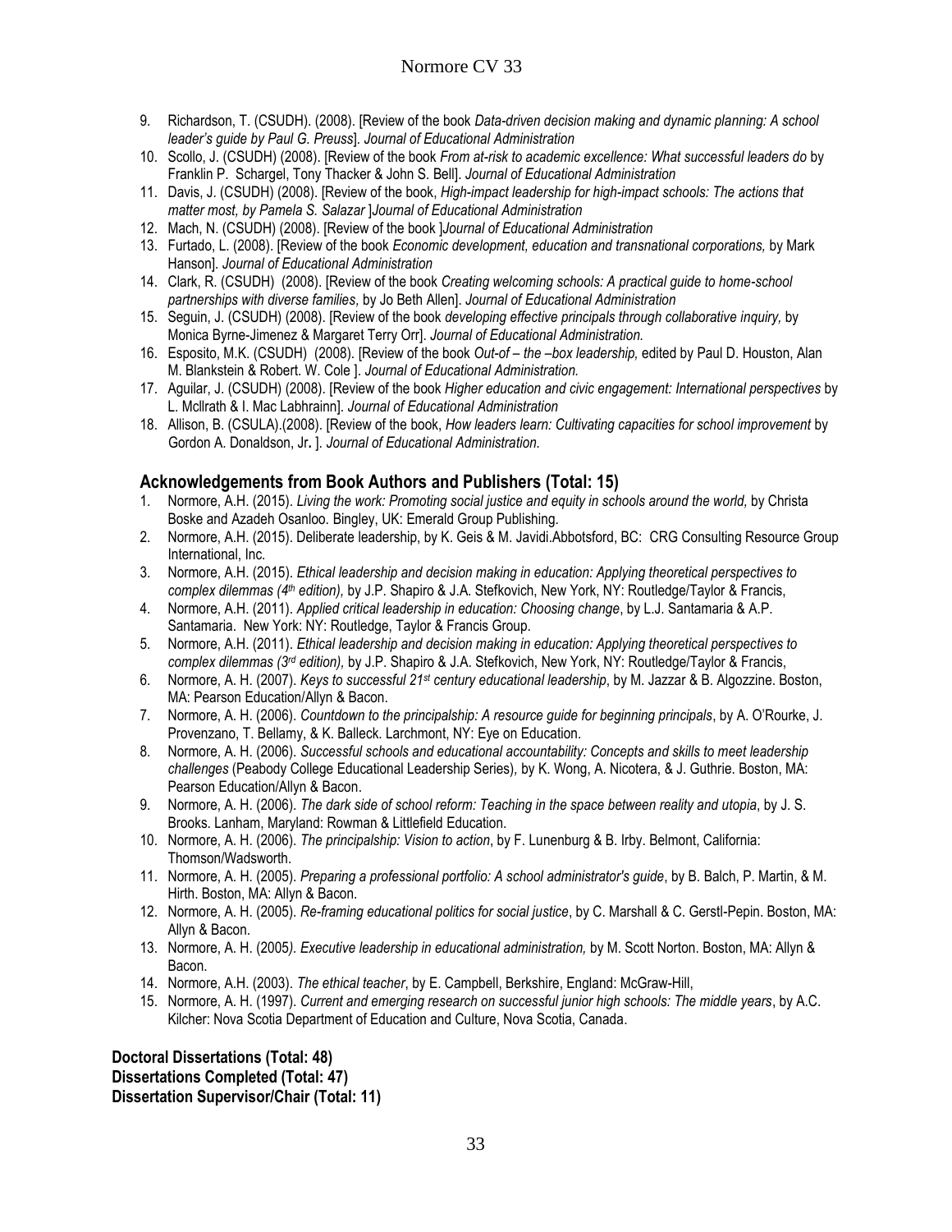9. Richardson, T. (CSUDH). (2008). [Review of the book *Data-driven decision making and dynamic planning: A school leader's guide by Paul G. Preuss*]. *Journal of Educational Administration*
10. Scollo, J. (CSUDH) (2008). [Review of the book *From at-risk to academic excellence: What successful leaders do* by Franklin P. Schargel, Tony Thacker & John S. Bell]. *Journal of Educational Administration*
11. Davis, J. (CSUDH) (2008). [Review of the book, *High-impact leadership for high-impact schools: The actions that matter most, by Pamela S. Salazar* ]*Journal of Educational Administration*
12. Mach, N. (CSUDH) (2008). [Review of the book ]*Journal of Educational Administration*
13. Furtado, L. (2008). [Review of the book *Economic development, education and transnational corporations,* by Mark Hanson]. *Journal of Educational Administration*
14. Clark, R. (CSUDH) (2008). [Review of the book *Creating welcoming schools: A practical guide to home-school partnerships with diverse families,* by Jo Beth Allen]. *Journal of Educational Administration*
15. Seguin, J. (CSUDH) (2008). [Review of the book *developing effective principals through collaborative inquiry,* by Monica Byrne-Jimenez & Margaret Terry Orr]. *Journal of Educational Administration.*
16. Esposito, M.K. (CSUDH) (2008). [Review of the book *Out-of – the –box leadership,* edited by Paul D. Houston, Alan M. Blankstein & Robert. W. Cole ]. *Journal of Educational Administration.*
17. Aguilar, J. (CSUDH) (2008). [Review of the book *Higher education and civic engagement: International perspectives* by L. Mcllrath & I. Mac Labhrainn]. *Journal of Educational Administration*
18. Allison, B. (CSULA).(2008). [Review of the book, *How leaders learn: Cultivating capacities for school improvement* by Gordon A. Donaldson, Jr. ]. *Journal of Educational Administration.*

## Acknowledgements from Book Authors and Publishers (Total: 15)

1. Normore, A.H. (2015). *Living the work: Promoting social justice and equity in schools around the world,* by Christa Boske and Azadeh Osanloo. Bingley, UK: Emerald Group Publishing.
2. Normore, A.H. (2015). Deliberate leadership, by K. Geis & M. Javidi.Abbotsford, BC: CRG Consulting Resource Group International, Inc.
3. Normore, A.H. (2015). *Ethical leadership and decision making in education: Applying theoretical perspectives to complex dilemmas (4th edition),* by J.P. Shapiro & J.A. Stefkovich, New York, NY: Routledge/Taylor & Francis,
4. Normore, A.H. (2011). *Applied critical leadership in education: Choosing change*, by L.J. Santamaria & A.P. Santamaria. New York: NY: Routledge, Taylor & Francis Group.
5. Normore, A.H. (2011). *Ethical leadership and decision making in education: Applying theoretical perspectives to complex dilemmas (3rd edition),* by J.P. Shapiro & J.A. Stefkovich, New York, NY: Routledge/Taylor & Francis,
6. Normore, A. H. (2007). *Keys to successful 21st century educational leadership*, by M. Jazzar & B. Algozzine. Boston, MA: Pearson Education/Allyn & Bacon.
7. Normore, A. H. (2006). *Countdown to the principalship: A resource guide for beginning principals*, by A. O'Rourke, J. Provenzano, T. Bellamy, & K. Balleck. Larchmont, NY: Eye on Education.
8. Normore, A. H. (2006). *Successful schools and educational accountability: Concepts and skills to meet leadership challenges* (Peabody College Educational Leadership Series), by K. Wong, A. Nicotera, & J. Guthrie. Boston, MA: Pearson Education/Allyn & Bacon.
9. Normore, A. H. (2006). *The dark side of school reform: Teaching in the space between reality and utopia*, by J. S. Brooks. Lanham, Maryland: Rowman & Littlefield Education.
10. Normore, A. H. (2006). *The principalship: Vision to action*, by F. Lunenburg & B. Irby. Belmont, California: Thomson/Wadsworth.
11. Normore, A. H. (2005). *Preparing a professional portfolio: A school administrator's guide*, by B. Balch, P. Martin, & M. Hirth. Boston, MA: Allyn & Bacon.
12. Normore, A. H. (2005). *Re-framing educational politics for social justice*, by C. Marshall & C. Gerstl-Pepin. Boston, MA: Allyn & Bacon.
13. Normore, A. H. (2005*). Executive leadership in educational administration,* by M. Scott Norton. Boston, MA: Allyn & Bacon.
14. Normore, A.H. (2003). *The ethical teacher*, by E. Campbell, Berkshire, England: McGraw-Hill,
15. Normore, A. H. (1997). *Current and emerging research on successful junior high schools: The middle years*, by A.C. Kilcher: Nova Scotia Department of Education and Culture, Nova Scotia, Canada.

**Doctoral Dissertations (Total: 48)**
**Dissertations Completed (Total: 47)**
**Dissertation Supervisor/Chair (Total: 11)**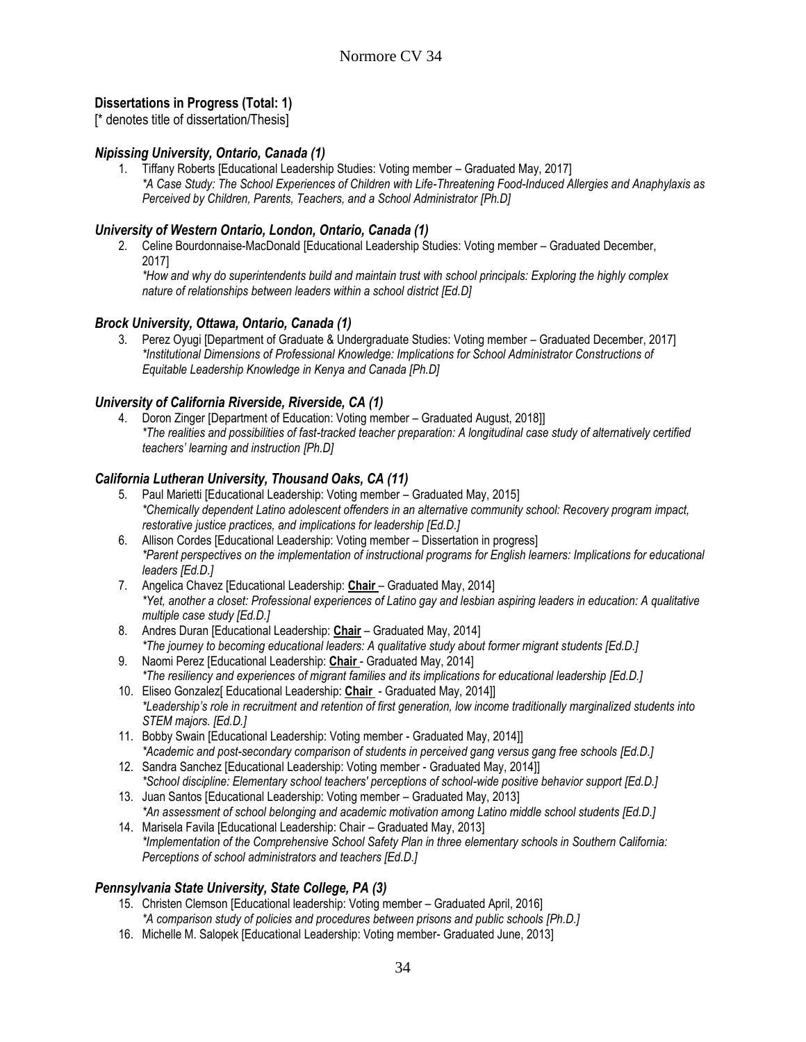### Dissertations in Progress (Total: 1)

[* denotes title of dissertation/Thesis]

#### *Nipissing University, Ontario, Canada (1)*

1. Tiffany Roberts [Educational Leadership Studies: Voting member – Graduated May, 2017]
   *\*A Case Study: The School Experiences of Children with Life-Threatening Food-Induced Allergies and Anaphylaxis as Perceived by Children, Parents, Teachers, and a School Administrator [Ph.D]*

#### *University of Western Ontario, London, Ontario, Canada (1)*

2. Celine Bourdonnaise-MacDonald [Educational Leadership Studies: Voting member – Graduated December, 2017]
   *\*How and why do superintendents build and maintain trust with school principals: Exploring the highly complex nature of relationships between leaders within a school district [Ed.D]*

#### *Brock University, Ottawa, Ontario, Canada (1)*

3. Perez Oyugi [Department of Graduate & Undergraduate Studies: Voting member – Graduated December, 2017]
   *\*Institutional Dimensions of Professional Knowledge: Implications for School Administrator Constructions of Equitable Leadership Knowledge in Kenya and Canada [Ph.D]*

#### *University of California Riverside, Riverside, CA (1)*

4. Doron Zinger [Department of Education: Voting member – Graduated August, 2018]]
   *\*The realities and possibilities of fast-tracked teacher preparation: A longitudinal case study of alternatively certified teachers' learning and instruction [Ph.D]*

#### *California Lutheran University, Thousand Oaks, CA (11)*

5. Paul Marietti [Educational Leadership: Voting member – Graduated May, 2015]
   *\*Chemically dependent Latino adolescent offenders in an alternative community school: Recovery program impact, restorative justice practices, and implications for leadership [Ed.D.]*
6. Allison Cordes [Educational Leadership: Voting member – Dissertation in progress]
   *\*Parent perspectives on the implementation of instructional programs for English learners: Implications for educational leaders [Ed.D.]*
7. Angelica Chavez [Educational Leadership: **Chair** – Graduated May, 2014]
   *\*Yet, another a closet: Professional experiences of Latino gay and lesbian aspiring leaders in education: A qualitative multiple case study [Ed.D.]*
8. Andres Duran [Educational Leadership: **Chair** – Graduated May, 2014]
   *\*The journey to becoming educational leaders: A qualitative study about former migrant students [Ed.D.]*
9. Naomi Perez [Educational Leadership: **Chair** - Graduated May, 2014]
   *\*The resiliency and experiences of migrant families and its implications for educational leadership [Ed.D.]*
10. Eliseo Gonzalez[ Educational Leadership: **Chair** - Graduated May, 2014]]
    *\*Leadership's role in recruitment and retention of first generation, low income traditionally marginalized students into STEM majors. [Ed.D.]*
11. Bobby Swain [Educational Leadership: Voting member - Graduated May, 2014]]
    *\*Academic and post-secondary comparison of students in perceived gang versus gang free schools [Ed.D.]*
12. Sandra Sanchez [Educational Leadership: Voting member - Graduated May, 2014]]
    *\*School discipline: Elementary school teachers' perceptions of school-wide positive behavior support [Ed.D.]*
13. Juan Santos [Educational Leadership: Voting member – Graduated May, 2013]
    *\*An assessment of school belonging and academic motivation among Latino middle school students [Ed.D.]*
14. Marisela Favila [Educational Leadership: Chair – Graduated May, 2013]
    *\*Implementation of the Comprehensive School Safety Plan in three elementary schools in Southern California: Perceptions of school administrators and teachers [Ed.D.]*

#### *Pennsylvania State University, State College, PA (3)*

15. Christen Clemson [Educational leadership: Voting member – Graduated April, 2016]
    *\*A comparison study of policies and procedures between prisons and public schools [Ph.D.]*
16. Michelle M. Salopek [Educational Leadership: Voting member- Graduated June, 2013]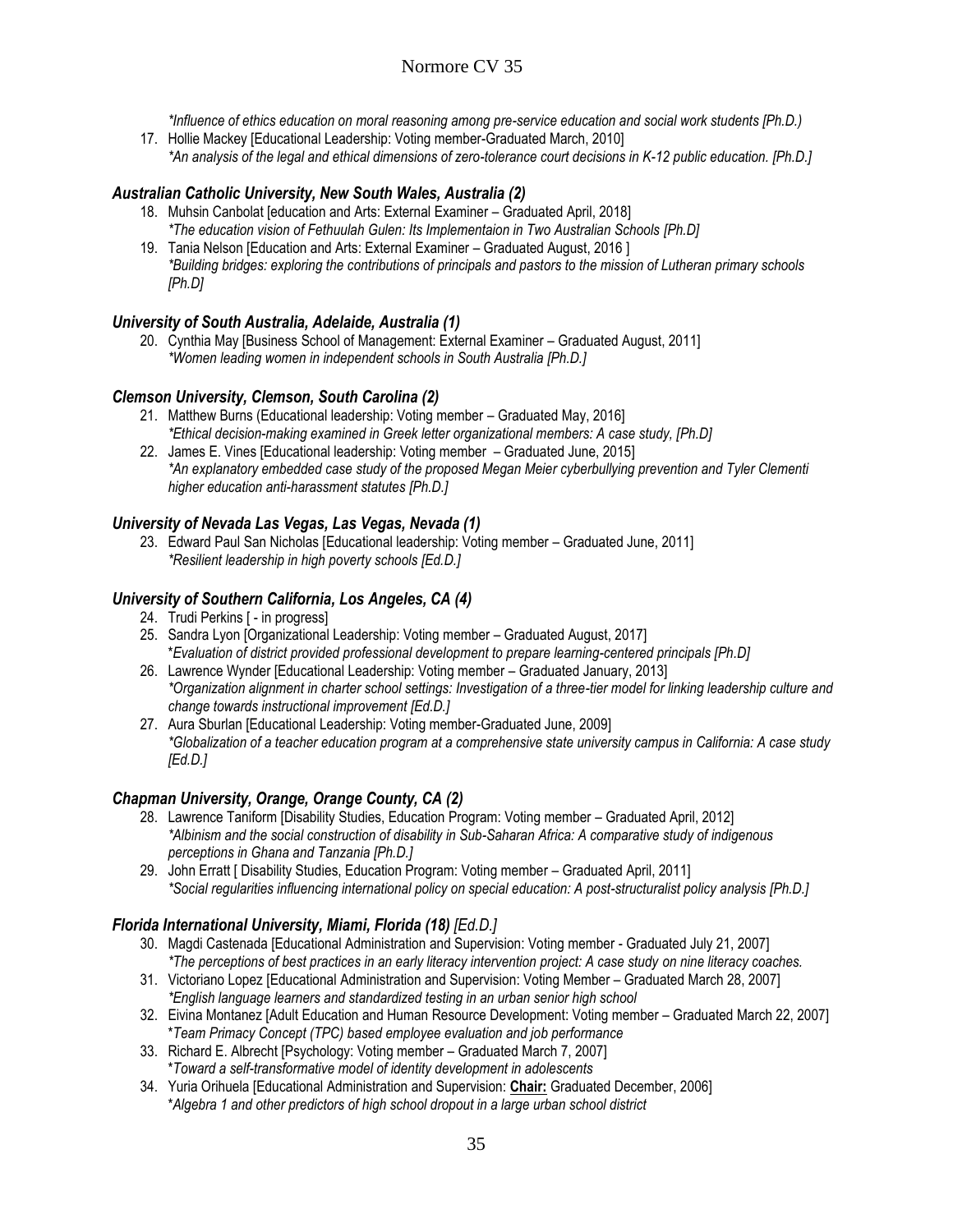*Influence of ethics education on moral reasoning among pre-service education and social work students [Ph.D.)*

17. Hollie Mackey [Educational Leadership: Voting member-Graduated March, 2010]
    *An analysis of the legal and ethical dimensions of zero-tolerance court decisions in K-12 public education. [Ph.D.]*

### *Australian Catholic University, New South Wales, Australia (2)*

18. Muhsin Canbolat [education and Arts: External Examiner – Graduated April, 2018]
    *The education vision of Fethuulah Gulen: Its Implementaion in Two Australian Schools [Ph.D]*
19. Tania Nelson [Education and Arts: External Examiner – Graduated August, 2016 ]
    *Building bridges: exploring the contributions of principals and pastors to the mission of Lutheran primary schools [Ph.D]*

### *University of South Australia, Adelaide, Australia (1)*

20. Cynthia May [Business School of Management: External Examiner – Graduated August, 2011]
    *Women leading women in independent schools in South Australia [Ph.D.]*

### *Clemson University, Clemson, South Carolina (2)*

21. Matthew Burns (Educational leadership: Voting member – Graduated May, 2016]
    *Ethical decision-making examined in Greek letter organizational members: A case study, [Ph.D]*
22. James E. Vines [Educational leadership: Voting member – Graduated June, 2015]
    *An explanatory embedded case study of the proposed Megan Meier cyberbullying prevention and Tyler Clementi higher education anti-harassment statutes [Ph.D.]*

### *University of Nevada Las Vegas, Las Vegas, Nevada (1)*

23. Edward Paul San Nicholas [Educational leadership: Voting member – Graduated June, 2011]
    *Resilient leadership in high poverty schools [Ed.D.]*

### *University of Southern California, Los Angeles, CA (4)*

24. Trudi Perkins [ - in progress]
25. Sandra Lyon [Organizational Leadership: Voting member – Graduated August, 2017]
    *Evaluation of district provided professional development to prepare learning-centered principals [Ph.D]*
26. Lawrence Wynder [Educational Leadership: Voting member – Graduated January, 2013]
    *Organization alignment in charter school settings: Investigation of a three-tier model for linking leadership culture and change towards instructional improvement [Ed.D.]*
27. Aura Sburlan [Educational Leadership: Voting member-Graduated June, 2009]
    *Globalization of a teacher education program at a comprehensive state university campus in California: A case study [Ed.D.]*

### *Chapman University, Orange, Orange County, CA (2)*

28. Lawrence Taniform [Disability Studies, Education Program: Voting member – Graduated April, 2012]
    *Albinism and the social construction of disability in Sub-Saharan Africa: A comparative study of indigenous perceptions in Ghana and Tanzania [Ph.D.]*
29. John Erratt [ Disability Studies, Education Program: Voting member – Graduated April, 2011]
    *Social regularities influencing international policy on special education: A post-structuralist policy analysis [Ph.D.]*

### *Florida International University, Miami, Florida (18) [Ed.D.]*

30. Magdi Castenada [Educational Administration and Supervision: Voting member - Graduated July 21, 2007]
    *The perceptions of best practices in an early literacy intervention project: A case study on nine literacy coaches.*
31. Victoriano Lopez [Educational Administration and Supervision: Voting Member – Graduated March 28, 2007]
    *English language learners and standardized testing in an urban senior high school*
32. Eivina Montanez [Adult Education and Human Resource Development: Voting member – Graduated March 22, 2007]
    *Team Primacy Concept (TPC) based employee evaluation and job performance*
33. Richard E. Albrecht [Psychology: Voting member – Graduated March 7, 2007]
    *Toward a self-transformative model of identity development in adolescents*
34. Yuria Orihuela [Educational Administration and Supervision: **Chair:** Graduated December, 2006]
    *Algebra 1 and other predictors of high school dropout in a large urban school district*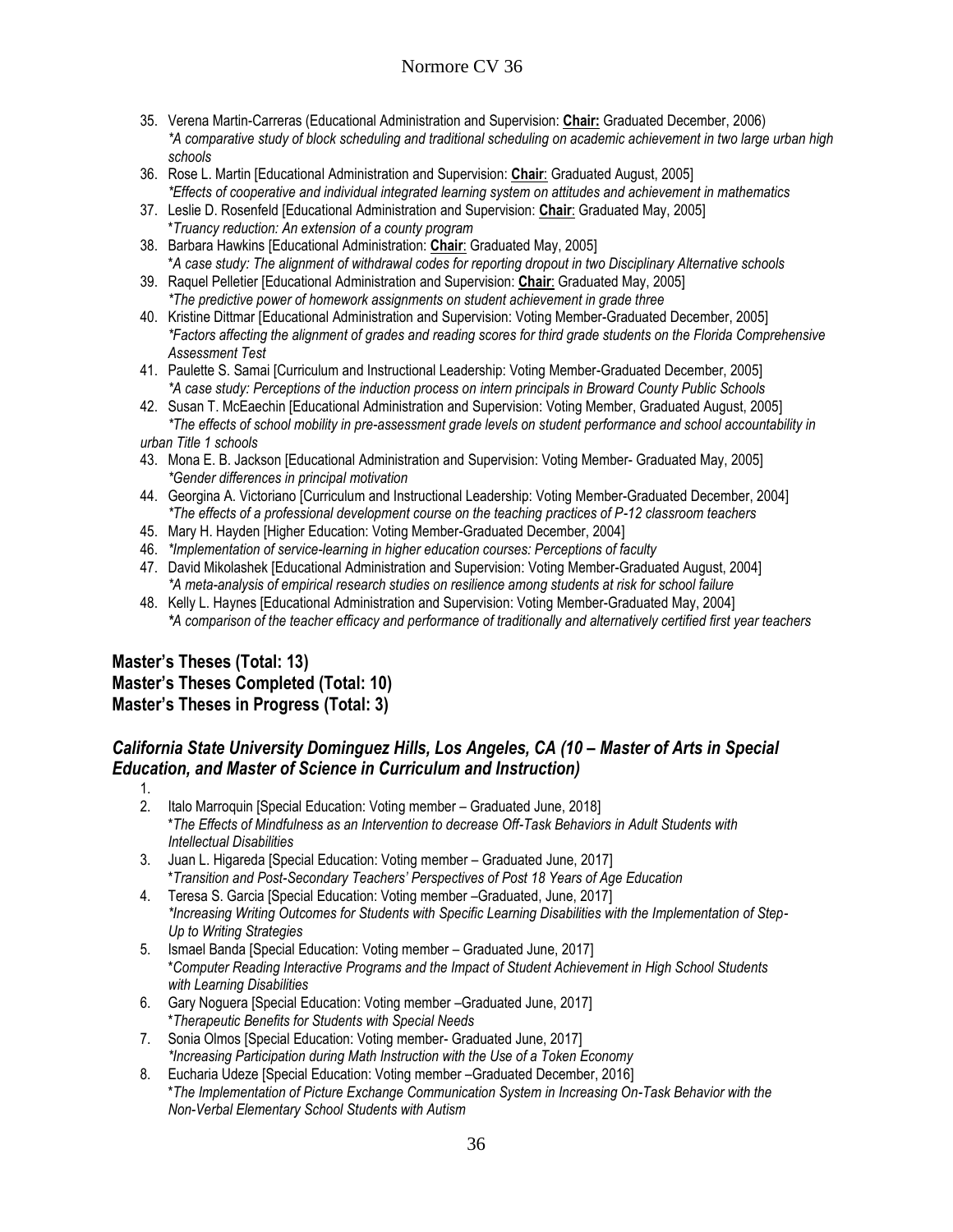35. Verena Martin-Carreras (Educational Administration and Supervision: **Chair:** Graduated December, 2006)
    *\*A comparative study of block scheduling and traditional scheduling on academic achievement in two large urban high schools*
36. Rose L. Martin [Educational Administration and Supervision: **Chair**: Graduated August, 2005]
    *\*Effects of cooperative and individual integrated learning system on attitudes and achievement in mathematics*
37. Leslie D. Rosenfeld [Educational Administration and Supervision: **Chair**: Graduated May, 2005]
    *\*Truancy reduction: An extension of a county program*
38. Barbara Hawkins [Educational Administration: **Chair**: Graduated May, 2005]
    *\*A case study: The alignment of withdrawal codes for reporting dropout in two Disciplinary Alternative schools*
39. Raquel Pelletier [Educational Administration and Supervision: **Chair**: Graduated May, 2005]
    *\*The predictive power of homework assignments on student achievement in grade three*
40. Kristine Dittmar [Educational Administration and Supervision: Voting Member-Graduated December, 2005]
    *\*Factors affecting the alignment of grades and reading scores for third grade students on the Florida Comprehensive Assessment Test*
41. Paulette S. Samai [Curriculum and Instructional Leadership: Voting Member-Graduated December, 2005]
    *\*A case study: Perceptions of the induction process on intern principals in Broward County Public Schools*
42. Susan T. McEaechin [Educational Administration and Supervision: Voting Member, Graduated August, 2005]
    *\*The effects of school mobility in pre-assessment grade levels on student performance and school accountability in urban Title 1 schools*
43. Mona E. B. Jackson [Educational Administration and Supervision: Voting Member- Graduated May, 2005]
    *\*Gender differences in principal motivation*
44. Georgina A. Victoriano [Curriculum and Instructional Leadership: Voting Member-Graduated December, 2004]
    *\*The effects of a professional development course on the teaching practices of P-12 classroom teachers*
45. Mary H. Hayden [Higher Education: Voting Member-Graduated December, 2004]
46. *\*Implementation of service-learning in higher education courses: Perceptions of faculty*
47. David Mikolashek [Educational Administration and Supervision: Voting Member-Graduated August, 2004]
    *\*A meta-analysis of empirical research studies on resilience among students at risk for school failure*
48. Kelly L. Haynes [Educational Administration and Supervision: Voting Member-Graduated May, 2004]
    *\*A comparison of the teacher efficacy and performance of traditionally and alternatively certified first year teachers*

**Master's Theses (Total: 13)**
**Master's Theses Completed (Total: 10)**
**Master's Theses in Progress (Total: 3)**

### *California State University Dominguez Hills, Los Angeles, CA (10 – Master of Arts in Special Education, and Master of Science in Curriculum and Instruction)*

1. 
2. Italo Marroquin [Special Education: Voting member – Graduated June, 2018]
   *\*The Effects of Mindfulness as an Intervention to decrease Off-Task Behaviors in Adult Students with Intellectual Disabilities*
3. Juan L. Higareda [Special Education: Voting member – Graduated June, 2017]
   *\*Transition and Post-Secondary Teachers' Perspectives of Post 18 Years of Age Education*
4. Teresa S. Garcia [Special Education: Voting member –Graduated, June, 2017]
   *\*Increasing Writing Outcomes for Students with Specific Learning Disabilities with the Implementation of Step-Up to Writing Strategies*
5. Ismael Banda [Special Education: Voting member – Graduated June, 2017]
   *\*Computer Reading Interactive Programs and the Impact of Student Achievement in High School Students with Learning Disabilities*
6. Gary Noguera [Special Education: Voting member –Graduated June, 2017]
   *\*Therapeutic Benefits for Students with Special Needs*
7. Sonia Olmos [Special Education: Voting member- Graduated June, 2017]
   *\*Increasing Participation during Math Instruction with the Use of a Token Economy*
8. Eucharia Udeze [Special Education: Voting member –Graduated December, 2016]
   *\*The Implementation of Picture Exchange Communication System in Increasing On-Task Behavior with the Non-Verbal Elementary School Students with Autism*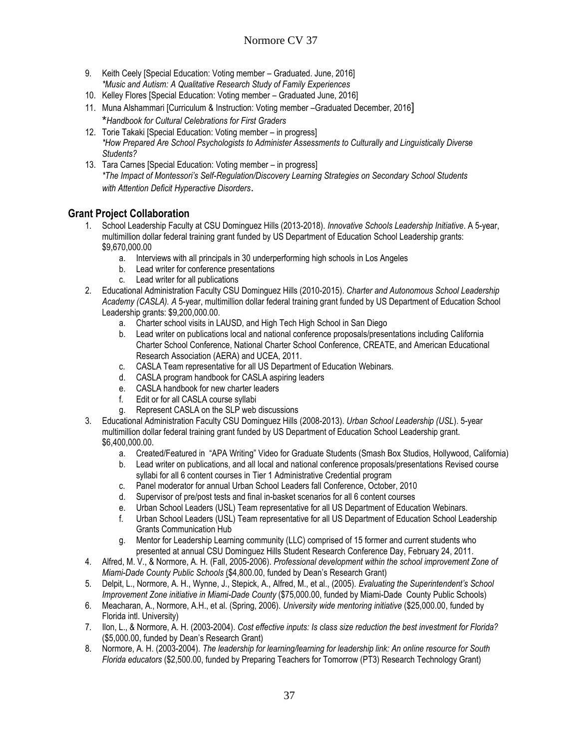9. Keith Ceely [Special Education: Voting member – Graduated. June, 2016]
   *\*Music and Autism: A Qualitative Research Study of Family Experiences*
10. Kelley Flores [Special Education: Voting member – Graduated June, 2016]
11. Muna Alshammari [Curriculum & Instruction: Voting member –Graduated December, 2016]
    \**Handbook for Cultural Celebrations for First Graders*
12. Torie Takaki [Special Education: Voting member – in progress]
    *\*How Prepared Are School Psychologists to Administer Assessments to Culturally and Linguistically Diverse Students?*
13. Tara Carnes [Special Education: Voting member – in progress]
    *\*The Impact of Montessori's Self-Regulation/Discovery Learning Strategies on Secondary School Students with Attention Deficit Hyperactive Disorders*.

## Grant Project Collaboration

1. School Leadership Faculty at CSU Dominguez Hills (2013-2018). *Innovative Schools Leadership Initiative*. A 5-year, multimillion dollar federal training grant funded by US Department of Education School Leadership grants: $9,670,000.00
   a. Interviews with all principals in 30 underperforming high schools in Los Angeles
   b. Lead writer for conference presentations
   c. Lead writer for all publications
2. Educational Administration Faculty CSU Dominguez Hills (2010-2015). *Charter and Autonomous School Leadership Academy (CASLA). A* 5-year, multimillion dollar federal training grant funded by US Department of Education School Leadership grants: $9,200,000.00.
   a. Charter school visits in LAUSD, and High Tech High School in San Diego
   b. Lead writer on publications local and national conference proposals/presentations including California Charter School Conference, National Charter School Conference, CREATE, and American Educational Research Association (AERA) and UCEA, 2011.
   c. CASLA Team representative for all US Department of Education Webinars.
   d. CASLA program handbook for CASLA aspiring leaders
   e. CASLA handbook for new charter leaders
   f. Edit or for all CASLA course syllabi
   g. Represent CASLA on the SLP web discussions
3. Educational Administration Faculty CSU Dominguez Hills (2008-2013). *Urban School Leadership (USL*). 5-year multimillion dollar federal training grant funded by US Department of Education School Leadership grant. $6,400,000.00.
   a. Created/Featured in "APA Writing" Video for Graduate Students (Smash Box Studios, Hollywood, California)
   b. Lead writer on publications, and all local and national conference proposals/presentations Revised course syllabi for all 6 content courses in Tier 1 Administrative Credential program
   c. Panel moderator for annual Urban School Leaders fall Conference, October, 2010
   d. Supervisor of pre/post tests and final in-basket scenarios for all 6 content courses
   e. Urban School Leaders (USL) Team representative for all US Department of Education Webinars.
   f. Urban School Leaders (USL) Team representative for all US Department of Education School Leadership Grants Communication Hub
   g. Mentor for Leadership Learning community (LLC) comprised of 15 former and current students who presented at annual CSU Dominguez Hills Student Research Conference Day, February 24, 2011.
4. Alfred, M. V., & Normore, A. H. (Fall, 2005-2006). *Professional development within the school improvement Zone of Miami-Dade County Public Schools* ($4,800.00, funded by Dean's Research Grant)
5. Delpit, L., Normore, A. H., Wynne, J., Stepick, A., Alfred, M., et al., (2005). *Evaluating the Superintendent's School Improvement Zone initiative in Miami-Dade County* ($75,000.00, funded by Miami-Dade County Public Schools)
6. Meacharan, A., Normore, A.H., et al. (Spring, 2006). *University wide mentoring initiative* ($25,000.00, funded by Florida intl. University)
7. Ilon, L., & Normore, A. H. (2003-2004). *Cost effective inputs: Is class size reduction the best investment for Florida?* ($5,000.00, funded by Dean's Research Grant)
8. Normore, A. H. (2003-2004). *The leadership for learning/learning for leadership link: An online resource for South Florida educators* ($2,500.00, funded by Preparing Teachers for Tomorrow (PT3) Research Technology Grant)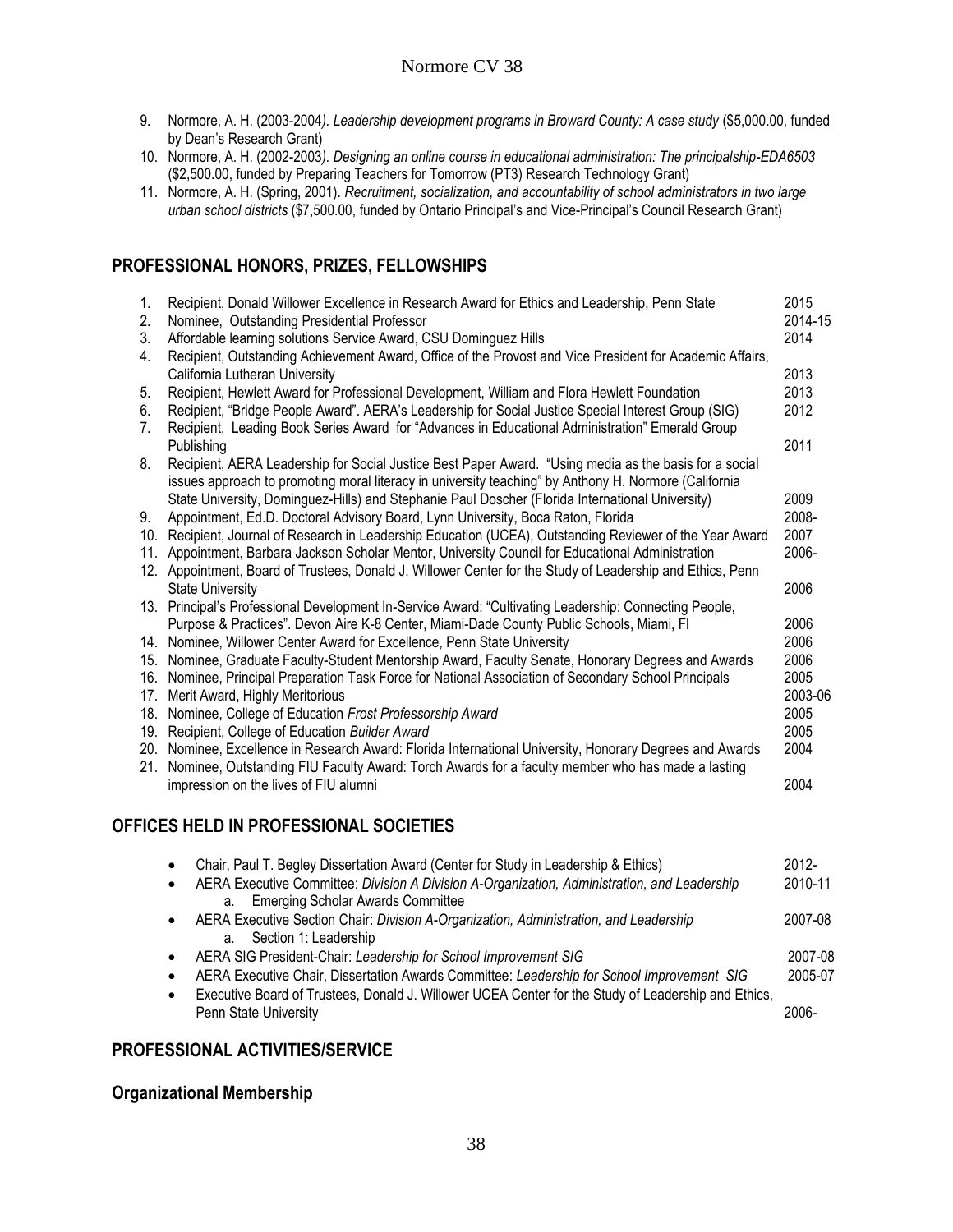9. Normore, A. H. (2003-2004*). Leadership development programs in Broward County: A case study* ($5,000.00, funded by Dean's Research Grant)
10. Normore, A. H. (2002-2003*). Designing an online course in educational administration: The principalship-EDA6503* ($2,500.00, funded by Preparing Teachers for Tomorrow (PT3) Research Technology Grant)
11. Normore, A. H. (Spring, 2001). *Recruitment, socialization, and accountability of school administrators in two large urban school districts* ($7,500.00, funded by Ontario Principal's and Vice-Principal's Council Research Grant)

## PROFESSIONAL HONORS, PRIZES, FELLOWSHIPS

| | | |
|---|---|---|
| 1. | Recipient, Donald Willower Excellence in Research Award for Ethics and Leadership, Penn State | 2015 |
| 2. | Nominee, Outstanding Presidential Professor | 2014-15 |
| 3. | Affordable learning solutions Service Award, CSU Dominguez Hills | 2014 |
| 4. | Recipient, Outstanding Achievement Award, Office of the Provost and Vice President for Academic Affairs, California Lutheran University | 2013 |
| 5. | Recipient, Hewlett Award for Professional Development, William and Flora Hewlett Foundation | 2013 |
| 6. | Recipient, "Bridge People Award". AERA's Leadership for Social Justice Special Interest Group (SIG) | 2012 |
| 7. | Recipient, Leading Book Series Award for "Advances in Educational Administration" Emerald Group Publishing | 2011 |
| 8. | Recipient, AERA Leadership for Social Justice Best Paper Award. "Using media as the basis for a social issues approach to promoting moral literacy in university teaching" by Anthony H. Normore (California State University, Dominguez-Hills) and Stephanie Paul Doscher (Florida International University) | 2009 |
| 9. | Appointment, Ed.D. Doctoral Advisory Board, Lynn University, Boca Raton, Florida | 2008- |
| 10. | Recipient, Journal of Research in Leadership Education (UCEA), Outstanding Reviewer of the Year Award | 2007 |
| 11. | Appointment, Barbara Jackson Scholar Mentor, University Council for Educational Administration | 2006- |
| 12. | Appointment, Board of Trustees, Donald J. Willower Center for the Study of Leadership and Ethics, Penn State University | 2006 |
| 13. | Principal's Professional Development In-Service Award: "Cultivating Leadership: Connecting People, Purpose & Practices". Devon Aire K-8 Center, Miami-Dade County Public Schools, Miami, Fl | 2006 |
| 14. | Nominee, Willower Center Award for Excellence, Penn State University | 2006 |
| 15. | Nominee, Graduate Faculty-Student Mentorship Award, Faculty Senate, Honorary Degrees and Awards | 2006 |
| 16. | Nominee, Principal Preparation Task Force for National Association of Secondary School Principals | 2005 |
| 17. | Merit Award, Highly Meritorious | 2003-06 |
| 18. | Nominee, College of Education *Frost Professorship Award* | 2005 |
| 19. | Recipient, College of Education *Builder Award* | 2005 |
| 20. | Nominee, Excellence in Research Award: Florida International University, Honorary Degrees and Awards | 2004 |
| 21. | Nominee, Outstanding FIU Faculty Award: Torch Awards for a faculty member who has made a lasting impression on the lives of FIU alumni | 2004 |

## OFFICES HELD IN PROFESSIONAL SOCIETIES

- Chair, Paul T. Begley Dissertation Award (Center for Study in Leadership & Ethics) — 2012-
- AERA Executive Committee: *Division A Division A-Organization, Administration, and Leadership* — 2010-11
  a. Emerging Scholar Awards Committee
- AERA Executive Section Chair: *Division A-Organization, Administration, and Leadership* — 2007-08
  a. Section 1: Leadership
- AERA SIG President-Chair: *Leadership for School Improvement SIG* — 2007-08
- AERA Executive Chair, Dissertation Awards Committee: *Leadership for School Improvement SIG* — 2005-07
- Executive Board of Trustees, Donald J. Willower UCEA Center for the Study of Leadership and Ethics, Penn State University — 2006-

## PROFESSIONAL ACTIVITIES/SERVICE

### Organizational Membership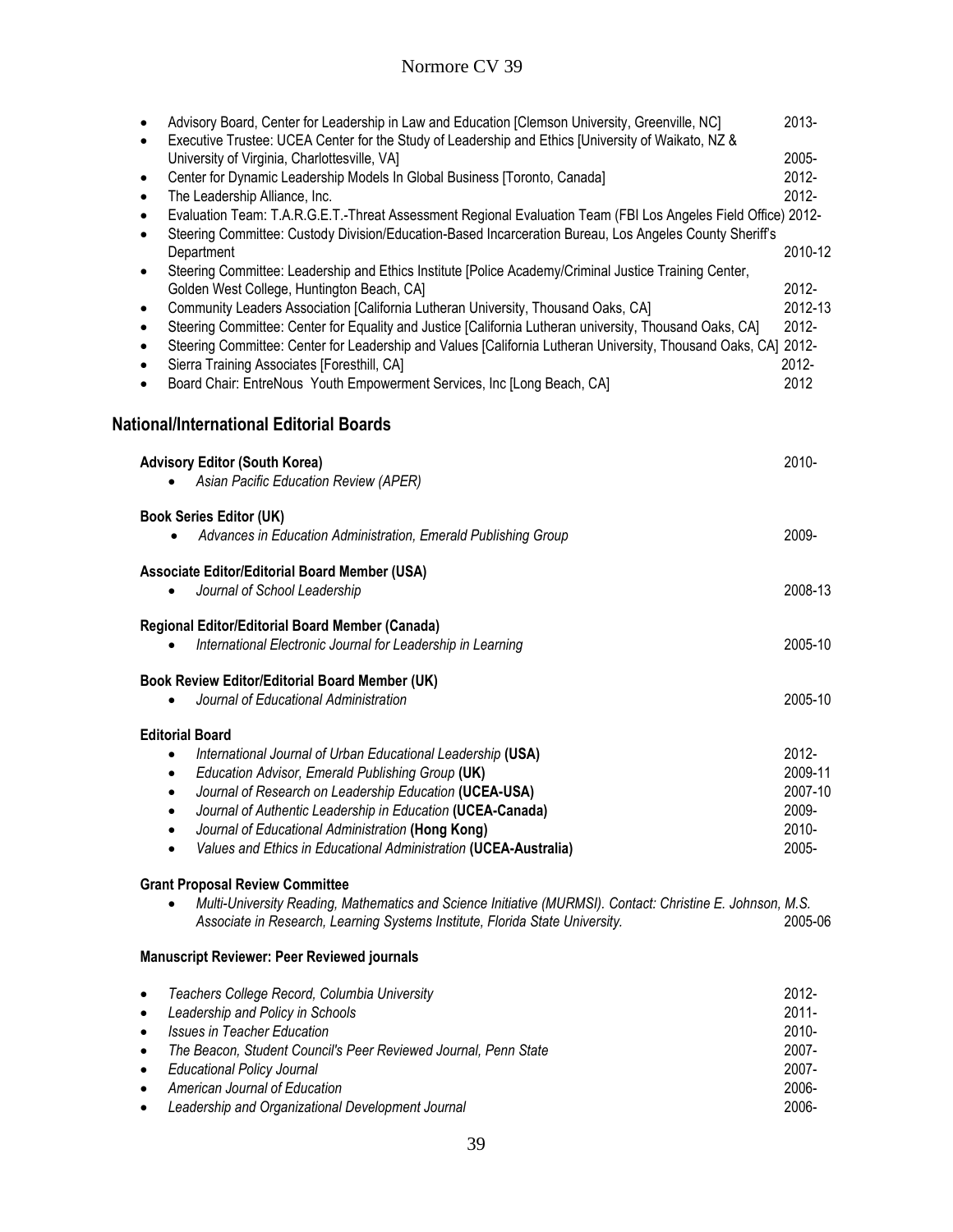- Advisory Board, Center for Leadership in Law and Education [Clemson University, Greenville, NC] 2013-
- Executive Trustee: UCEA Center for the Study of Leadership and Ethics [University of Waikato, NZ & University of Virginia, Charlottesville, VA] 2005-
- Center for Dynamic Leadership Models In Global Business [Toronto, Canada] 2012-
- The Leadership Alliance, Inc. 2012-
- Evaluation Team: T.A.R.G.E.T.-Threat Assessment Regional Evaluation Team (FBI Los Angeles Field Office) 2012-
- Steering Committee: Custody Division/Education-Based Incarceration Bureau, Los Angeles County Sheriff's Department 2010-12
- Steering Committee: Leadership and Ethics Institute [Police Academy/Criminal Justice Training Center, Golden West College, Huntington Beach, CA] 2012-
- Community Leaders Association [California Lutheran University, Thousand Oaks, CA] 2012-13
- Steering Committee: Center for Equality and Justice [California Lutheran university, Thousand Oaks, CA] 2012-
- Steering Committee: Center for Leadership and Values [California Lutheran University, Thousand Oaks, CA] 2012-
- Sierra Training Associates [Foresthill, CA] 2012-
- Board Chair: EntreNous Youth Empowerment Services, Inc [Long Beach, CA] 2012

## National/International Editorial Boards

**Advisory Editor (South Korea)** 2010-
- *Asian Pacific Education Review (APER)*

**Book Series Editor (UK)**
- *Advances in Education Administration, Emerald Publishing Group* 2009-

**Associate Editor/Editorial Board Member (USA)**
- *Journal of School Leadership* 2008-13

**Regional Editor/Editorial Board Member (Canada)**
- *International Electronic Journal for Leadership in Learning* 2005-10

**Book Review Editor/Editorial Board Member (UK)**
- *Journal of Educational Administration* 2005-10

**Editorial Board**
- *International Journal of Urban Educational Leadership* **(USA)** 2012-
- *Education Advisor, Emerald Publishing Group* **(UK)** 2009-11
- *Journal of Research on Leadership Education* **(UCEA-USA)** 2007-10
- *Journal of Authentic Leadership in Education* **(UCEA-Canada)** 2009-
- *Journal of Educational Administration* **(Hong Kong)** 2010-
- *Values and Ethics in Educational Administration* **(UCEA-Australia)** 2005-

**Grant Proposal Review Committee**
- *Multi-University Reading, Mathematics and Science Initiative (MURMSI). Contact: Christine E. Johnson, M.S. Associate in Research, Learning Systems Institute, Florida State University.* 2005-06

**Manuscript Reviewer: Peer Reviewed journals**

- *Teachers College Record, Columbia University* 2012-
- *Leadership and Policy in Schools* 2011-
- *Issues in Teacher Education* 2010-
- *The Beacon, Student Council's Peer Reviewed Journal, Penn State* 2007-
- *Educational Policy Journal* 2007-
- *American Journal of Education* 2006-
- *Leadership and Organizational Development Journal* 2006-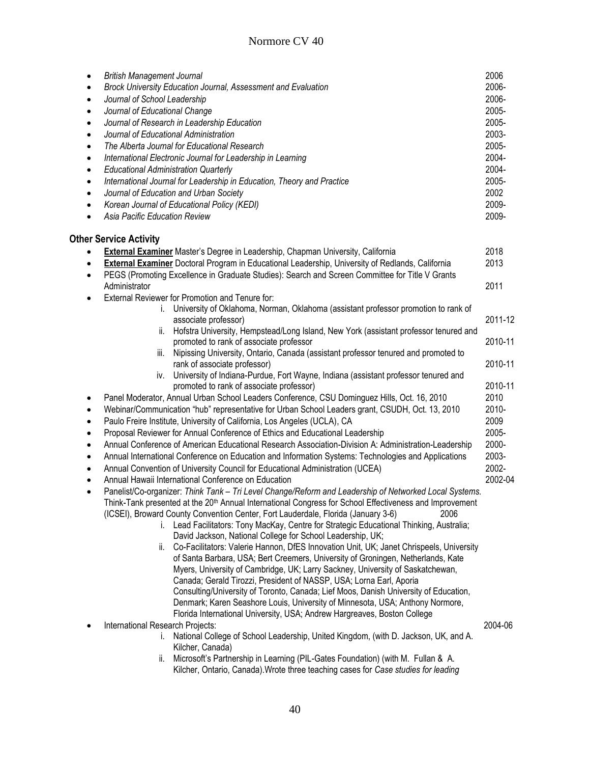- *British Management Journal* 2006
- *Brock University Education Journal, Assessment and Evaluation* 2006-
- *Journal of School Leadership* 2006-
- *Journal of Educational Change* 2005-
- *Journal of Research in Leadership Education* 2005-
- *Journal of Educational Administration* 2003-
- *The Alberta Journal for Educational Research* 2005-
- *International Electronic Journal for Leadership in Learning* 2004-
- *Educational Administration Quarterly* 2004-
- *International Journal for Leadership in Education, Theory and Practice* 2005-
- *Journal of Education and Urban Society* 2002
- *Korean Journal of Educational Policy (KEDI)* 2009-
- *Asia Pacific Education Review* 2009-

**Other Service Activity**

- **External Examiner** Master's Degree in Leadership, Chapman University, California 2018
- **External Examiner** Doctoral Program in Educational Leadership, University of Redlands, California 2013
- PEGS (Promoting Excellence in Graduate Studies): Search and Screen Committee for Title V Grants Administrator 2011
- External Reviewer for Promotion and Tenure for:
  - i. University of Oklahoma, Norman, Oklahoma (assistant professor promotion to rank of associate professor) 2011-12
  - ii. Hofstra University, Hempstead/Long Island, New York (assistant professor tenured and promoted to rank of associate professor 2010-11
  - iii. Nipissing University, Ontario, Canada (assistant professor tenured and promoted to rank of associate professor) 2010-11
  - iv. University of Indiana-Purdue, Fort Wayne, Indiana (assistant professor tenured and promoted to rank of associate professor) 2010-11
- Panel Moderator, Annual Urban School Leaders Conference, CSU Dominguez Hills, Oct. 16, 2010 2010
- Webinar/Communication "hub" representative for Urban School Leaders grant, CSUDH, Oct. 13, 2010 2010-
- Paulo Freire Institute, University of California, Los Angeles (UCLA), CA 2009
- Proposal Reviewer for Annual Conference of Ethics and Educational Leadership 2005-
- Annual Conference of American Educational Research Association-Division A: Administration-Leadership 2000-
- Annual International Conference on Education and Information Systems: Technologies and Applications 2003-
- Annual Convention of University Council for Educational Administration (UCEA) 2002-
- Annual Hawaii International Conference on Education 2002-04
- Panelist/Co-organizer: *Think Tank – Tri Level Change/Reform and Leadership of Networked Local Systems.* Think-Tank presented at the 20th Annual International Congress for School Effectiveness and Improvement (ICSEI), Broward County Convention Center, Fort Lauderdale, Florida (January 3-6) 2006
  - i. Lead Facilitators: Tony MacKay, Centre for Strategic Educational Thinking, Australia; David Jackson, National College for School Leadership, UK;
  - ii. Co-Facilitators: Valerie Hannon, DfES Innovation Unit, UK; Janet Chrispeels, University of Santa Barbara, USA; Bert Creemers, University of Groningen, Netherlands, Kate Myers, University of Cambridge, UK; Larry Sackney, University of Saskatchewan, Canada; Gerald Tirozzi, President of NASSP, USA; Lorna Earl, Aporia Consulting/University of Toronto, Canada; Lief Moos, Danish University of Education, Denmark; Karen Seashore Louis, University of Minnesota, USA; Anthony Normore, Florida International University, USA; Andrew Hargreaves, Boston College
- International Research Projects: 2004-06
  - i. National College of School Leadership, United Kingdom, (with D. Jackson, UK, and A. Kilcher, Canada)
  - ii. Microsoft's Partnership in Learning (PIL-Gates Foundation) (with M. Fullan & A. Kilcher, Ontario, Canada).Wrote three teaching cases for *Case studies for leading*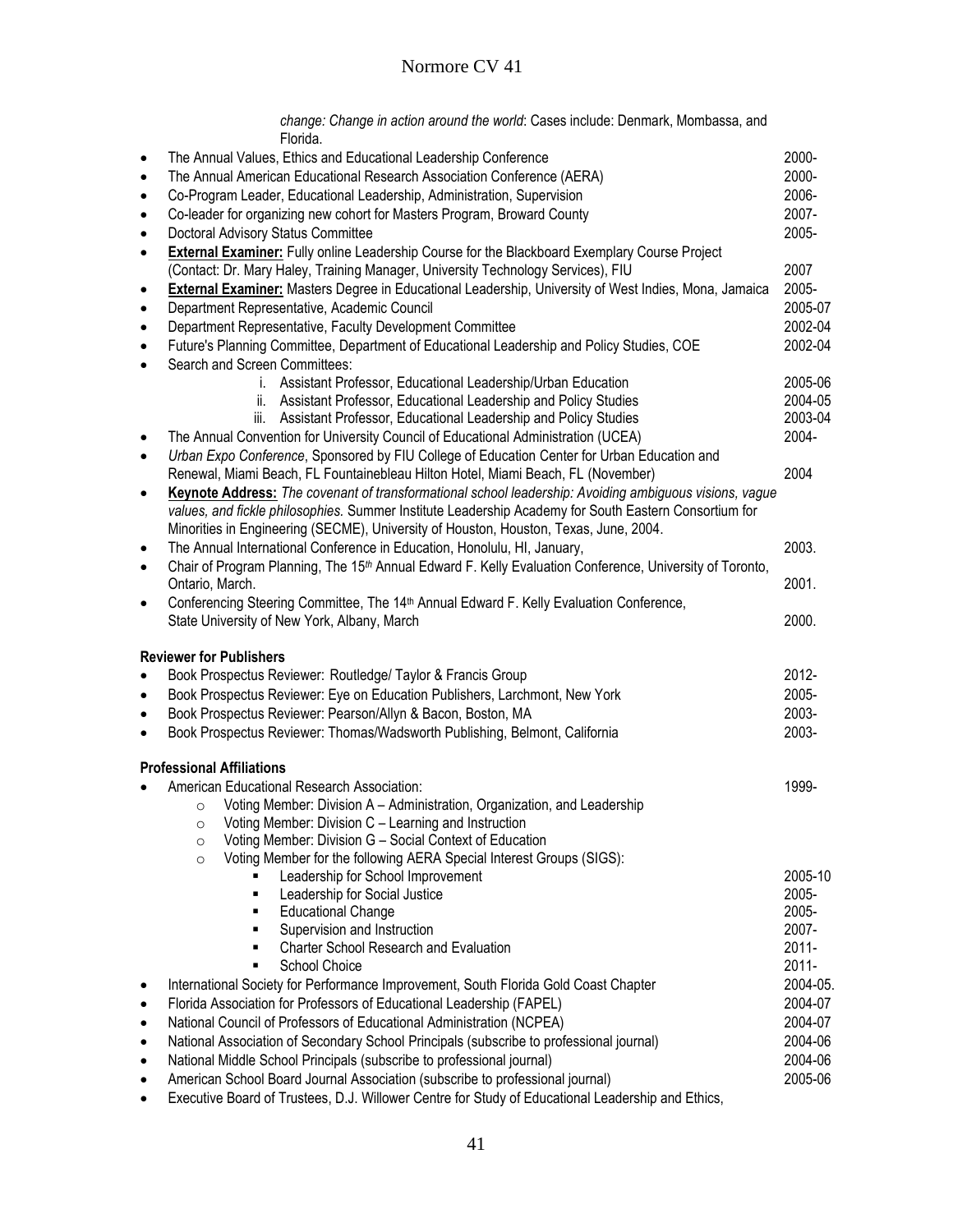*change: Change in action around the world*: Cases include: Denmark, Mombassa, and Florida.

- The Annual Values, Ethics and Educational Leadership Conference 2000-
- The Annual American Educational Research Association Conference (AERA) 2000-
- Co-Program Leader, Educational Leadership, Administration, Supervision 2006-
- Co-leader for organizing new cohort for Masters Program, Broward County 2007-
- Doctoral Advisory Status Committee 2005-
- **External Examiner:** Fully online Leadership Course for the Blackboard Exemplary Course Project (Contact: Dr. Mary Haley, Training Manager, University Technology Services), FIU 2007
- **External Examiner:** Masters Degree in Educational Leadership, University of West Indies, Mona, Jamaica 2005-
- Department Representative, Academic Council 2005-07
- Department Representative, Faculty Development Committee 2002-04
- Future's Planning Committee, Department of Educational Leadership and Policy Studies, COE 2002-04
- Search and Screen Committees:
    i. Assistant Professor, Educational Leadership/Urban Education 2005-06
    ii. Assistant Professor, Educational Leadership and Policy Studies 2004-05
    iii. Assistant Professor, Educational Leadership and Policy Studies 2003-04
- The Annual Convention for University Council of Educational Administration (UCEA) 2004-
- *Urban Expo Conference*, Sponsored by FIU College of Education Center for Urban Education and Renewal, Miami Beach, FL Fountainebleau Hilton Hotel, Miami Beach, FL (November) 2004
- **Keynote Address:** *The covenant of transformational school leadership: Avoiding ambiguous visions, vague values, and fickle philosophies.* Summer Institute Leadership Academy for South Eastern Consortium for Minorities in Engineering (SECME), University of Houston, Houston, Texas, June, 2004.
- The Annual International Conference in Education, Honolulu, HI, January, 2003.
- Chair of Program Planning, The 15th Annual Edward F. Kelly Evaluation Conference, University of Toronto, Ontario, March. 2001.
- Conferencing Steering Committee, The 14th Annual Edward F. Kelly Evaluation Conference, State University of New York, Albany, March 2000.

**Reviewer for Publishers**

- Book Prospectus Reviewer: Routledge/ Taylor & Francis Group 2012-
- Book Prospectus Reviewer: Eye on Education Publishers, Larchmont, New York 2005-
- Book Prospectus Reviewer: Pearson/Allyn & Bacon, Boston, MA 2003-
- Book Prospectus Reviewer: Thomas/Wadsworth Publishing, Belmont, California 2003-

**Professional Affiliations**

- American Educational Research Association: 1999-
    - Voting Member: Division A – Administration, Organization, and Leadership
    - Voting Member: Division C – Learning and Instruction
    - Voting Member: Division G – Social Context of Education
    - Voting Member for the following AERA Special Interest Groups (SIGS):
        - Leadership for School Improvement 2005-10
        - Leadership for Social Justice 2005-
        - Educational Change 2005-
        - Supervision and Instruction 2007-
        - Charter School Research and Evaluation 2011-
        - School Choice 2011-
- International Society for Performance Improvement, South Florida Gold Coast Chapter 2004-05.
- Florida Association for Professors of Educational Leadership (FAPEL) 2004-07
- National Council of Professors of Educational Administration (NCPEA) 2004-07
- National Association of Secondary School Principals (subscribe to professional journal) 2004-06
- National Middle School Principals (subscribe to professional journal) 2004-06
- American School Board Journal Association (subscribe to professional journal) 2005-06
- Executive Board of Trustees, D.J. Willower Centre for Study of Educational Leadership and Ethics,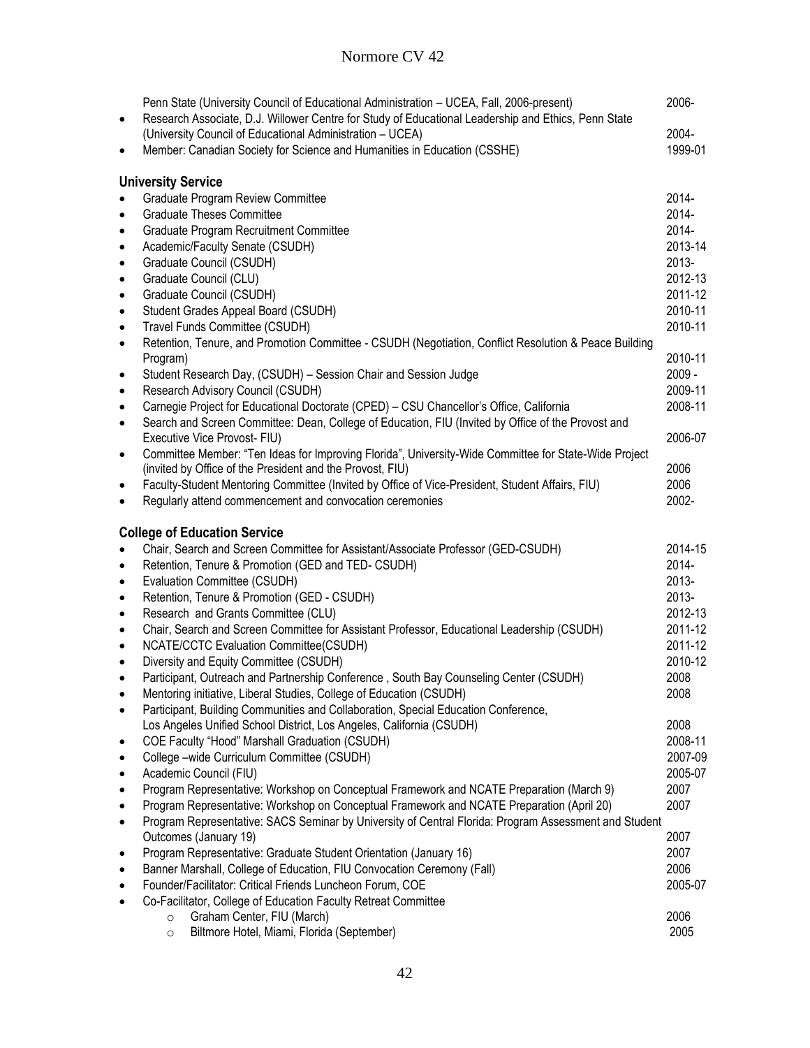Penn State (University Council of Educational Administration – UCEA, Fall, 2006-present) 2006-

- Research Associate, D.J. Willower Centre for Study of Educational Leadership and Ethics, Penn State (University Council of Educational Administration – UCEA) 2004-
- Member: Canadian Society for Science and Humanities in Education (CSSHE) 1999-01

### University Service

- Graduate Program Review Committee 2014-
- Graduate Theses Committee 2014-
- Graduate Program Recruitment Committee 2014-
- Academic/Faculty Senate (CSUDH) 2013-14
- Graduate Council (CSUDH) 2013-
- Graduate Council (CLU) 2012-13
- Graduate Council (CSUDH) 2011-12
- Student Grades Appeal Board (CSUDH) 2010-11
- Travel Funds Committee (CSUDH) 2010-11
- Retention, Tenure, and Promotion Committee - CSUDH (Negotiation, Conflict Resolution & Peace Building Program) 2010-11
- Student Research Day, (CSUDH) – Session Chair and Session Judge 2009 -
- Research Advisory Council (CSUDH) 2009-11
- Carnegie Project for Educational Doctorate (CPED) – CSU Chancellor's Office, California 2008-11
- Search and Screen Committee: Dean, College of Education, FIU (Invited by Office of the Provost and Executive Vice Provost- FIU) 2006-07
- Committee Member: "Ten Ideas for Improving Florida", University-Wide Committee for State-Wide Project (invited by Office of the President and the Provost, FIU) 2006
- Faculty-Student Mentoring Committee (Invited by Office of Vice-President, Student Affairs, FIU) 2006
- Regularly attend commencement and convocation ceremonies 2002-

### College of Education Service

- Chair, Search and Screen Committee for Assistant/Associate Professor (GED-CSUDH) 2014-15
- Retention, Tenure & Promotion (GED and TED- CSUDH) 2014-
- Evaluation Committee (CSUDH) 2013-
- Retention, Tenure & Promotion (GED - CSUDH) 2013-
- Research and Grants Committee (CLU) 2012-13
- Chair, Search and Screen Committee for Assistant Professor, Educational Leadership (CSUDH) 2011-12
- NCATE/CCTC Evaluation Committee(CSUDH) 2011-12
- Diversity and Equity Committee (CSUDH) 2010-12
- Participant, Outreach and Partnership Conference , South Bay Counseling Center (CSUDH) 2008
- Mentoring initiative, Liberal Studies, College of Education (CSUDH) 2008
- Participant, Building Communities and Collaboration, Special Education Conference, Los Angeles Unified School District, Los Angeles, California (CSUDH) 2008
- COE Faculty "Hood" Marshall Graduation (CSUDH) 2008-11
- College –wide Curriculum Committee (CSUDH) 2007-09
- Academic Council (FIU) 2005-07
- Program Representative: Workshop on Conceptual Framework and NCATE Preparation (March 9) 2007
- Program Representative: Workshop on Conceptual Framework and NCATE Preparation (April 20) 2007
- Program Representative: SACS Seminar by University of Central Florida: Program Assessment and Student Outcomes (January 19) 2007
- Program Representative: Graduate Student Orientation (January 16) 2007
- Banner Marshall, College of Education, FIU Convocation Ceremony (Fall) 2006
- Founder/Facilitator: Critical Friends Luncheon Forum, COE 2005-07
- Co-Facilitator, College of Education Faculty Retreat Committee
  - Graham Center, FIU (March) 2006
  - Biltmore Hotel, Miami, Florida (September) 2005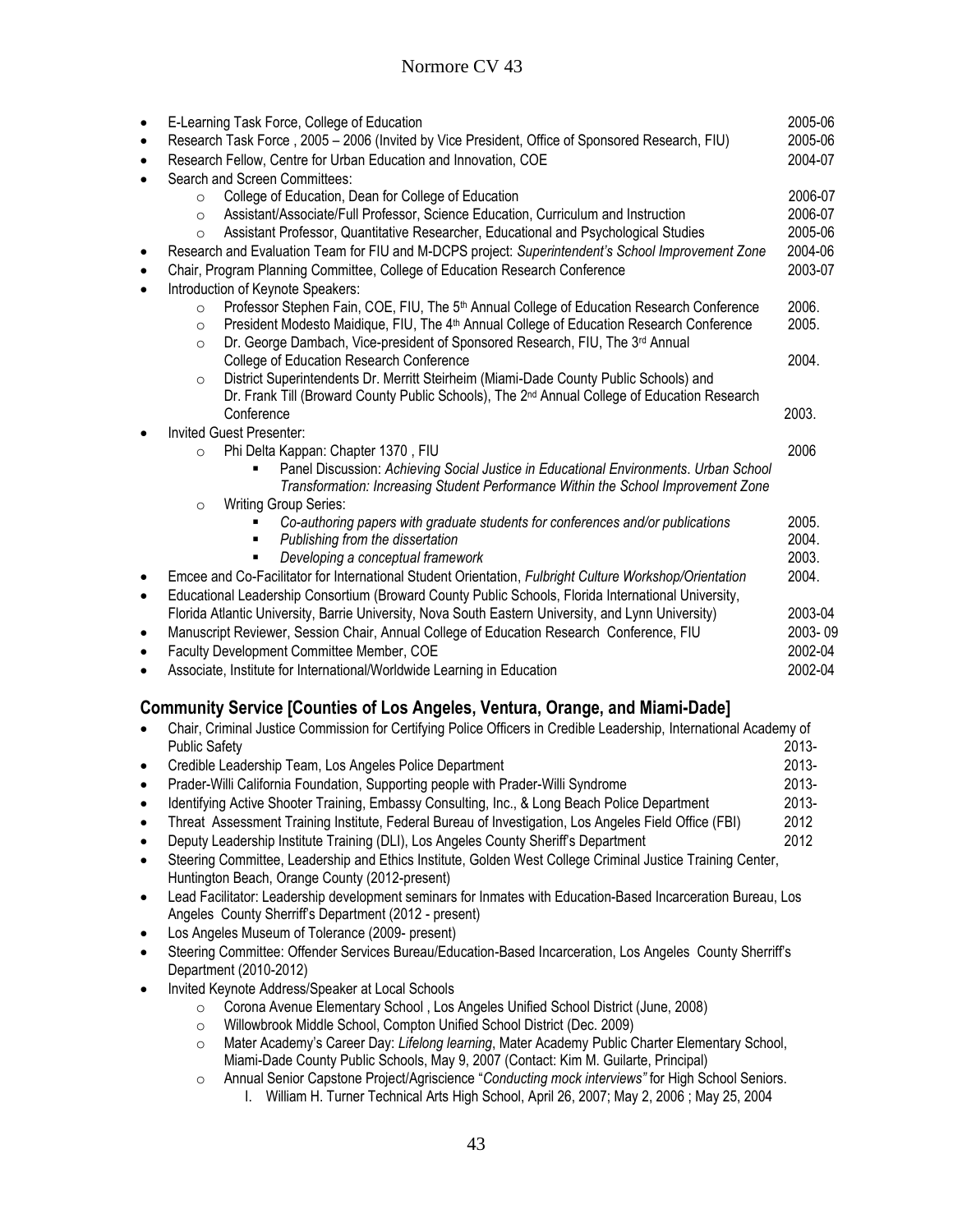- E-Learning Task Force, College of Education 2005-06
- Research Task Force , 2005 – 2006 (Invited by Vice President, Office of Sponsored Research, FIU) 2005-06
- Research Fellow, Centre for Urban Education and Innovation, COE 2004-07
- Search and Screen Committees:
    - College of Education, Dean for College of Education 2006-07
    - Assistant/Associate/Full Professor, Science Education, Curriculum and Instruction 2006-07
    - Assistant Professor, Quantitative Researcher, Educational and Psychological Studies 2005-06
- Research and Evaluation Team for FIU and M-DCPS project: *Superintendent's School Improvement Zone* 2004-06
- Chair, Program Planning Committee, College of Education Research Conference 2003-07
- Introduction of Keynote Speakers:
    - Professor Stephen Fain, COE, FIU, The 5th Annual College of Education Research Conference 2006.
    - President Modesto Maidique, FIU, The 4th Annual College of Education Research Conference 2005.
    - Dr. George Dambach, Vice-president of Sponsored Research, FIU, The 3rd Annual College of Education Research Conference 2004.
    - District Superintendents Dr. Merritt Steirheim (Miami-Dade County Public Schools) and Dr. Frank Till (Broward County Public Schools), The 2nd Annual College of Education Research Conference 2003.
- Invited Guest Presenter:
    - Phi Delta Kappan: Chapter 1370 , FIU 2006
        - Panel Discussion: *Achieving Social Justice in Educational Environments. Urban School Transformation: Increasing Student Performance Within the School Improvement Zone*
    - Writing Group Series:
        - *Co-authoring papers with graduate students for conferences and/or publications* 2005.
        - *Publishing from the dissertation* 2004.
        - *Developing a conceptual framework* 2003.
- Emcee and Co-Facilitator for International Student Orientation, *Fulbright Culture Workshop/Orientation* 2004.
- Educational Leadership Consortium (Broward County Public Schools, Florida International University, Florida Atlantic University, Barrie University, Nova South Eastern University, and Lynn University) 2003-04
- Manuscript Reviewer, Session Chair, Annual College of Education Research Conference, FIU 2003- 09
- Faculty Development Committee Member, COE 2002-04
- Associate, Institute for International/Worldwide Learning in Education 2002-04

## Community Service [Counties of Los Angeles, Ventura, Orange, and Miami-Dade]

- Chair, Criminal Justice Commission for Certifying Police Officers in Credible Leadership, International Academy of Public Safety 2013-
- Credible Leadership Team, Los Angeles Police Department 2013-
- Prader-Willi California Foundation, Supporting people with Prader-Willi Syndrome 2013-
- Identifying Active Shooter Training, Embassy Consulting, Inc., & Long Beach Police Department 2013-
- Threat Assessment Training Institute, Federal Bureau of Investigation, Los Angeles Field Office (FBI) 2012
- Deputy Leadership Institute Training (DLI), Los Angeles County Sheriff's Department 2012
- Steering Committee, Leadership and Ethics Institute, Golden West College Criminal Justice Training Center, Huntington Beach, Orange County (2012-present)
- Lead Facilitator: Leadership development seminars for Inmates with Education-Based Incarceration Bureau, Los Angeles County Sherriff's Department (2012 - present)
- Los Angeles Museum of Tolerance (2009- present)
- Steering Committee: Offender Services Bureau/Education-Based Incarceration, Los Angeles County Sherriff's Department (2010-2012)
- Invited Keynote Address/Speaker at Local Schools
    - Corona Avenue Elementary School , Los Angeles Unified School District (June, 2008)
    - Willowbrook Middle School, Compton Unified School District (Dec. 2009)
    - Mater Academy's Career Day: *Lifelong learning*, Mater Academy Public Charter Elementary School, Miami-Dade County Public Schools, May 9, 2007 (Contact: Kim M. Guilarte, Principal)
    - Annual Senior Capstone Project/Agriscience "*Conducting mock interviews"* for High School Seniors.
        I. William H. Turner Technical Arts High School, April 26, 2007; May 2, 2006 ; May 25, 2004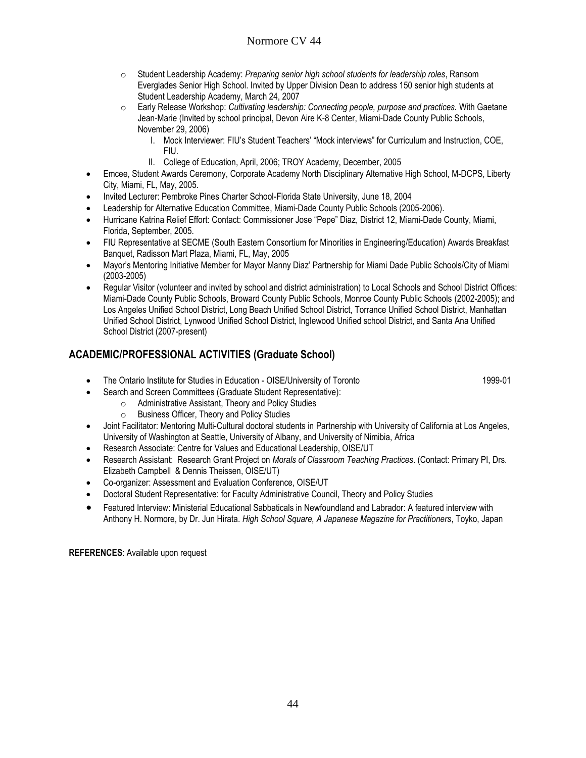- Student Leadership Academy: *Preparing senior high school students for leadership roles*, Ransom Everglades Senior High School. Invited by Upper Division Dean to address 150 senior high students at Student Leadership Academy, March 24, 2007
    - Early Release Workshop: *Cultivating leadership: Connecting people, purpose and practices.* With Gaetane Jean-Marie (Invited by school principal, Devon Aire K-8 Center, Miami-Dade County Public Schools, November 29, 2006)
        - I. Mock Interviewer: FIU's Student Teachers' "Mock interviews" for Curriculum and Instruction, COE, FIU.
        - II. College of Education, April, 2006; TROY Academy, December, 2005
- Emcee, Student Awards Ceremony, Corporate Academy North Disciplinary Alternative High School, M-DCPS, Liberty City, Miami, FL, May, 2005.
- Invited Lecturer: Pembroke Pines Charter School-Florida State University, June 18, 2004
- Leadership for Alternative Education Committee, Miami-Dade County Public Schools (2005-2006).
- Hurricane Katrina Relief Effort: Contact: Commissioner Jose "Pepe" Diaz, District 12, Miami-Dade County, Miami, Florida, September, 2005.
- FIU Representative at SECME (South Eastern Consortium for Minorities in Engineering/Education) Awards Breakfast Banquet, Radisson Mart Plaza, Miami, FL, May, 2005
- Mayor's Mentoring Initiative Member for Mayor Manny Diaz' Partnership for Miami Dade Public Schools/City of Miami (2003-2005)
- Regular Visitor (volunteer and invited by school and district administration) to Local Schools and School District Offices: Miami-Dade County Public Schools, Broward County Public Schools, Monroe County Public Schools (2002-2005); and Los Angeles Unified School District, Long Beach Unified School District, Torrance Unified School District, Manhattan Unified School District, Lynwood Unified School District, Inglewood Unified school District, and Santa Ana Unified School District (2007-present)

## ACADEMIC/PROFESSIONAL ACTIVITIES (Graduate School)

- The Ontario Institute for Studies in Education - OISE/University of Toronto 1999-01
- Search and Screen Committees (Graduate Student Representative):
    - Administrative Assistant, Theory and Policy Studies
    - Business Officer, Theory and Policy Studies
- Joint Facilitator: Mentoring Multi-Cultural doctoral students in Partnership with University of California at Los Angeles, University of Washington at Seattle, University of Albany, and University of Nimibia, Africa
- Research Associate: Centre for Values and Educational Leadership, OISE/UT
- Research Assistant: Research Grant Project on *Morals of Classroom Teaching Practices*. (Contact: Primary PI, Drs. Elizabeth Campbell & Dennis Theissen, OISE/UT)
- Co-organizer: Assessment and Evaluation Conference, OISE/UT
- Doctoral Student Representative: for Faculty Administrative Council, Theory and Policy Studies
- Featured Interview: Ministerial Educational Sabbaticals in Newfoundland and Labrador: A featured interview with Anthony H. Normore, by Dr. Jun Hirata. *High School Square, A Japanese Magazine for Practitioners*, Toyko, Japan

**REFERENCES**: Available upon request